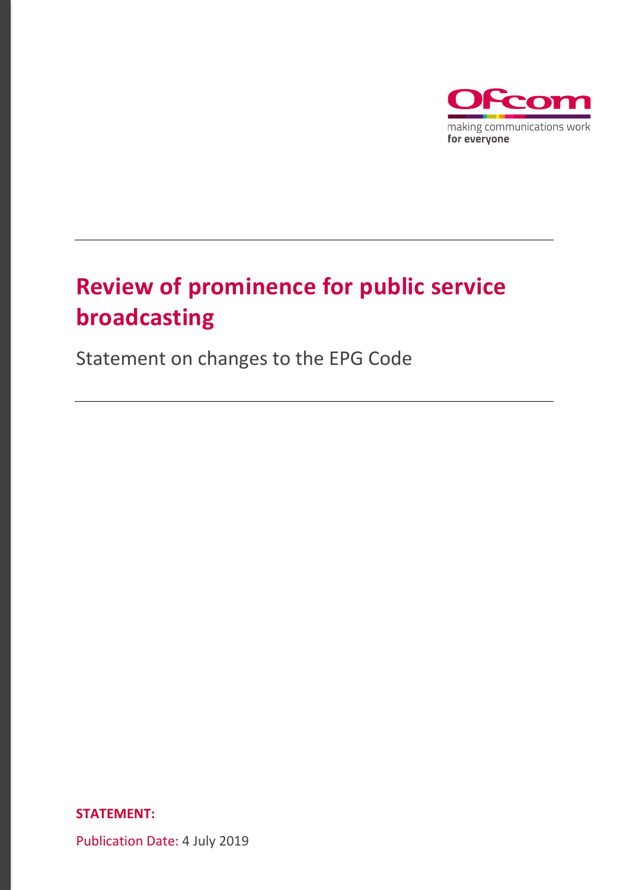Ofcom

making communications work
**for everyone**

# Review of prominence for public service broadcasting

Statement on changes to the EPG Code

**STATEMENT:**

Publication Date: 4 July 2019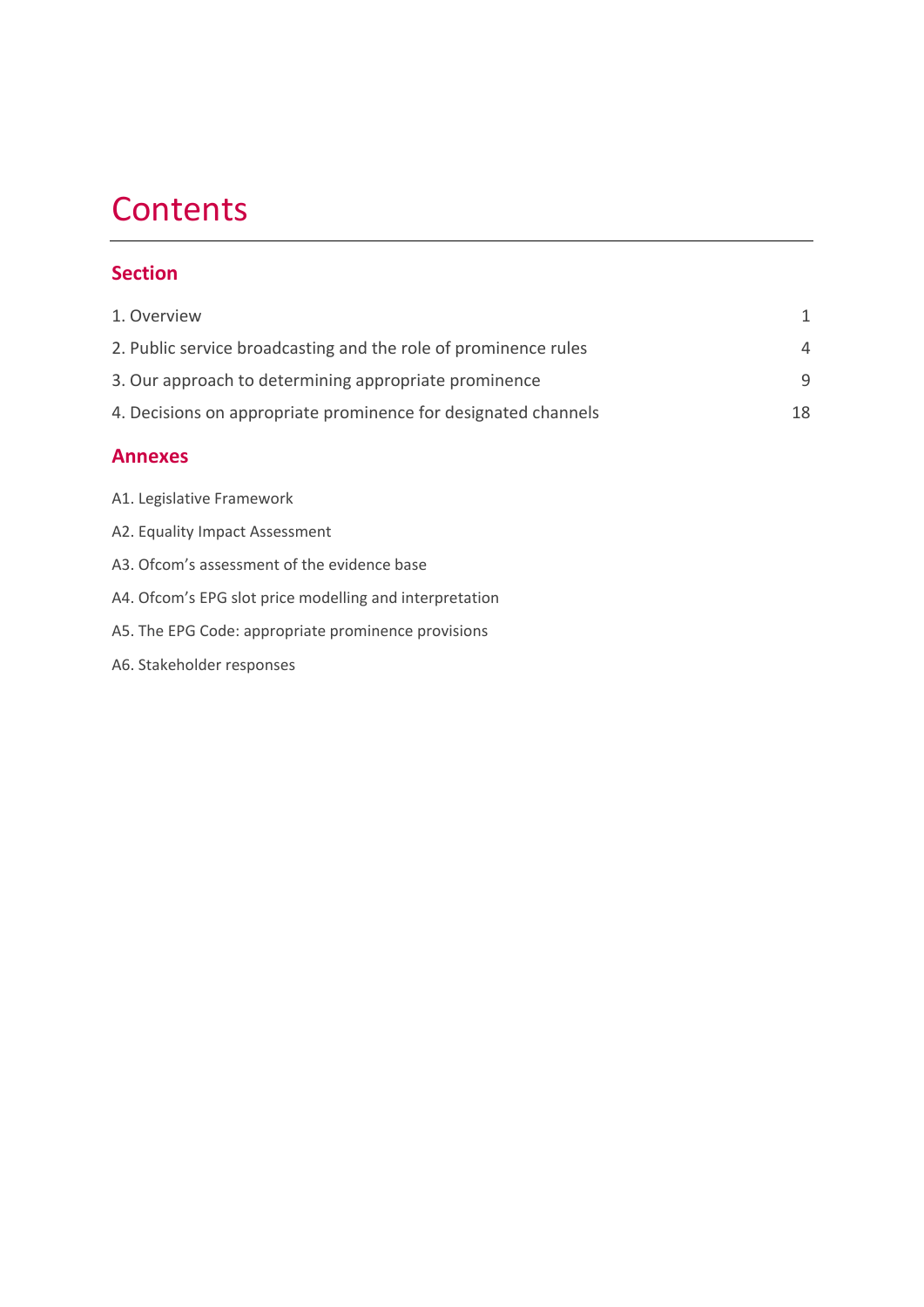# Contents

## Section

| | |
|---|---|
| 1. Overview | 1 |
| 2. Public service broadcasting and the role of prominence rules | 4 |
| 3. Our approach to determining appropriate prominence | 9 |
| 4. Decisions on appropriate prominence for designated channels | 18 |

## Annexes

A1. Legislative Framework

A2. Equality Impact Assessment

A3. Ofcom's assessment of the evidence base

A4. Ofcom's EPG slot price modelling and interpretation

A5. The EPG Code: appropriate prominence provisions

A6. Stakeholder responses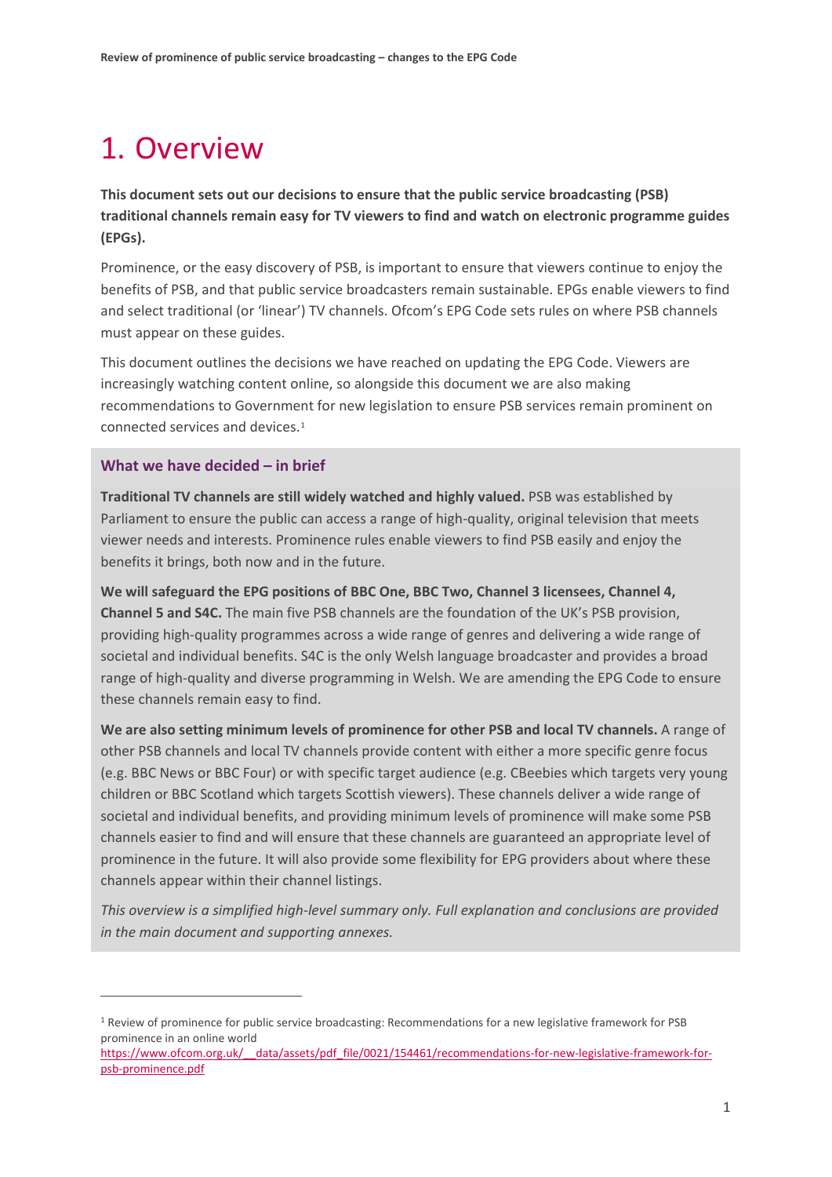# 1. Overview

**This document sets out our decisions to ensure that the public service broadcasting (PSB) traditional channels remain easy for TV viewers to find and watch on electronic programme guides (EPGs).**

Prominence, or the easy discovery of PSB, is important to ensure that viewers continue to enjoy the benefits of PSB, and that public service broadcasters remain sustainable. EPGs enable viewers to find and select traditional (or 'linear') TV channels. Ofcom's EPG Code sets rules on where PSB channels must appear on these guides.

This document outlines the decisions we have reached on updating the EPG Code. Viewers are increasingly watching content online, so alongside this document we are also making recommendations to Government for new legislation to ensure PSB services remain prominent on connected services and devices.[1]

### What we have decided – in brief

**Traditional TV channels are still widely watched and highly valued.** PSB was established by Parliament to ensure the public can access a range of high-quality, original television that meets viewer needs and interests. Prominence rules enable viewers to find PSB easily and enjoy the benefits it brings, both now and in the future.

**We will safeguard the EPG positions of BBC One, BBC Two, Channel 3 licensees, Channel 4, Channel 5 and S4C.** The main five PSB channels are the foundation of the UK's PSB provision, providing high-quality programmes across a wide range of genres and delivering a wide range of societal and individual benefits. S4C is the only Welsh language broadcaster and provides a broad range of high-quality and diverse programming in Welsh. We are amending the EPG Code to ensure these channels remain easy to find.

**We are also setting minimum levels of prominence for other PSB and local TV channels.** A range of other PSB channels and local TV channels provide content with either a more specific genre focus (e.g. BBC News or BBC Four) or with specific target audience (e.g. CBeebies which targets very young children or BBC Scotland which targets Scottish viewers). These channels deliver a wide range of societal and individual benefits, and providing minimum levels of prominence will make some PSB channels easier to find and will ensure that these channels are guaranteed an appropriate level of prominence in the future. It will also provide some flexibility for EPG providers about where these channels appear within their channel listings.

*This overview is a simplified high-level summary only. Full explanation and conclusions are provided in the main document and supporting annexes.*

---

[1] Review of prominence for public service broadcasting: Recommendations for a new legislative framework for PSB prominence in an online world https://www.ofcom.org.uk/__data/assets/pdf_file/0021/154461/recommendations-for-new-legislative-framework-for-psb-prominence.pdf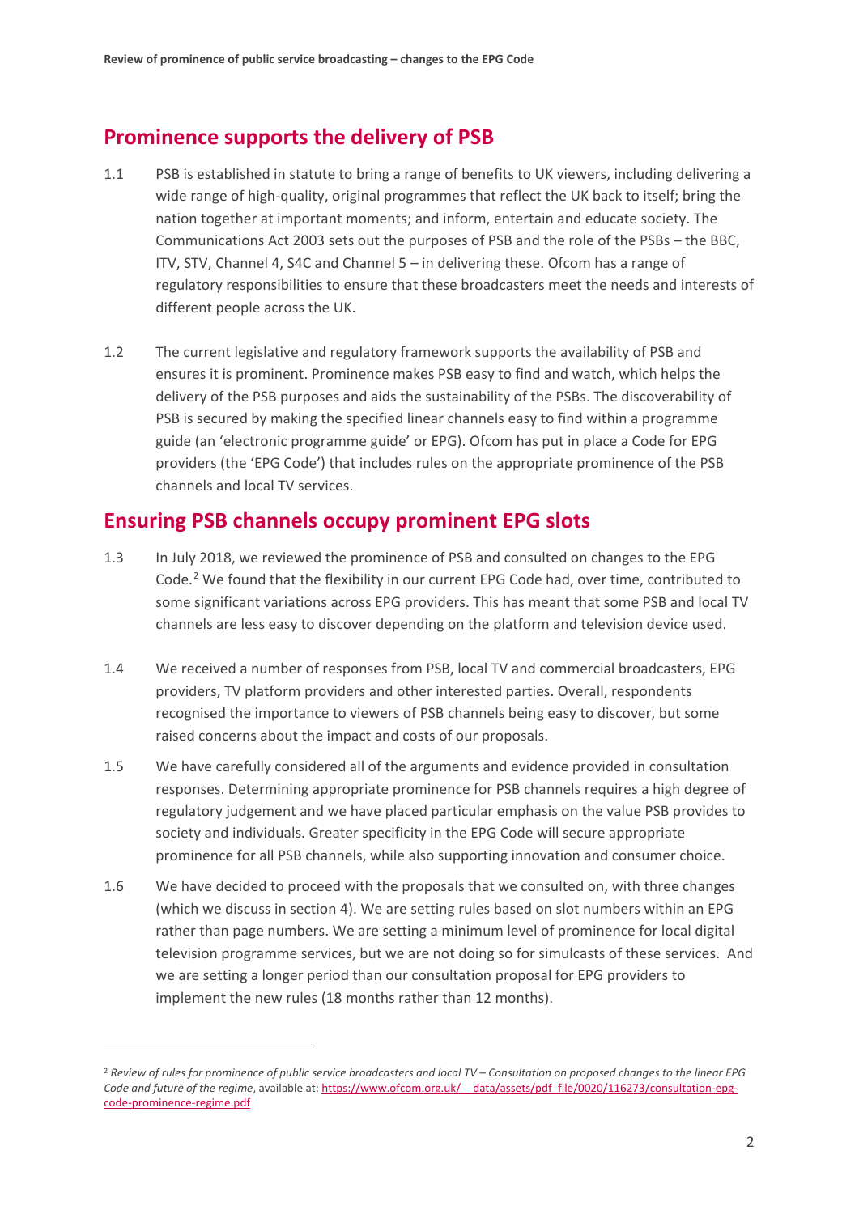## Prominence supports the delivery of PSB

1.1 PSB is established in statute to bring a range of benefits to UK viewers, including delivering a wide range of high-quality, original programmes that reflect the UK back to itself; bring the nation together at important moments; and inform, entertain and educate society. The Communications Act 2003 sets out the purposes of PSB and the role of the PSBs – the BBC, ITV, STV, Channel 4, S4C and Channel 5 – in delivering these. Ofcom has a range of regulatory responsibilities to ensure that these broadcasters meet the needs and interests of different people across the UK.

1.2 The current legislative and regulatory framework supports the availability of PSB and ensures it is prominent. Prominence makes PSB easy to find and watch, which helps the delivery of the PSB purposes and aids the sustainability of the PSBs. The discoverability of PSB is secured by making the specified linear channels easy to find within a programme guide (an 'electronic programme guide' or EPG). Ofcom has put in place a Code for EPG providers (the 'EPG Code') that includes rules on the appropriate prominence of the PSB channels and local TV services.

## Ensuring PSB channels occupy prominent EPG slots

1.3 In July 2018, we reviewed the prominence of PSB and consulted on changes to the EPG Code.[2] We found that the flexibility in our current EPG Code had, over time, contributed to some significant variations across EPG providers. This has meant that some PSB and local TV channels are less easy to discover depending on the platform and television device used.

1.4 We received a number of responses from PSB, local TV and commercial broadcasters, EPG providers, TV platform providers and other interested parties. Overall, respondents recognised the importance to viewers of PSB channels being easy to discover, but some raised concerns about the impact and costs of our proposals.

1.5 We have carefully considered all of the arguments and evidence provided in consultation responses. Determining appropriate prominence for PSB channels requires a high degree of regulatory judgement and we have placed particular emphasis on the value PSB provides to society and individuals. Greater specificity in the EPG Code will secure appropriate prominence for all PSB channels, while also supporting innovation and consumer choice.

1.6 We have decided to proceed with the proposals that we consulted on, with three changes (which we discuss in section 4). We are setting rules based on slot numbers within an EPG rather than page numbers. We are setting a minimum level of prominence for local digital television programme services, but we are not doing so for simulcasts of these services. And we are setting a longer period than our consultation proposal for EPG providers to implement the new rules (18 months rather than 12 months).

---

[2] *Review of rules for prominence of public service broadcasters and local TV – Consultation on proposed changes to the linear EPG Code and future of the regime*, available at: https://www.ofcom.org.uk/__data/assets/pdf_file/0020/116273/consultation-epg-code-prominence-regime.pdf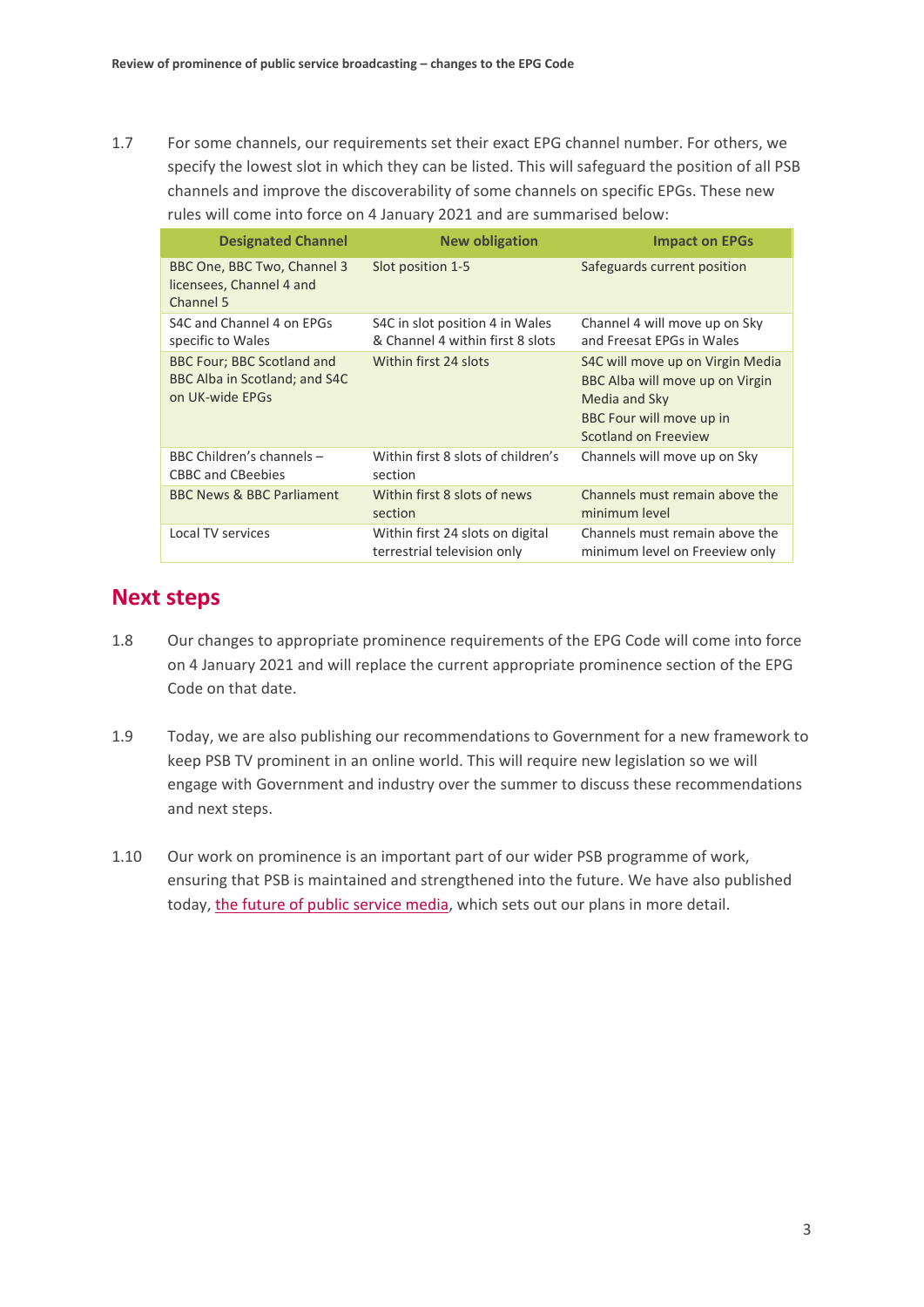1.7 For some channels, our requirements set their exact EPG channel number. For others, we specify the lowest slot in which they can be listed. This will safeguard the position of all PSB channels and improve the discoverability of some channels on specific EPGs. These new rules will come into force on 4 January 2021 and are summarised below:

| Designated Channel | New obligation | Impact on EPGs |
|---|---|---|
| BBC One, BBC Two, Channel 3 licensees, Channel 4 and Channel 5 | Slot position 1-5 | Safeguards current position |
| S4C and Channel 4 on EPGs specific to Wales | S4C in slot position 4 in Wales & Channel 4 within first 8 slots | Channel 4 will move up on Sky and Freesat EPGs in Wales |
| BBC Four; BBC Scotland and BBC Alba in Scotland; and S4C on UK-wide EPGs | Within first 24 slots | S4C will move up on Virgin Media<br>BBC Alba will move up on Virgin Media and Sky<br>BBC Four will move up in Scotland on Freeview |
| BBC Children's channels – CBBC and CBeebies | Within first 8 slots of children's section | Channels will move up on Sky |
| BBC News & BBC Parliament | Within first 8 slots of news section | Channels must remain above the minimum level |
| Local TV services | Within first 24 slots on digital terrestrial television only | Channels must remain above the minimum level on Freeview only |

## Next steps

1.8 Our changes to appropriate prominence requirements of the EPG Code will come into force on 4 January 2021 and will replace the current appropriate prominence section of the EPG Code on that date.

1.9 Today, we are also publishing our recommendations to Government for a new framework to keep PSB TV prominent in an online world. This will require new legislation so we will engage with Government and industry over the summer to discuss these recommendations and next steps.

1.10 Our work on prominence is an important part of our wider PSB programme of work, ensuring that PSB is maintained and strengthened into the future. We have also published today, the future of public service media, which sets out our plans in more detail.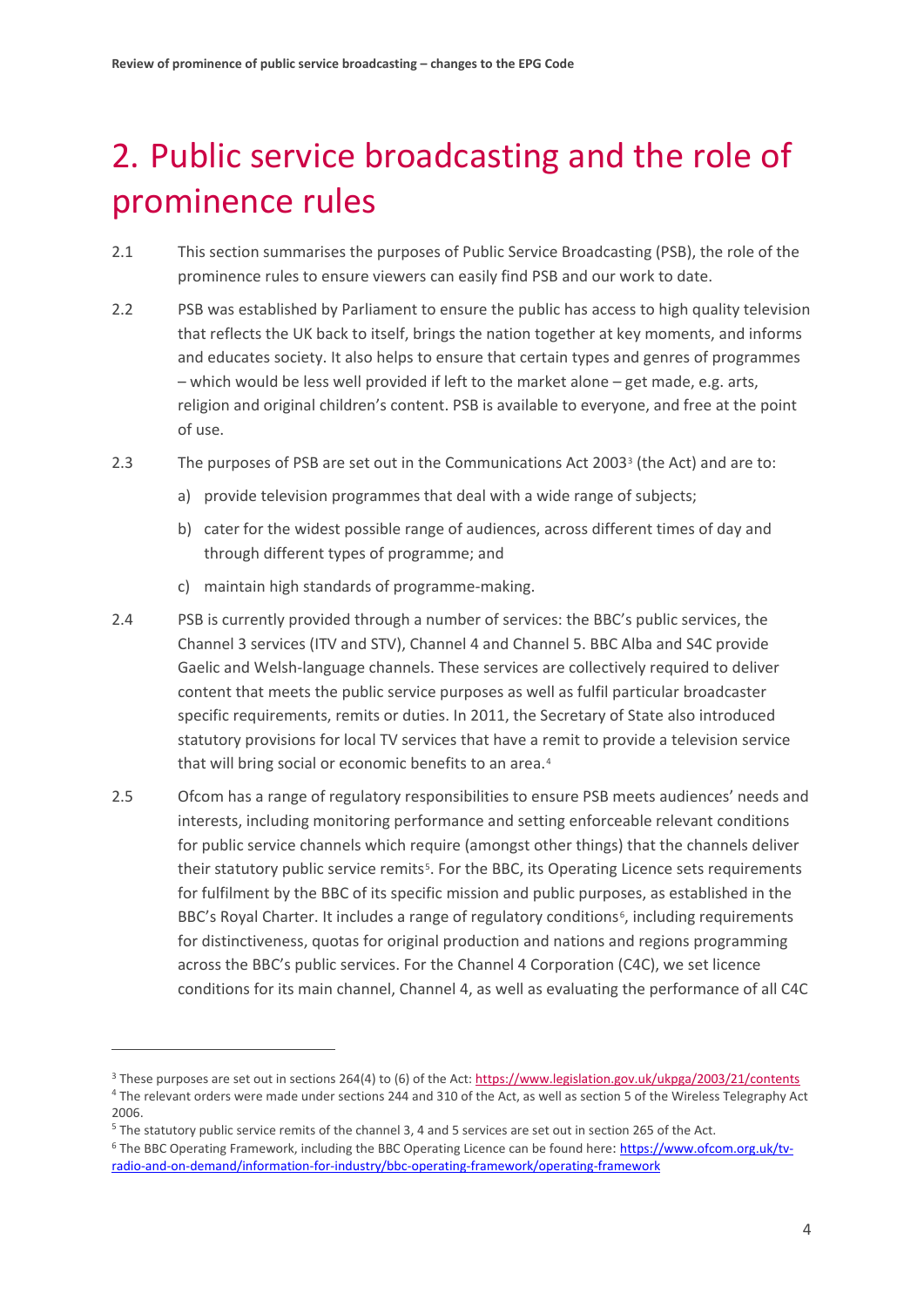# 2. Public service broadcasting and the role of prominence rules

2.1 This section summarises the purposes of Public Service Broadcasting (PSB), the role of the prominence rules to ensure viewers can easily find PSB and our work to date.

2.2 PSB was established by Parliament to ensure the public has access to high quality television that reflects the UK back to itself, brings the nation together at key moments, and informs and educates society. It also helps to ensure that certain types and genres of programmes – which would be less well provided if left to the market alone – get made, e.g. arts, religion and original children's content. PSB is available to everyone, and free at the point of use.

2.3 The purposes of PSB are set out in the Communications Act 2003[3] (the Act) and are to:

a) provide television programmes that deal with a wide range of subjects;

b) cater for the widest possible range of audiences, across different times of day and through different types of programme; and

c) maintain high standards of programme-making.

2.4 PSB is currently provided through a number of services: the BBC's public services, the Channel 3 services (ITV and STV), Channel 4 and Channel 5. BBC Alba and S4C provide Gaelic and Welsh-language channels. These services are collectively required to deliver content that meets the public service purposes as well as fulfil particular broadcaster specific requirements, remits or duties. In 2011, the Secretary of State also introduced statutory provisions for local TV services that have a remit to provide a television service that will bring social or economic benefits to an area.[4]

2.5 Ofcom has a range of regulatory responsibilities to ensure PSB meets audiences' needs and interests, including monitoring performance and setting enforceable relevant conditions for public service channels which require (amongst other things) that the channels deliver their statutory public service remits[5]. For the BBC, its Operating Licence sets requirements for fulfilment by the BBC of its specific mission and public purposes, as established in the BBC's Royal Charter. It includes a range of regulatory conditions[6], including requirements for distinctiveness, quotas for original production and nations and regions programming across the BBC's public services. For the Channel 4 Corporation (C4C), we set licence conditions for its main channel, Channel 4, as well as evaluating the performance of all C4C

---

[3] These purposes are set out in sections 264(4) to (6) of the Act: https://www.legislation.gov.uk/ukpga/2003/21/contents

[4] The relevant orders were made under sections 244 and 310 of the Act, as well as section 5 of the Wireless Telegraphy Act 2006.

[5] The statutory public service remits of the channel 3, 4 and 5 services are set out in section 265 of the Act.

[6] The BBC Operating Framework, including the BBC Operating Licence can be found here: https://www.ofcom.org.uk/tv-radio-and-on-demand/information-for-industry/bbc-operating-framework/operating-framework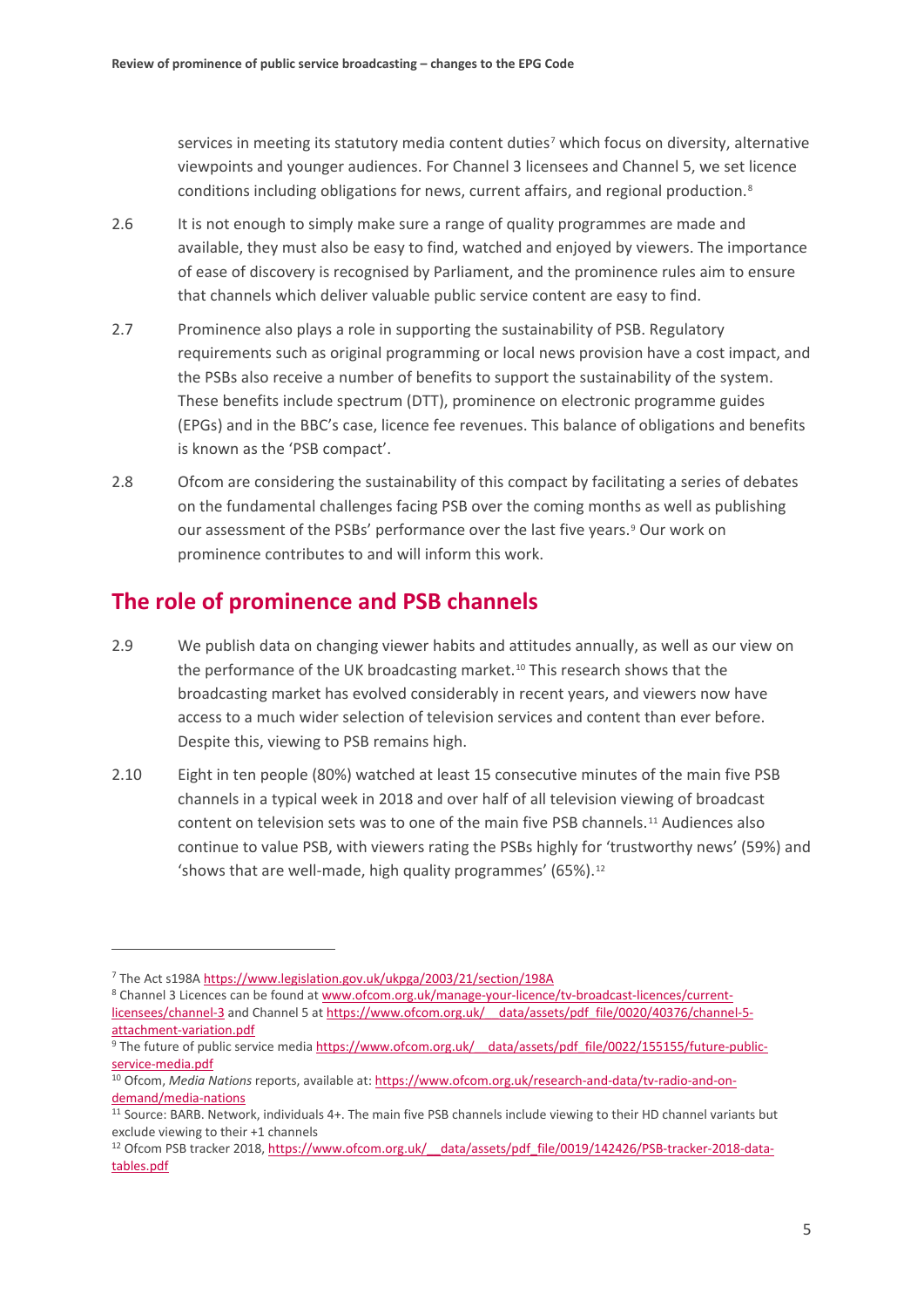services in meeting its statutory media content duties[7] which focus on diversity, alternative viewpoints and younger audiences. For Channel 3 licensees and Channel 5, we set licence conditions including obligations for news, current affairs, and regional production.[8]

2.6 It is not enough to simply make sure a range of quality programmes are made and available, they must also be easy to find, watched and enjoyed by viewers. The importance of ease of discovery is recognised by Parliament, and the prominence rules aim to ensure that channels which deliver valuable public service content are easy to find.

2.7 Prominence also plays a role in supporting the sustainability of PSB. Regulatory requirements such as original programming or local news provision have a cost impact, and the PSBs also receive a number of benefits to support the sustainability of the system. These benefits include spectrum (DTT), prominence on electronic programme guides (EPGs) and in the BBC's case, licence fee revenues. This balance of obligations and benefits is known as the 'PSB compact'.

2.8 Ofcom are considering the sustainability of this compact by facilitating a series of debates on the fundamental challenges facing PSB over the coming months as well as publishing our assessment of the PSBs' performance over the last five years.[9] Our work on prominence contributes to and will inform this work.

## The role of prominence and PSB channels

2.9 We publish data on changing viewer habits and attitudes annually, as well as our view on the performance of the UK broadcasting market.[10] This research shows that the broadcasting market has evolved considerably in recent years, and viewers now have access to a much wider selection of television services and content than ever before. Despite this, viewing to PSB remains high.

2.10 Eight in ten people (80%) watched at least 15 consecutive minutes of the main five PSB channels in a typical week in 2018 and over half of all television viewing of broadcast content on television sets was to one of the main five PSB channels.[11] Audiences also continue to value PSB, with viewers rating the PSBs highly for 'trustworthy news' (59%) and 'shows that are well-made, high quality programmes' (65%).[12]

---

[7] The Act s198A https://www.legislation.gov.uk/ukpga/2003/21/section/198A

[8] Channel 3 Licences can be found at www.ofcom.org.uk/manage-your-licence/tv-broadcast-licences/current-licensees/channel-3 and Channel 5 at https://www.ofcom.org.uk/__data/assets/pdf_file/0020/40376/channel-5-attachment-variation.pdf

[9] The future of public service media https://www.ofcom.org.uk/__data/assets/pdf_file/0022/155155/future-public-service-media.pdf

[10] Ofcom, *Media Nations* reports, available at: https://www.ofcom.org.uk/research-and-data/tv-radio-and-on-demand/media-nations

[11] Source: BARB. Network, individuals 4+. The main five PSB channels include viewing to their HD channel variants but exclude viewing to their +1 channels

[12] Ofcom PSB tracker 2018, https://www.ofcom.org.uk/__data/assets/pdf_file/0019/142426/PSB-tracker-2018-data-tables.pdf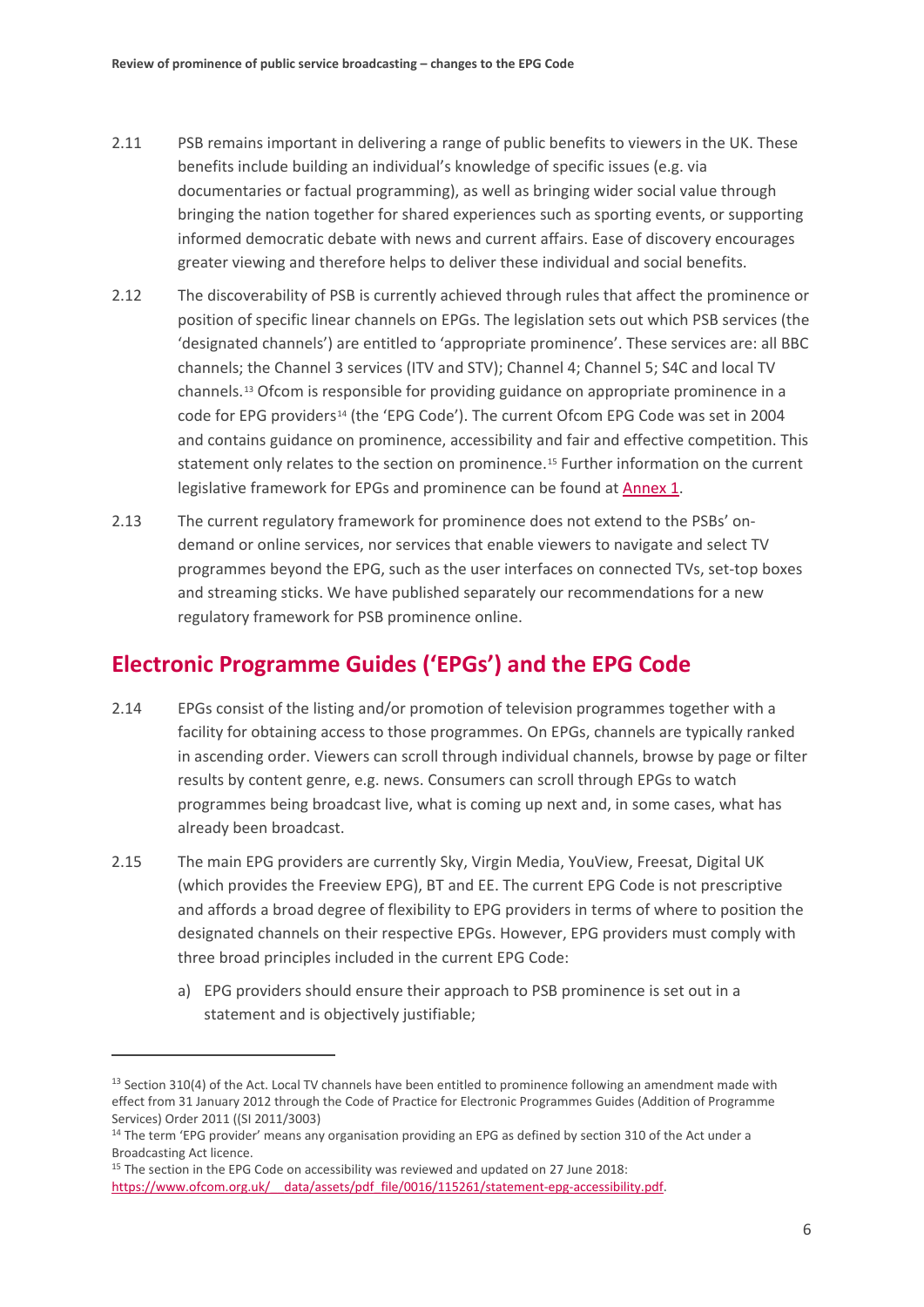2.11 PSB remains important in delivering a range of public benefits to viewers in the UK. These benefits include building an individual's knowledge of specific issues (e.g. via documentaries or factual programming), as well as bringing wider social value through bringing the nation together for shared experiences such as sporting events, or supporting informed democratic debate with news and current affairs. Ease of discovery encourages greater viewing and therefore helps to deliver these individual and social benefits.

2.12 The discoverability of PSB is currently achieved through rules that affect the prominence or position of specific linear channels on EPGs. The legislation sets out which PSB services (the 'designated channels') are entitled to 'appropriate prominence'. These services are: all BBC channels; the Channel 3 services (ITV and STV); Channel 4; Channel 5; S4C and local TV channels.[13] Ofcom is responsible for providing guidance on appropriate prominence in a code for EPG providers[14] (the 'EPG Code'). The current Ofcom EPG Code was set in 2004 and contains guidance on prominence, accessibility and fair and effective competition. This statement only relates to the section on prominence.[15] Further information on the current legislative framework for EPGs and prominence can be found at Annex 1.

2.13 The current regulatory framework for prominence does not extend to the PSBs' on-demand or online services, nor services that enable viewers to navigate and select TV programmes beyond the EPG, such as the user interfaces on connected TVs, set-top boxes and streaming sticks. We have published separately our recommendations for a new regulatory framework for PSB prominence online.

## Electronic Programme Guides ('EPGs') and the EPG Code

2.14 EPGs consist of the listing and/or promotion of television programmes together with a facility for obtaining access to those programmes. On EPGs, channels are typically ranked in ascending order. Viewers can scroll through individual channels, browse by page or filter results by content genre, e.g. news. Consumers can scroll through EPGs to watch programmes being broadcast live, what is coming up next and, in some cases, what has already been broadcast.

2.15 The main EPG providers are currently Sky, Virgin Media, YouView, Freesat, Digital UK (which provides the Freeview EPG), BT and EE. The current EPG Code is not prescriptive and affords a broad degree of flexibility to EPG providers in terms of where to position the designated channels on their respective EPGs. However, EPG providers must comply with three broad principles included in the current EPG Code:

a) EPG providers should ensure their approach to PSB prominence is set out in a statement and is objectively justifiable;

---

[13] Section 310(4) of the Act. Local TV channels have been entitled to prominence following an amendment made with effect from 31 January 2012 through the Code of Practice for Electronic Programmes Guides (Addition of Programme Services) Order 2011 ((SI 2011/3003)

[14] The term 'EPG provider' means any organisation providing an EPG as defined by section 310 of the Act under a Broadcasting Act licence.

[15] The section in the EPG Code on accessibility was reviewed and updated on 27 June 2018: https://www.ofcom.org.uk/__data/assets/pdf_file/0016/115261/statement-epg-accessibility.pdf.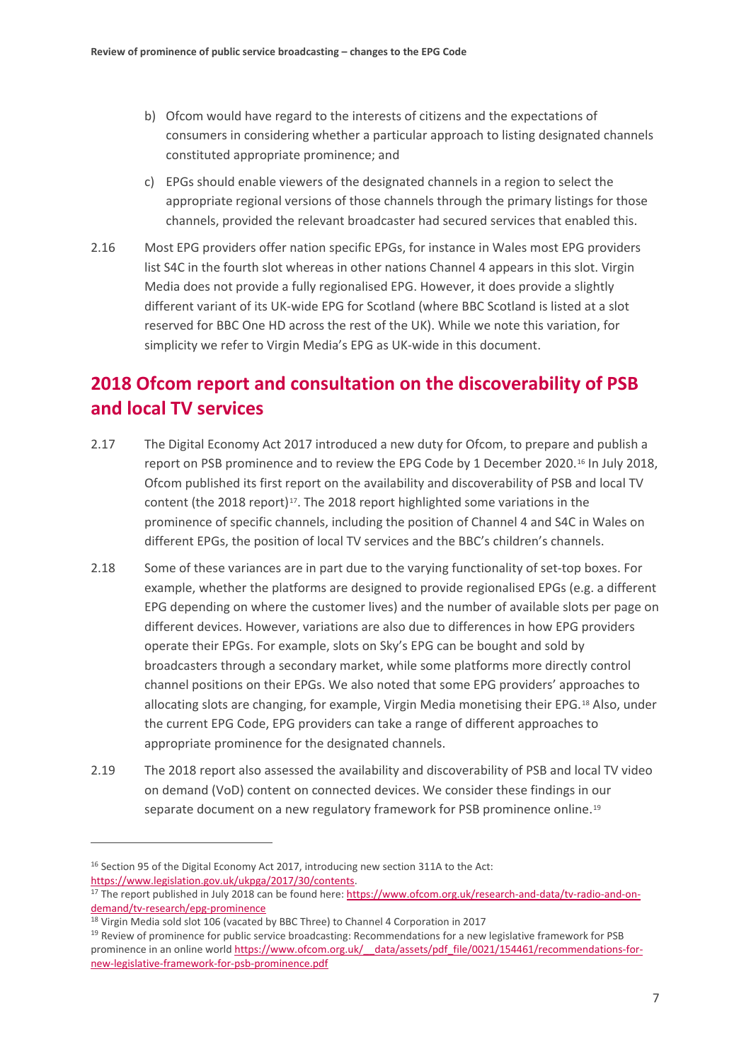b) Ofcom would have regard to the interests of citizens and the expectations of consumers in considering whether a particular approach to listing designated channels constituted appropriate prominence; and

c) EPGs should enable viewers of the designated channels in a region to select the appropriate regional versions of those channels through the primary listings for those channels, provided the relevant broadcaster had secured services that enabled this.

2.16 Most EPG providers offer nation specific EPGs, for instance in Wales most EPG providers list S4C in the fourth slot whereas in other nations Channel 4 appears in this slot. Virgin Media does not provide a fully regionalised EPG. However, it does provide a slightly different variant of its UK-wide EPG for Scotland (where BBC Scotland is listed at a slot reserved for BBC One HD across the rest of the UK). While we note this variation, for simplicity we refer to Virgin Media's EPG as UK-wide in this document.

## 2018 Ofcom report and consultation on the discoverability of PSB and local TV services

2.17 The Digital Economy Act 2017 introduced a new duty for Ofcom, to prepare and publish a report on PSB prominence and to review the EPG Code by 1 December 2020.[16] In July 2018, Ofcom published its first report on the availability and discoverability of PSB and local TV content (the 2018 report)[17]. The 2018 report highlighted some variations in the prominence of specific channels, including the position of Channel 4 and S4C in Wales on different EPGs, the position of local TV services and the BBC's children's channels.

2.18 Some of these variances are in part due to the varying functionality of set-top boxes. For example, whether the platforms are designed to provide regionalised EPGs (e.g. a different EPG depending on where the customer lives) and the number of available slots per page on different devices. However, variations are also due to differences in how EPG providers operate their EPGs. For example, slots on Sky's EPG can be bought and sold by broadcasters through a secondary market, while some platforms more directly control channel positions on their EPGs. We also noted that some EPG providers' approaches to allocating slots are changing, for example, Virgin Media monetising their EPG.[18] Also, under the current EPG Code, EPG providers can take a range of different approaches to appropriate prominence for the designated channels.

2.19 The 2018 report also assessed the availability and discoverability of PSB and local TV video on demand (VoD) content on connected devices. We consider these findings in our separate document on a new regulatory framework for PSB prominence online.[19]

---

[16] Section 95 of the Digital Economy Act 2017, introducing new section 311A to the Act: https://www.legislation.gov.uk/ukpga/2017/30/contents.

[17] The report published in July 2018 can be found here: https://www.ofcom.org.uk/research-and-data/tv-radio-and-on-demand/tv-research/epg-prominence

[18] Virgin Media sold slot 106 (vacated by BBC Three) to Channel 4 Corporation in 2017

[19] Review of prominence for public service broadcasting: Recommendations for a new legislative framework for PSB prominence in an online world https://www.ofcom.org.uk/__data/assets/pdf_file/0021/154461/recommendations-for-new-legislative-framework-for-psb-prominence.pdf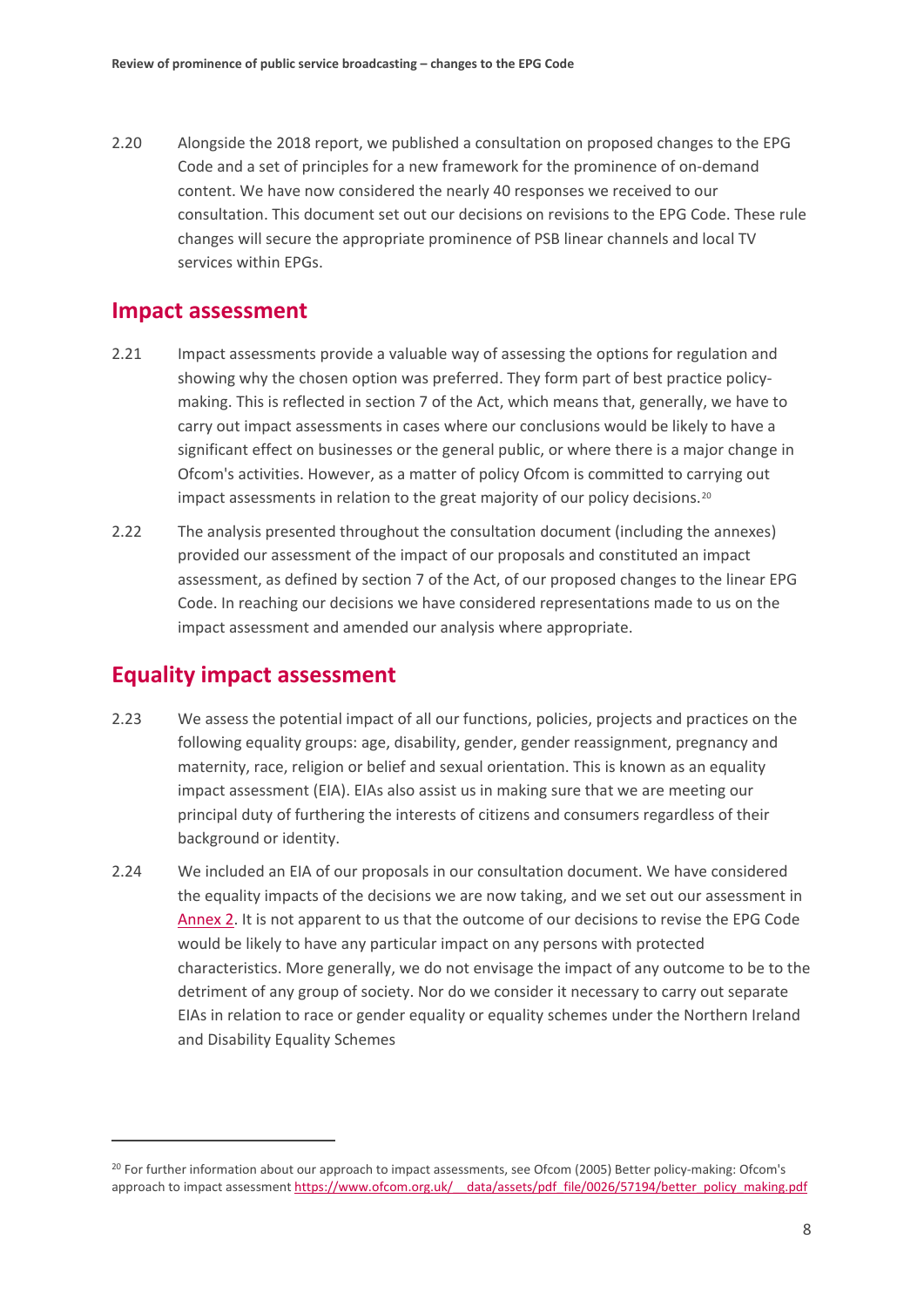2.20 Alongside the 2018 report, we published a consultation on proposed changes to the EPG Code and a set of principles for a new framework for the prominence of on-demand content. We have now considered the nearly 40 responses we received to our consultation. This document set out our decisions on revisions to the EPG Code. These rule changes will secure the appropriate prominence of PSB linear channels and local TV services within EPGs.

## Impact assessment

2.21 Impact assessments provide a valuable way of assessing the options for regulation and showing why the chosen option was preferred. They form part of best practice policy-making. This is reflected in section 7 of the Act, which means that, generally, we have to carry out impact assessments in cases where our conclusions would be likely to have a significant effect on businesses or the general public, or where there is a major change in Ofcom's activities. However, as a matter of policy Ofcom is committed to carrying out impact assessments in relation to the great majority of our policy decisions.[20]

2.22 The analysis presented throughout the consultation document (including the annexes) provided our assessment of the impact of our proposals and constituted an impact assessment, as defined by section 7 of the Act, of our proposed changes to the linear EPG Code. In reaching our decisions we have considered representations made to us on the impact assessment and amended our analysis where appropriate.

## Equality impact assessment

2.23 We assess the potential impact of all our functions, policies, projects and practices on the following equality groups: age, disability, gender, gender reassignment, pregnancy and maternity, race, religion or belief and sexual orientation. This is known as an equality impact assessment (EIA). EIAs also assist us in making sure that we are meeting our principal duty of furthering the interests of citizens and consumers regardless of their background or identity.

2.24 We included an EIA of our proposals in our consultation document. We have considered the equality impacts of the decisions we are now taking, and we set out our assessment in Annex 2. It is not apparent to us that the outcome of our decisions to revise the EPG Code would be likely to have any particular impact on any persons with protected characteristics. More generally, we do not envisage the impact of any outcome to be to the detriment of any group of society. Nor do we consider it necessary to carry out separate EIAs in relation to race or gender equality or equality schemes under the Northern Ireland and Disability Equality Schemes

---

[20] For further information about our approach to impact assessments, see Ofcom (2005) Better policy-making: Ofcom's approach to impact assessment https://www.ofcom.org.uk/__data/assets/pdf_file/0026/57194/better_policy_making.pdf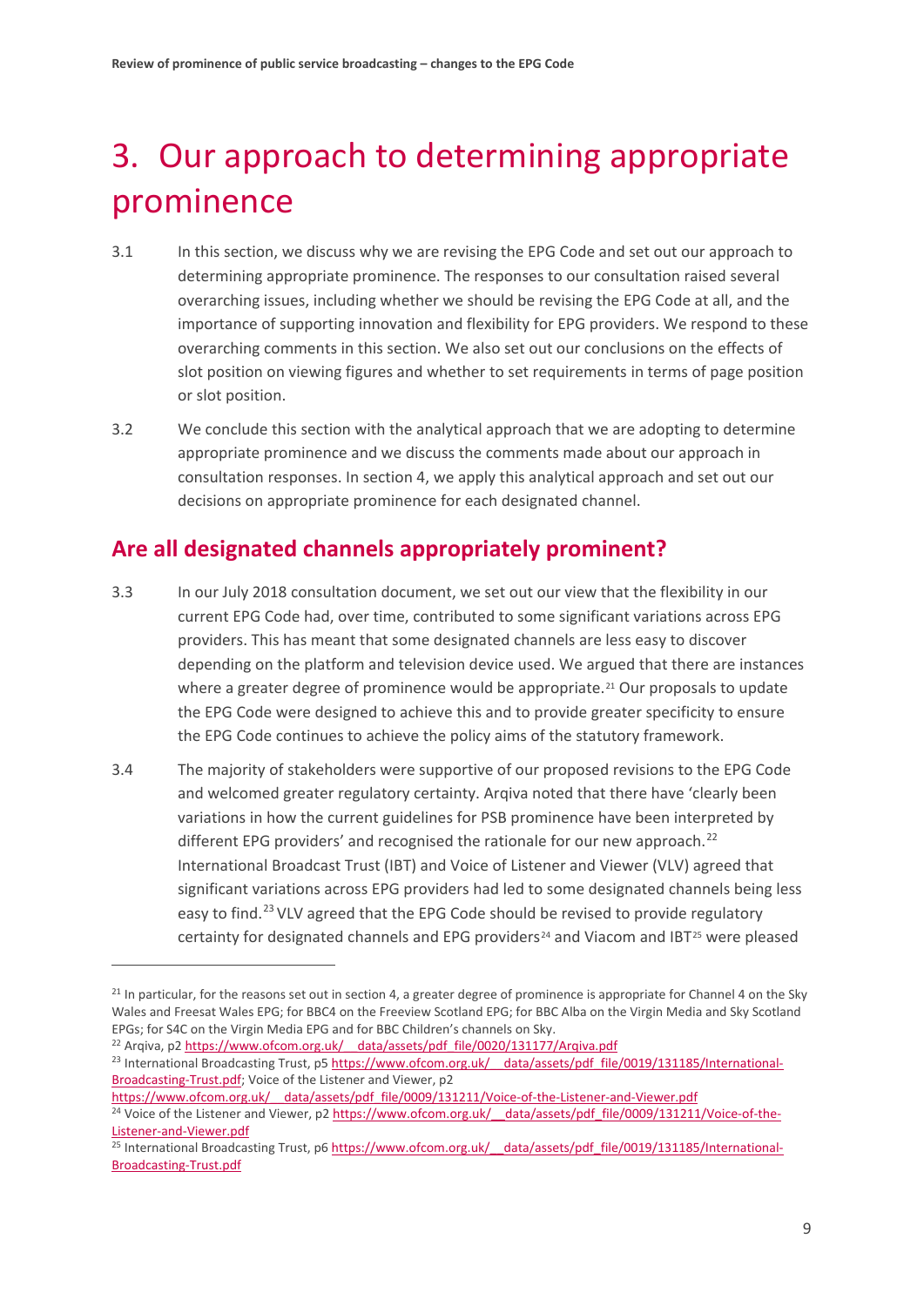# 3. Our approach to determining appropriate prominence

3.1 In this section, we discuss why we are revising the EPG Code and set out our approach to determining appropriate prominence. The responses to our consultation raised several overarching issues, including whether we should be revising the EPG Code at all, and the importance of supporting innovation and flexibility for EPG providers. We respond to these overarching comments in this section. We also set out our conclusions on the effects of slot position on viewing figures and whether to set requirements in terms of page position or slot position.

3.2 We conclude this section with the analytical approach that we are adopting to determine appropriate prominence and we discuss the comments made about our approach in consultation responses. In section 4, we apply this analytical approach and set out our decisions on appropriate prominence for each designated channel.

## Are all designated channels appropriately prominent?

3.3 In our July 2018 consultation document, we set out our view that the flexibility in our current EPG Code had, over time, contributed to some significant variations across EPG providers. This has meant that some designated channels are less easy to discover depending on the platform and television device used. We argued that there are instances where a greater degree of prominence would be appropriate.[21] Our proposals to update the EPG Code were designed to achieve this and to provide greater specificity to ensure the EPG Code continues to achieve the policy aims of the statutory framework.

3.4 The majority of stakeholders were supportive of our proposed revisions to the EPG Code and welcomed greater regulatory certainty. Arqiva noted that there have 'clearly been variations in how the current guidelines for PSB prominence have been interpreted by different EPG providers' and recognised the rationale for our new approach.[22] International Broadcast Trust (IBT) and Voice of Listener and Viewer (VLV) agreed that significant variations across EPG providers had led to some designated channels being less easy to find.[23] VLV agreed that the EPG Code should be revised to provide regulatory certainty for designated channels and EPG providers[24] and Viacom and IBT[25] were pleased

---

[21] In particular, for the reasons set out in section 4, a greater degree of prominence is appropriate for Channel 4 on the Sky Wales and Freesat Wales EPG; for BBC4 on the Freeview Scotland EPG; for BBC Alba on the Virgin Media and Sky Scotland EPGs; for S4C on the Virgin Media EPG and for BBC Children's channels on Sky.

[22] Arqiva, p2 https://www.ofcom.org.uk/__data/assets/pdf_file/0020/131177/Arqiva.pdf

[23] International Broadcasting Trust, p5 https://www.ofcom.org.uk/__data/assets/pdf_file/0019/131185/International-Broadcasting-Trust.pdf; Voice of the Listener and Viewer, p2 https://www.ofcom.org.uk/__data/assets/pdf_file/0009/131211/Voice-of-the-Listener-and-Viewer.pdf

[24] Voice of the Listener and Viewer, p2 https://www.ofcom.org.uk/__data/assets/pdf_file/0009/131211/Voice-of-the-Listener-and-Viewer.pdf

[25] International Broadcasting Trust, p6 https://www.ofcom.org.uk/__data/assets/pdf_file/0019/131185/International-Broadcasting-Trust.pdf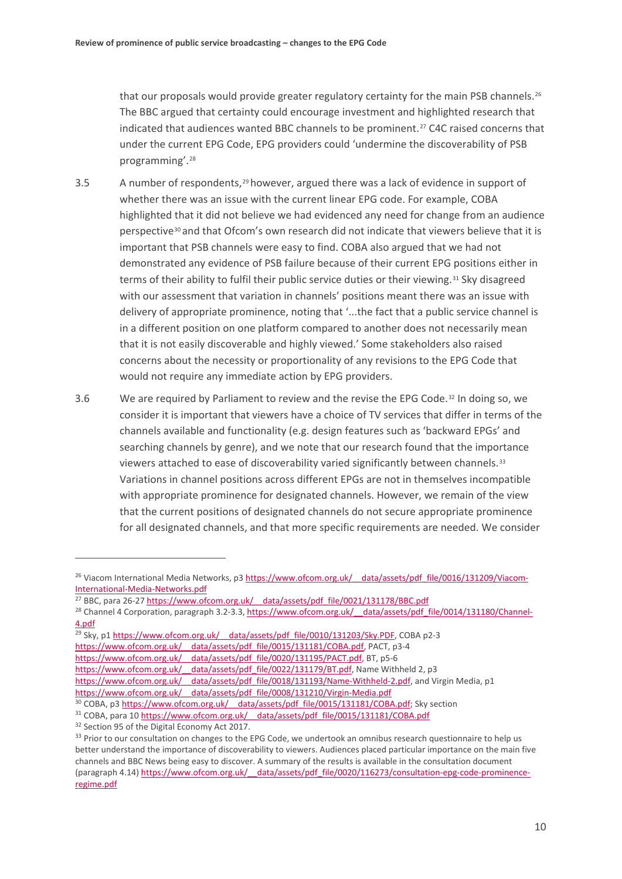that our proposals would provide greater regulatory certainty for the main PSB channels.[26] The BBC argued that certainty could encourage investment and highlighted research that indicated that audiences wanted BBC channels to be prominent.[27] C4C raised concerns that under the current EPG Code, EPG providers could 'undermine the discoverability of PSB programming'.[28]

3.5 A number of respondents,[29] however, argued there was a lack of evidence in support of whether there was an issue with the current linear EPG code. For example, COBA highlighted that it did not believe we had evidenced any need for change from an audience perspective[30] and that Ofcom's own research did not indicate that viewers believe that it is important that PSB channels were easy to find. COBA also argued that we had not demonstrated any evidence of PSB failure because of their current EPG positions either in terms of their ability to fulfil their public service duties or their viewing.[31] Sky disagreed with our assessment that variation in channels' positions meant there was an issue with delivery of appropriate prominence, noting that '...the fact that a public service channel is in a different position on one platform compared to another does not necessarily mean that it is not easily discoverable and highly viewed.' Some stakeholders also raised concerns about the necessity or proportionality of any revisions to the EPG Code that would not require any immediate action by EPG providers.

3.6 We are required by Parliament to review and the revise the EPG Code.[32] In doing so, we consider it is important that viewers have a choice of TV services that differ in terms of the channels available and functionality (e.g. design features such as 'backward EPGs' and searching channels by genre), and we note that our research found that the importance viewers attached to ease of discoverability varied significantly between channels.[33] Variations in channel positions across different EPGs are not in themselves incompatible with appropriate prominence for designated channels. However, we remain of the view that the current positions of designated channels do not secure appropriate prominence for all designated channels, and that more specific requirements are needed. We consider

---

[26] Viacom International Media Networks, p3 https://www.ofcom.org.uk/__data/assets/pdf_file/0016/131209/Viacom-International-Media-Networks.pdf

[27] BBC, para 26-27 https://www.ofcom.org.uk/__data/assets/pdf_file/0021/131178/BBC.pdf

[28] Channel 4 Corporation, paragraph 3.2-3.3, https://www.ofcom.org.uk/__data/assets/pdf_file/0014/131180/Channel-4.pdf

[29] Sky, p1 https://www.ofcom.org.uk/__data/assets/pdf_file/0010/131203/Sky.PDF, COBA p2-3 https://www.ofcom.org.uk/__data/assets/pdf_file/0015/131181/COBA.pdf, PACT, p3-4 https://www.ofcom.org.uk/__data/assets/pdf_file/0020/131195/PACT.pdf, BT, p5-6 https://www.ofcom.org.uk/__data/assets/pdf_file/0022/131179/BT.pdf, Name Withheld 2, p3 https://www.ofcom.org.uk/__data/assets/pdf_file/0018/131193/Name-Withheld-2.pdf, and Virgin Media, p1 https://www.ofcom.org.uk/__data/assets/pdf_file/0008/131210/Virgin-Media.pdf

[30] COBA, p3 https://www.ofcom.org.uk/__data/assets/pdf_file/0015/131181/COBA.pdf; Sky section

[31] COBA, para 10 https://www.ofcom.org.uk/__data/assets/pdf_file/0015/131181/COBA.pdf

[32] Section 95 of the Digital Economy Act 2017.

[33] Prior to our consultation on changes to the EPG Code, we undertook an omnibus research questionnaire to help us better understand the importance of discoverability to viewers. Audiences placed particular importance on the main five channels and BBC News being easy to discover. A summary of the results is available in the consultation document (paragraph 4.14) https://www.ofcom.org.uk/__data/assets/pdf_file/0020/116273/consultation-epg-code-prominence-regime.pdf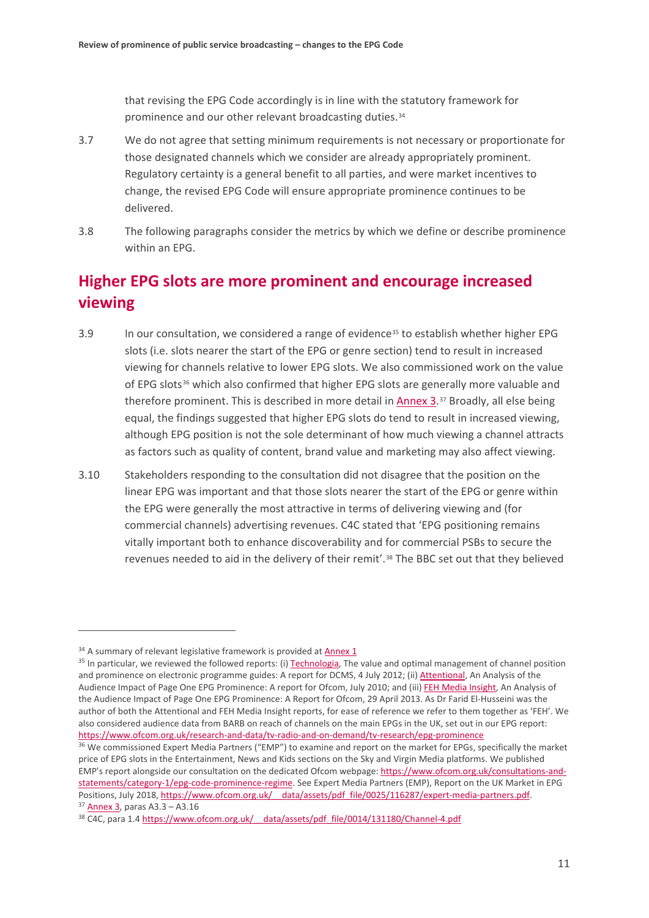that revising the EPG Code accordingly is in line with the statutory framework for prominence and our other relevant broadcasting duties.[34]

3.7 We do not agree that setting minimum requirements is not necessary or proportionate for those designated channels which we consider are already appropriately prominent. Regulatory certainty is a general benefit to all parties, and were market incentives to change, the revised EPG Code will ensure appropriate prominence continues to be delivered.

3.8 The following paragraphs consider the metrics by which we define or describe prominence within an EPG.

## Higher EPG slots are more prominent and encourage increased viewing

3.9 In our consultation, we considered a range of evidence[35] to establish whether higher EPG slots (i.e. slots nearer the start of the EPG or genre section) tend to result in increased viewing for channels relative to lower EPG slots. We also commissioned work on the value of EPG slots[36] which also confirmed that higher EPG slots are generally more valuable and therefore prominent. This is described in more detail in Annex 3.[37] Broadly, all else being equal, the findings suggested that higher EPG slots do tend to result in increased viewing, although EPG position is not the sole determinant of how much viewing a channel attracts as factors such as quality of content, brand value and marketing may also affect viewing.

3.10 Stakeholders responding to the consultation did not disagree that the position on the linear EPG was important and that those slots nearer the start of the EPG or genre within the EPG were generally the most attractive in terms of delivering viewing and (for commercial channels) advertising revenues. C4C stated that 'EPG positioning remains vitally important both to enhance discoverability and for commercial PSBs to secure the revenues needed to aid in the delivery of their remit'.[38] The BBC set out that they believed

---

[34] A summary of relevant legislative framework is provided at Annex 1

[35] In particular, we reviewed the followed reports: (i) Technologia, The value and optimal management of channel position and prominence on electronic programme guides: A report for DCMS, 4 July 2012; (ii) Attentional, An Analysis of the Audience Impact of Page One EPG Prominence: A report for Ofcom, July 2010; and (iii) FEH Media Insight, An Analysis of the Audience Impact of Page One EPG Prominence: A Report for Ofcom, 29 April 2013. As Dr Farid El-Husseini was the author of both the Attentional and FEH Media Insight reports, for ease of reference we refer to them together as 'FEH'. We also considered audience data from BARB on reach of channels on the main EPGs in the UK, set out in our EPG report: https://www.ofcom.org.uk/research-and-data/tv-radio-and-on-demand/tv-research/epg-prominence

[36] We commissioned Expert Media Partners ("EMP") to examine and report on the market for EPGs, specifically the market price of EPG slots in the Entertainment, News and Kids sections on the Sky and Virgin Media platforms. We published EMP's report alongside our consultation on the dedicated Ofcom webpage: https://www.ofcom.org.uk/consultations-and-statements/category-1/epg-code-prominence-regime. See Expert Media Partners (EMP), Report on the UK Market in EPG Positions, July 2018, https://www.ofcom.org.uk/__data/assets/pdf_file/0025/116287/expert-media-partners.pdf.

[37] Annex 3, paras A3.3 – A3.16

[38] C4C, para 1.4 https://www.ofcom.org.uk/__data/assets/pdf_file/0014/131180/Channel-4.pdf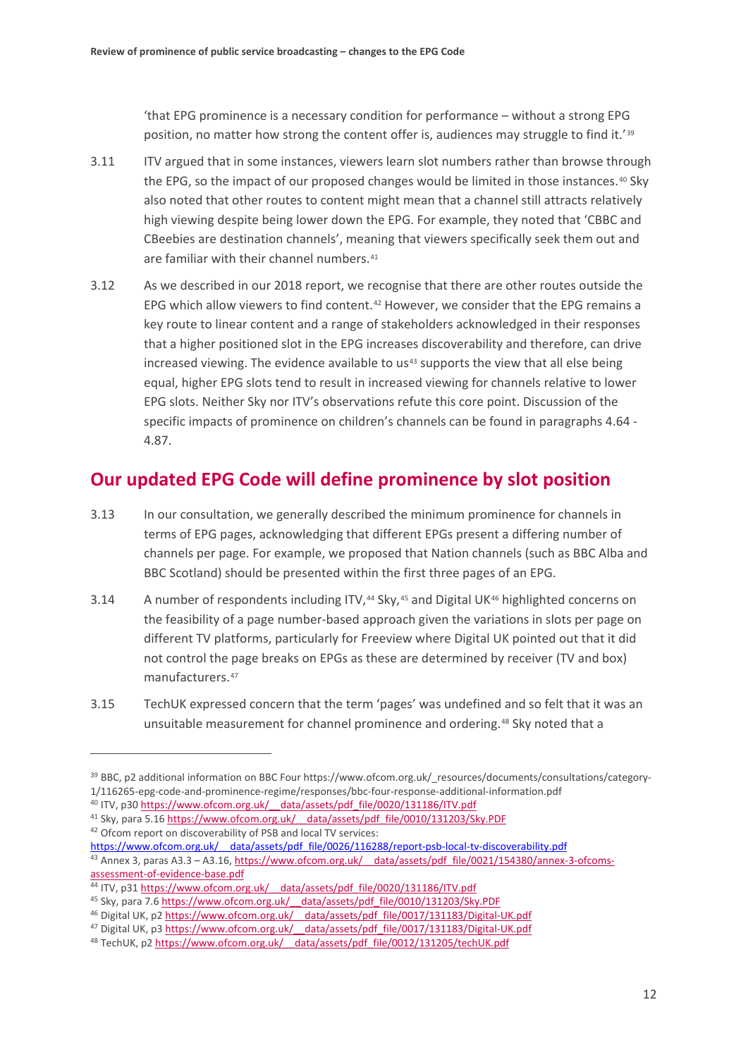'that EPG prominence is a necessary condition for performance – without a strong EPG position, no matter how strong the content offer is, audiences may struggle to find it.'[39]

3.11 ITV argued that in some instances, viewers learn slot numbers rather than browse through the EPG, so the impact of our proposed changes would be limited in those instances.[40] Sky also noted that other routes to content might mean that a channel still attracts relatively high viewing despite being lower down the EPG. For example, they noted that 'CBBC and CBeebies are destination channels', meaning that viewers specifically seek them out and are familiar with their channel numbers.[41]

3.12 As we described in our 2018 report, we recognise that there are other routes outside the EPG which allow viewers to find content.[42] However, we consider that the EPG remains a key route to linear content and a range of stakeholders acknowledged in their responses that a higher positioned slot in the EPG increases discoverability and therefore, can drive increased viewing. The evidence available to us[43] supports the view that all else being equal, higher EPG slots tend to result in increased viewing for channels relative to lower EPG slots. Neither Sky nor ITV's observations refute this core point. Discussion of the specific impacts of prominence on children's channels can be found in paragraphs 4.64 - 4.87.

## Our updated EPG Code will define prominence by slot position

3.13 In our consultation, we generally described the minimum prominence for channels in terms of EPG pages, acknowledging that different EPGs present a differing number of channels per page. For example, we proposed that Nation channels (such as BBC Alba and BBC Scotland) should be presented within the first three pages of an EPG.

3.14 A number of respondents including ITV,[44] Sky,[45] and Digital UK[46] highlighted concerns on the feasibility of a page number-based approach given the variations in slots per page on different TV platforms, particularly for Freeview where Digital UK pointed out that it did not control the page breaks on EPGs as these are determined by receiver (TV and box) manufacturers.[47]

3.15 TechUK expressed concern that the term 'pages' was undefined and so felt that it was an unsuitable measurement for channel prominence and ordering.[48] Sky noted that a

---

[39] BBC, p2 additional information on BBC Four https://www.ofcom.org.uk/_resources/documents/consultations/category-1/116265-epg-code-and-prominence-regime/responses/bbc-four-response-additional-information.pdf

[40] ITV, p30 https://www.ofcom.org.uk/__data/assets/pdf_file/0020/131186/ITV.pdf

[41] Sky, para 5.16 https://www.ofcom.org.uk/__data/assets/pdf_file/0010/131203/Sky.PDF

[42] Ofcom report on discoverability of PSB and local TV services: https://www.ofcom.org.uk/__data/assets/pdf_file/0026/116288/report-psb-local-tv-discoverability.pdf

[43] Annex 3, paras A3.3 – A3.16, https://www.ofcom.org.uk/__data/assets/pdf_file/0021/154380/annex-3-ofcoms-assessment-of-evidence-base.pdf

[44] ITV, p31 https://www.ofcom.org.uk/__data/assets/pdf_file/0020/131186/ITV.pdf

[45] Sky, para 7.6 https://www.ofcom.org.uk/__data/assets/pdf_file/0010/131203/Sky.PDF

[46] Digital UK, p2 https://www.ofcom.org.uk/__data/assets/pdf_file/0017/131183/Digital-UK.pdf

[47] Digital UK, p3 https://www.ofcom.org.uk/__data/assets/pdf_file/0017/131183/Digital-UK.pdf

[48] TechUK, p2 https://www.ofcom.org.uk/__data/assets/pdf_file/0012/131205/techUK.pdf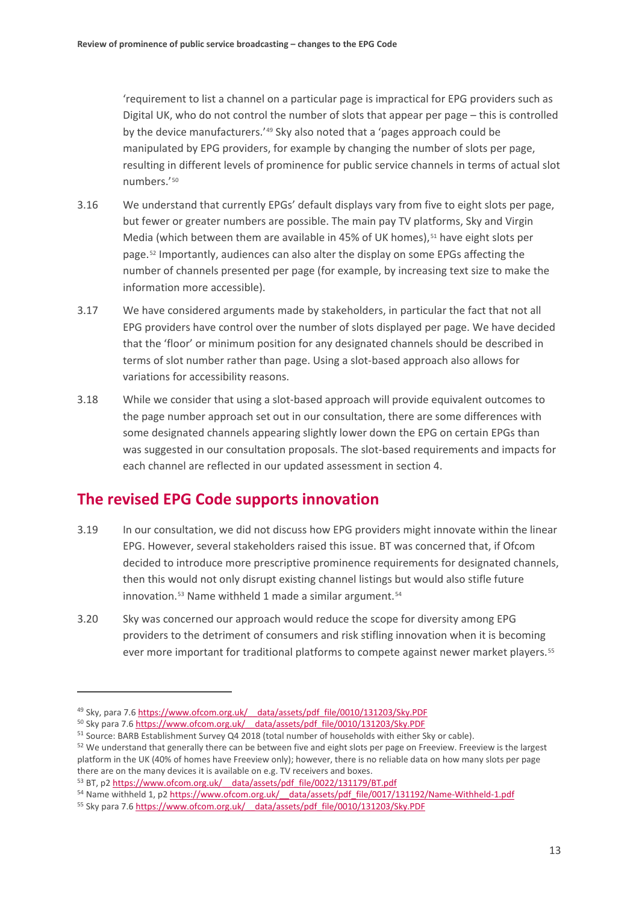'requirement to list a channel on a particular page is impractical for EPG providers such as Digital UK, who do not control the number of slots that appear per page – this is controlled by the device manufacturers.'[49] Sky also noted that a 'pages approach could be manipulated by EPG providers, for example by changing the number of slots per page, resulting in different levels of prominence for public service channels in terms of actual slot numbers.'[50]

3.16 We understand that currently EPGs' default displays vary from five to eight slots per page, but fewer or greater numbers are possible. The main pay TV platforms, Sky and Virgin Media (which between them are available in 45% of UK homes),[51] have eight slots per page.[52] Importantly, audiences can also alter the display on some EPGs affecting the number of channels presented per page (for example, by increasing text size to make the information more accessible).

3.17 We have considered arguments made by stakeholders, in particular the fact that not all EPG providers have control over the number of slots displayed per page. We have decided that the 'floor' or minimum position for any designated channels should be described in terms of slot number rather than page. Using a slot-based approach also allows for variations for accessibility reasons.

3.18 While we consider that using a slot-based approach will provide equivalent outcomes to the page number approach set out in our consultation, there are some differences with some designated channels appearing slightly lower down the EPG on certain EPGs than was suggested in our consultation proposals. The slot-based requirements and impacts for each channel are reflected in our updated assessment in section 4.

## The revised EPG Code supports innovation

3.19 In our consultation, we did not discuss how EPG providers might innovate within the linear EPG. However, several stakeholders raised this issue. BT was concerned that, if Ofcom decided to introduce more prescriptive prominence requirements for designated channels, then this would not only disrupt existing channel listings but would also stifle future innovation.[53] Name withheld 1 made a similar argument.[54]

3.20 Sky was concerned our approach would reduce the scope for diversity among EPG providers to the detriment of consumers and risk stifling innovation when it is becoming ever more important for traditional platforms to compete against newer market players.[55]

---

[49] Sky, para 7.6 https://www.ofcom.org.uk/__data/assets/pdf_file/0010/131203/Sky.PDF

[50] Sky para 7.6 https://www.ofcom.org.uk/__data/assets/pdf_file/0010/131203/Sky.PDF

[51] Source: BARB Establishment Survey Q4 2018 (total number of households with either Sky or cable).

[52] We understand that generally there can be between five and eight slots per page on Freeview. Freeview is the largest platform in the UK (40% of homes have Freeview only); however, there is no reliable data on how many slots per page there are on the many devices it is available on e.g. TV receivers and boxes.

[53] BT, p2 https://www.ofcom.org.uk/__data/assets/pdf_file/0022/131179/BT.pdf

[54] Name withheld 1, p2 https://www.ofcom.org.uk/__data/assets/pdf_file/0017/131192/Name-Withheld-1.pdf

[55] Sky para 7.6 https://www.ofcom.org.uk/__data/assets/pdf_file/0010/131203/Sky.PDF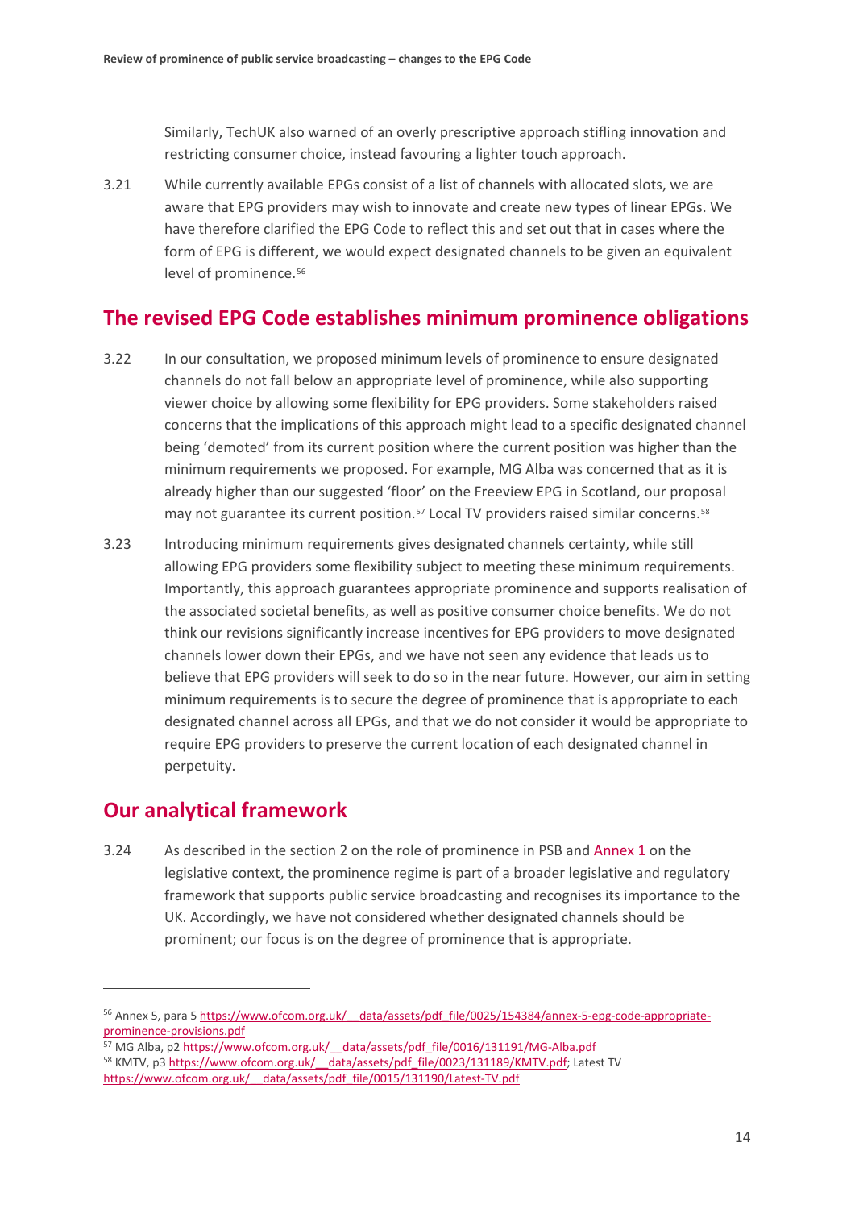Similarly, TechUK also warned of an overly prescriptive approach stifling innovation and restricting consumer choice, instead favouring a lighter touch approach.

3.21 While currently available EPGs consist of a list of channels with allocated slots, we are aware that EPG providers may wish to innovate and create new types of linear EPGs. We have therefore clarified the EPG Code to reflect this and set out that in cases where the form of EPG is different, we would expect designated channels to be given an equivalent level of prominence.[56]

## The revised EPG Code establishes minimum prominence obligations

3.22 In our consultation, we proposed minimum levels of prominence to ensure designated channels do not fall below an appropriate level of prominence, while also supporting viewer choice by allowing some flexibility for EPG providers. Some stakeholders raised concerns that the implications of this approach might lead to a specific designated channel being 'demoted' from its current position where the current position was higher than the minimum requirements we proposed. For example, MG Alba was concerned that as it is already higher than our suggested 'floor' on the Freeview EPG in Scotland, our proposal may not guarantee its current position.[57] Local TV providers raised similar concerns.[58]

3.23 Introducing minimum requirements gives designated channels certainty, while still allowing EPG providers some flexibility subject to meeting these minimum requirements. Importantly, this approach guarantees appropriate prominence and supports realisation of the associated societal benefits, as well as positive consumer choice benefits. We do not think our revisions significantly increase incentives for EPG providers to move designated channels lower down their EPGs, and we have not seen any evidence that leads us to believe that EPG providers will seek to do so in the near future. However, our aim in setting minimum requirements is to secure the degree of prominence that is appropriate to each designated channel across all EPGs, and that we do not consider it would be appropriate to require EPG providers to preserve the current location of each designated channel in perpetuity.

## Our analytical framework

3.24 As described in the section 2 on the role of prominence in PSB and Annex 1 on the legislative context, the prominence regime is part of a broader legislative and regulatory framework that supports public service broadcasting and recognises its importance to the UK. Accordingly, we have not considered whether designated channels should be prominent; our focus is on the degree of prominence that is appropriate.

---

[56] Annex 5, para 5 https://www.ofcom.org.uk/__data/assets/pdf_file/0025/154384/annex-5-epg-code-appropriate-prominence-provisions.pdf

[57] MG Alba, p2 https://www.ofcom.org.uk/__data/assets/pdf_file/0016/131191/MG-Alba.pdf

[58] KMTV, p3 https://www.ofcom.org.uk/__data/assets/pdf_file/0023/131189/KMTV.pdf; Latest TV https://www.ofcom.org.uk/__data/assets/pdf_file/0015/131190/Latest-TV.pdf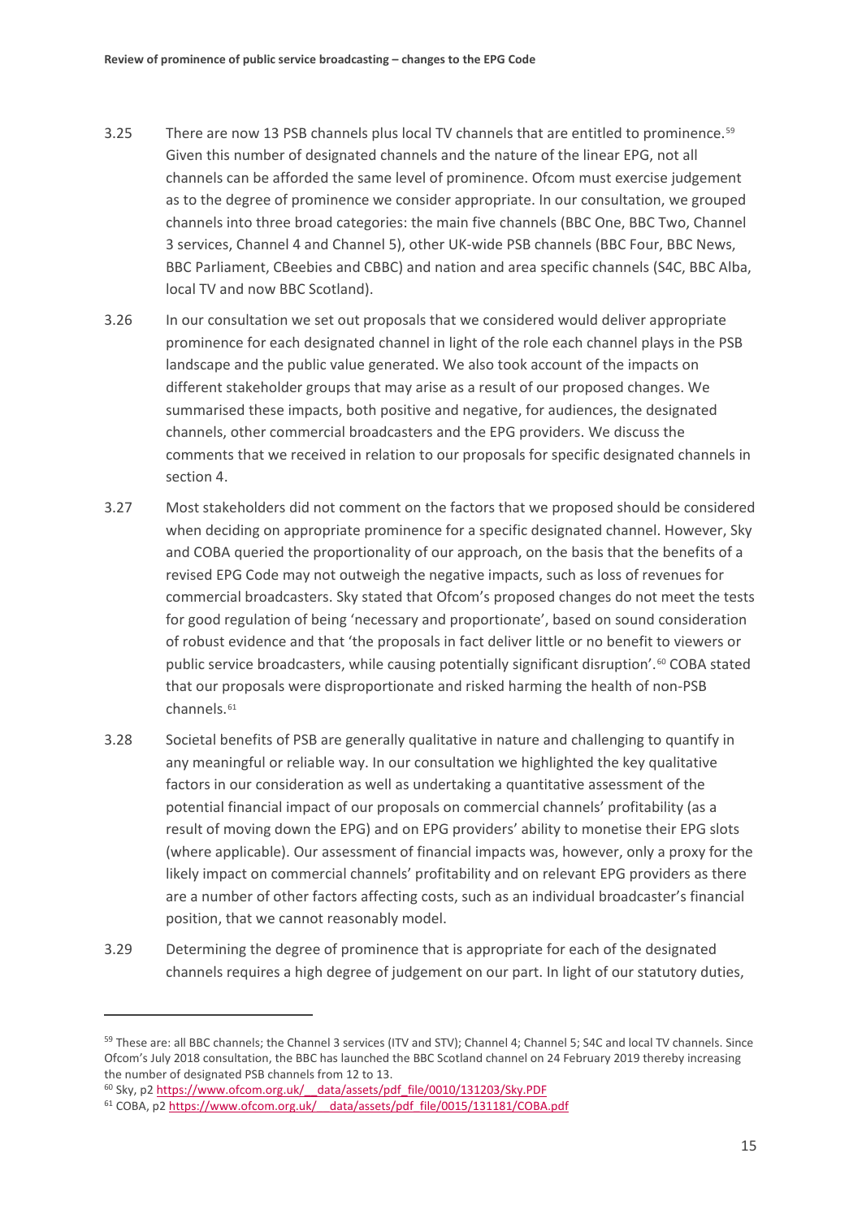3.25 There are now 13 PSB channels plus local TV channels that are entitled to prominence.[59] Given this number of designated channels and the nature of the linear EPG, not all channels can be afforded the same level of prominence. Ofcom must exercise judgement as to the degree of prominence we consider appropriate. In our consultation, we grouped channels into three broad categories: the main five channels (BBC One, BBC Two, Channel 3 services, Channel 4 and Channel 5), other UK-wide PSB channels (BBC Four, BBC News, BBC Parliament, CBeebies and CBBC) and nation and area specific channels (S4C, BBC Alba, local TV and now BBC Scotland).

3.26 In our consultation we set out proposals that we considered would deliver appropriate prominence for each designated channel in light of the role each channel plays in the PSB landscape and the public value generated. We also took account of the impacts on different stakeholder groups that may arise as a result of our proposed changes. We summarised these impacts, both positive and negative, for audiences, the designated channels, other commercial broadcasters and the EPG providers. We discuss the comments that we received in relation to our proposals for specific designated channels in section 4.

3.27 Most stakeholders did not comment on the factors that we proposed should be considered when deciding on appropriate prominence for a specific designated channel. However, Sky and COBA queried the proportionality of our approach, on the basis that the benefits of a revised EPG Code may not outweigh the negative impacts, such as loss of revenues for commercial broadcasters. Sky stated that Ofcom's proposed changes do not meet the tests for good regulation of being 'necessary and proportionate', based on sound consideration of robust evidence and that 'the proposals in fact deliver little or no benefit to viewers or public service broadcasters, while causing potentially significant disruption'.[60] COBA stated that our proposals were disproportionate and risked harming the health of non-PSB channels.[61]

3.28 Societal benefits of PSB are generally qualitative in nature and challenging to quantify in any meaningful or reliable way. In our consultation we highlighted the key qualitative factors in our consideration as well as undertaking a quantitative assessment of the potential financial impact of our proposals on commercial channels' profitability (as a result of moving down the EPG) and on EPG providers' ability to monetise their EPG slots (where applicable). Our assessment of financial impacts was, however, only a proxy for the likely impact on commercial channels' profitability and on relevant EPG providers as there are a number of other factors affecting costs, such as an individual broadcaster's financial position, that we cannot reasonably model.

3.29 Determining the degree of prominence that is appropriate for each of the designated channels requires a high degree of judgement on our part. In light of our statutory duties,

---

[59] These are: all BBC channels; the Channel 3 services (ITV and STV); Channel 4; Channel 5; S4C and local TV channels. Since Ofcom's July 2018 consultation, the BBC has launched the BBC Scotland channel on 24 February 2019 thereby increasing the number of designated PSB channels from 12 to 13.

[60] Sky, p2 https://www.ofcom.org.uk/__data/assets/pdf_file/0010/131203/Sky.PDF

[61] COBA, p2 https://www.ofcom.org.uk/__data/assets/pdf_file/0015/131181/COBA.pdf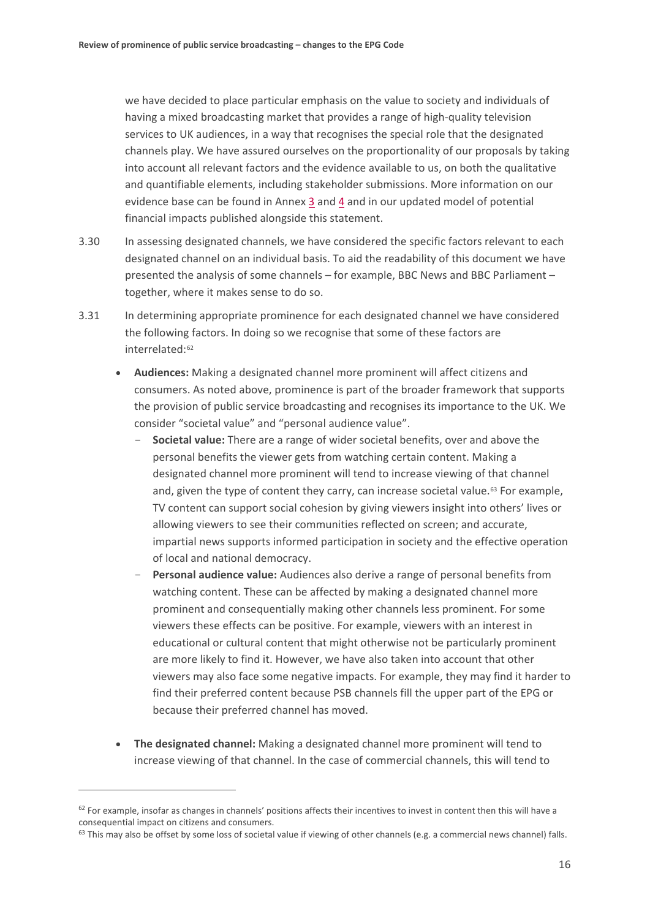we have decided to place particular emphasis on the value to society and individuals of having a mixed broadcasting market that provides a range of high-quality television services to UK audiences, in a way that recognises the special role that the designated channels play. We have assured ourselves on the proportionality of our proposals by taking into account all relevant factors and the evidence available to us, on both the qualitative and quantifiable elements, including stakeholder submissions. More information on our evidence base can be found in Annex 3 and 4 and in our updated model of potential financial impacts published alongside this statement.

3.30 In assessing designated channels, we have considered the specific factors relevant to each designated channel on an individual basis. To aid the readability of this document we have presented the analysis of some channels – for example, BBC News and BBC Parliament – together, where it makes sense to do so.

3.31 In determining appropriate prominence for each designated channel we have considered the following factors. In doing so we recognise that some of these factors are interrelated:[62]

- **Audiences:** Making a designated channel more prominent will affect citizens and consumers. As noted above, prominence is part of the broader framework that supports the provision of public service broadcasting and recognises its importance to the UK. We consider "societal value" and "personal audience value".
  - **Societal value:** There are a range of wider societal benefits, over and above the personal benefits the viewer gets from watching certain content. Making a designated channel more prominent will tend to increase viewing of that channel and, given the type of content they carry, can increase societal value.[63] For example, TV content can support social cohesion by giving viewers insight into others' lives or allowing viewers to see their communities reflected on screen; and accurate, impartial news supports informed participation in society and the effective operation of local and national democracy.
  - **Personal audience value:** Audiences also derive a range of personal benefits from watching content. These can be affected by making a designated channel more prominent and consequentially making other channels less prominent. For some viewers these effects can be positive. For example, viewers with an interest in educational or cultural content that might otherwise not be particularly prominent are more likely to find it. However, we have also taken into account that other viewers may also face some negative impacts. For example, they may find it harder to find their preferred content because PSB channels fill the upper part of the EPG or because their preferred channel has moved.
- **The designated channel:** Making a designated channel more prominent will tend to increase viewing of that channel. In the case of commercial channels, this will tend to

[62] For example, insofar as changes in channels' positions affects their incentives to invest in content then this will have a consequential impact on citizens and consumers.

[63] This may also be offset by some loss of societal value if viewing of other channels (e.g. a commercial news channel) falls.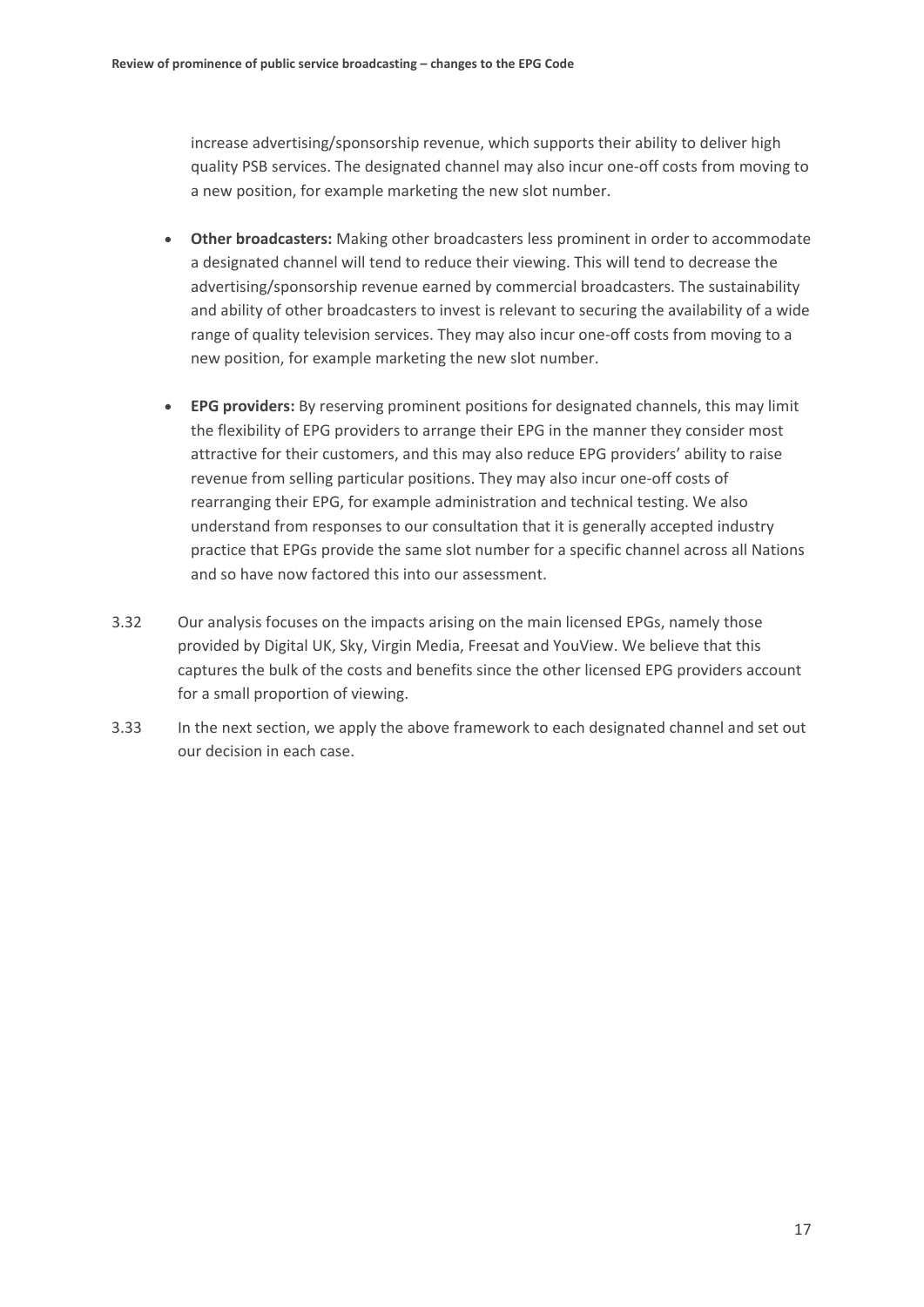increase advertising/sponsorship revenue, which supports their ability to deliver high quality PSB services. The designated channel may also incur one-off costs from moving to a new position, for example marketing the new slot number.

- **Other broadcasters:** Making other broadcasters less prominent in order to accommodate a designated channel will tend to reduce their viewing. This will tend to decrease the advertising/sponsorship revenue earned by commercial broadcasters. The sustainability and ability of other broadcasters to invest is relevant to securing the availability of a wide range of quality television services. They may also incur one-off costs from moving to a new position, for example marketing the new slot number.

- **EPG providers:** By reserving prominent positions for designated channels, this may limit the flexibility of EPG providers to arrange their EPG in the manner they consider most attractive for their customers, and this may also reduce EPG providers' ability to raise revenue from selling particular positions. They may also incur one-off costs of rearranging their EPG, for example administration and technical testing. We also understand from responses to our consultation that it is generally accepted industry practice that EPGs provide the same slot number for a specific channel across all Nations and so have now factored this into our assessment.

3.32 Our analysis focuses on the impacts arising on the main licensed EPGs, namely those provided by Digital UK, Sky, Virgin Media, Freesat and YouView. We believe that this captures the bulk of the costs and benefits since the other licensed EPG providers account for a small proportion of viewing.

3.33 In the next section, we apply the above framework to each designated channel and set out our decision in each case.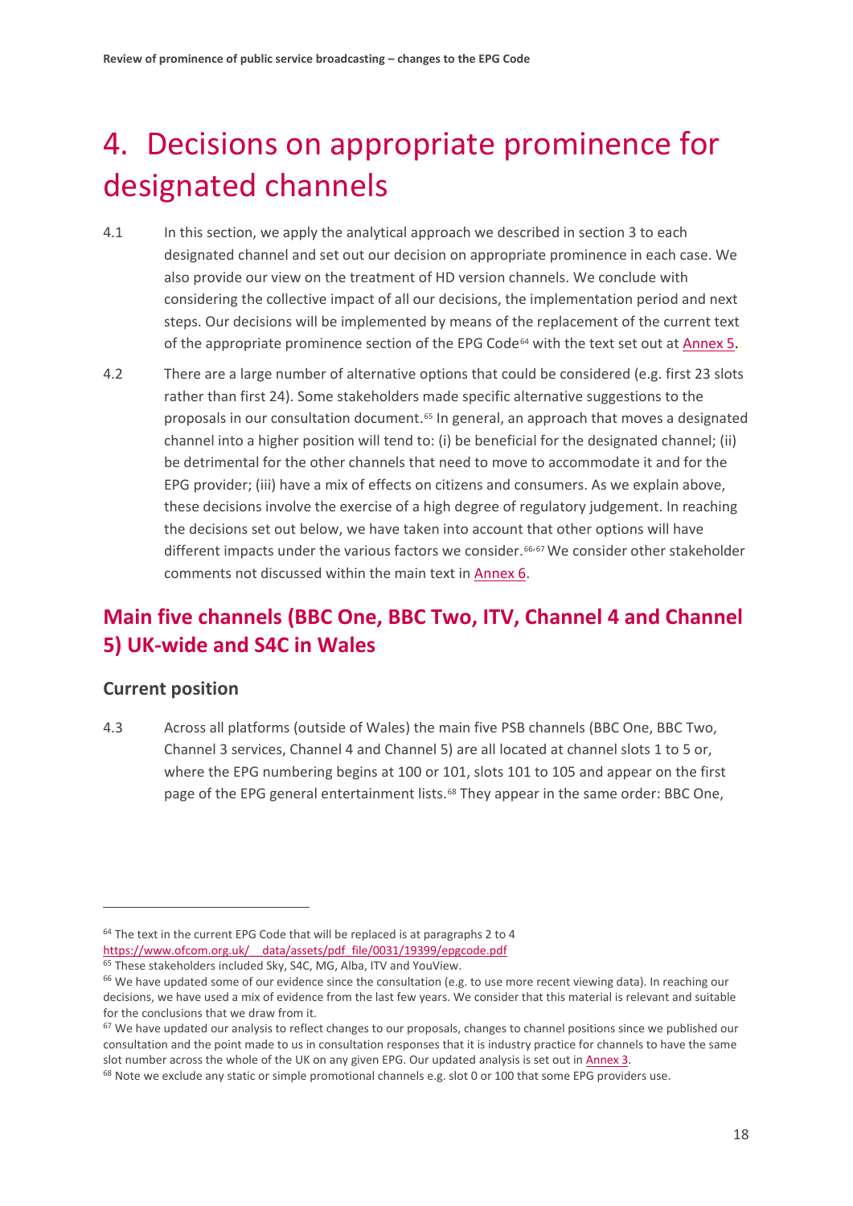# 4. Decisions on appropriate prominence for designated channels

4.1 In this section, we apply the analytical approach we described in section 3 to each designated channel and set out our decision on appropriate prominence in each case. We also provide our view on the treatment of HD version channels. We conclude with considering the collective impact of all our decisions, the implementation period and next steps. Our decisions will be implemented by means of the replacement of the current text of the appropriate prominence section of the EPG Code[64] with the text set out at Annex 5.

4.2 There are a large number of alternative options that could be considered (e.g. first 23 slots rather than first 24). Some stakeholders made specific alternative suggestions to the proposals in our consultation document.[65] In general, an approach that moves a designated channel into a higher position will tend to: (i) be beneficial for the designated channel; (ii) be detrimental for the other channels that need to move to accommodate it and for the EPG provider; (iii) have a mix of effects on citizens and consumers. As we explain above, these decisions involve the exercise of a high degree of regulatory judgement. In reaching the decisions set out below, we have taken into account that other options will have different impacts under the various factors we consider.[66,67] We consider other stakeholder comments not discussed within the main text in Annex 6.

## Main five channels (BBC One, BBC Two, ITV, Channel 4 and Channel 5) UK-wide and S4C in Wales

### Current position

4.3 Across all platforms (outside of Wales) the main five PSB channels (BBC One, BBC Two, Channel 3 services, Channel 4 and Channel 5) are all located at channel slots 1 to 5 or, where the EPG numbering begins at 100 or 101, slots 101 to 105 and appear on the first page of the EPG general entertainment lists.[68] They appear in the same order: BBC One,

---

[64] The text in the current EPG Code that will be replaced is at paragraphs 2 to 4 https://www.ofcom.org.uk/__data/assets/pdf_file/0031/19399/epgcode.pdf

[65] These stakeholders included Sky, S4C, MG, Alba, ITV and YouView.

[66] We have updated some of our evidence since the consultation (e.g. to use more recent viewing data). In reaching our decisions, we have used a mix of evidence from the last few years. We consider that this material is relevant and suitable for the conclusions that we draw from it.

[67] We have updated our analysis to reflect changes to our proposals, changes to channel positions since we published our consultation and the point made to us in consultation responses that it is industry practice for channels to have the same slot number across the whole of the UK on any given EPG. Our updated analysis is set out in Annex 3.

[68] Note we exclude any static or simple promotional channels e.g. slot 0 or 100 that some EPG providers use.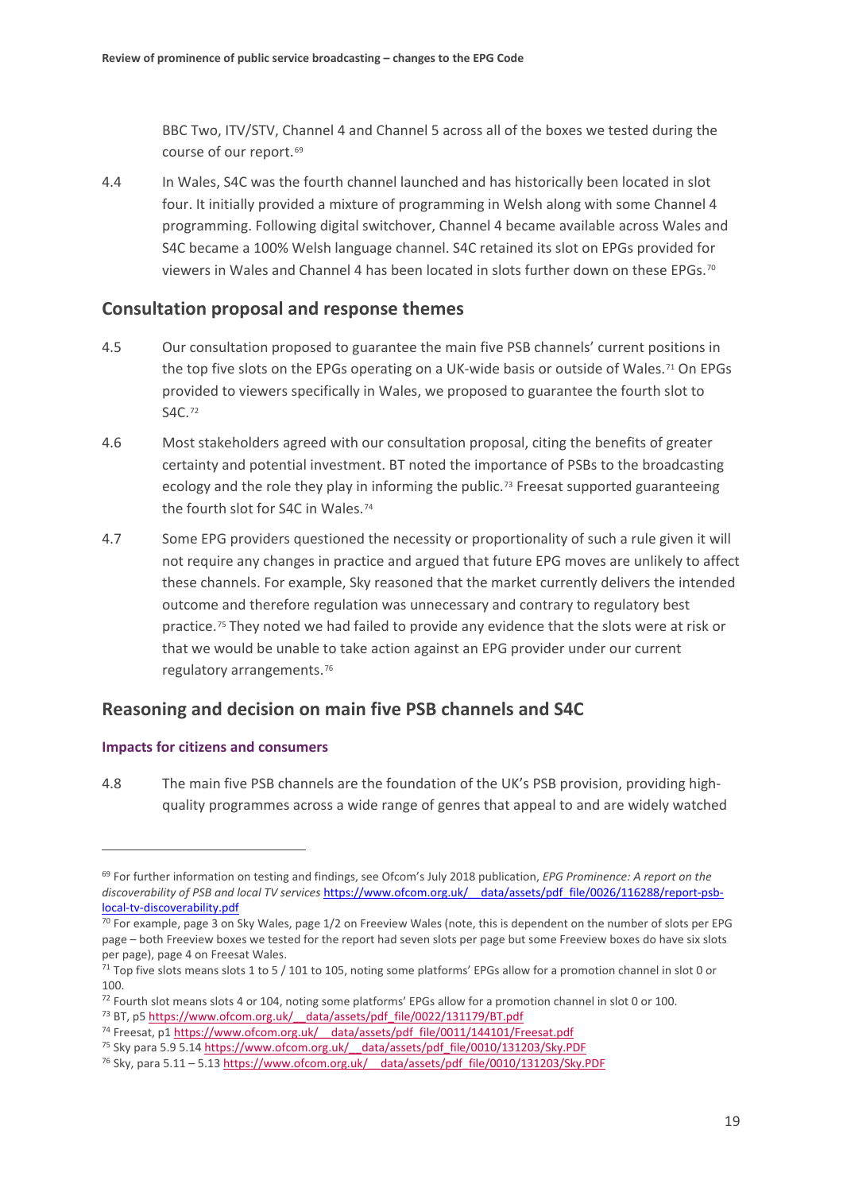BBC Two, ITV/STV, Channel 4 and Channel 5 across all of the boxes we tested during the course of our report.[69]

4.4 In Wales, S4C was the fourth channel launched and has historically been located in slot four. It initially provided a mixture of programming in Welsh along with some Channel 4 programming. Following digital switchover, Channel 4 became available across Wales and S4C became a 100% Welsh language channel. S4C retained its slot on EPGs provided for viewers in Wales and Channel 4 has been located in slots further down on these EPGs.[70]

## Consultation proposal and response themes

4.5 Our consultation proposed to guarantee the main five PSB channels' current positions in the top five slots on the EPGs operating on a UK-wide basis or outside of Wales.[71] On EPGs provided to viewers specifically in Wales, we proposed to guarantee the fourth slot to S4C.[72]

4.6 Most stakeholders agreed with our consultation proposal, citing the benefits of greater certainty and potential investment. BT noted the importance of PSBs to the broadcasting ecology and the role they play in informing the public.[73] Freesat supported guaranteeing the fourth slot for S4C in Wales.[74]

4.7 Some EPG providers questioned the necessity or proportionality of such a rule given it will not require any changes in practice and argued that future EPG moves are unlikely to affect these channels. For example, Sky reasoned that the market currently delivers the intended outcome and therefore regulation was unnecessary and contrary to regulatory best practice.[75] They noted we had failed to provide any evidence that the slots were at risk or that we would be unable to take action against an EPG provider under our current regulatory arrangements.[76]

## Reasoning and decision on main five PSB channels and S4C

### Impacts for citizens and consumers

4.8 The main five PSB channels are the foundation of the UK's PSB provision, providing high-quality programmes across a wide range of genres that appeal to and are widely watched

---

[69] For further information on testing and findings, see Ofcom's July 2018 publication, *EPG Prominence: A report on the discoverability of PSB and local TV services* https://www.ofcom.org.uk/__data/assets/pdf_file/0026/116288/report-psb-local-tv-discoverability.pdf

[70] For example, page 3 on Sky Wales, page 1/2 on Freeview Wales (note, this is dependent on the number of slots per EPG page – both Freeview boxes we tested for the report had seven slots per page but some Freeview boxes do have six slots per page), page 4 on Freesat Wales.

[71] Top five slots means slots 1 to 5 / 101 to 105, noting some platforms' EPGs allow for a promotion channel in slot 0 or 100.

[72] Fourth slot means slots 4 or 104, noting some platforms' EPGs allow for a promotion channel in slot 0 or 100.

[73] BT, p5 https://www.ofcom.org.uk/__data/assets/pdf_file/0022/131179/BT.pdf

[74] Freesat, p1 https://www.ofcom.org.uk/__data/assets/pdf_file/0011/144101/Freesat.pdf

[75] Sky para 5.9 5.14 https://www.ofcom.org.uk/__data/assets/pdf_file/0010/131203/Sky.PDF

[76] Sky, para 5.11 – 5.13 https://www.ofcom.org.uk/__data/assets/pdf_file/0010/131203/Sky.PDF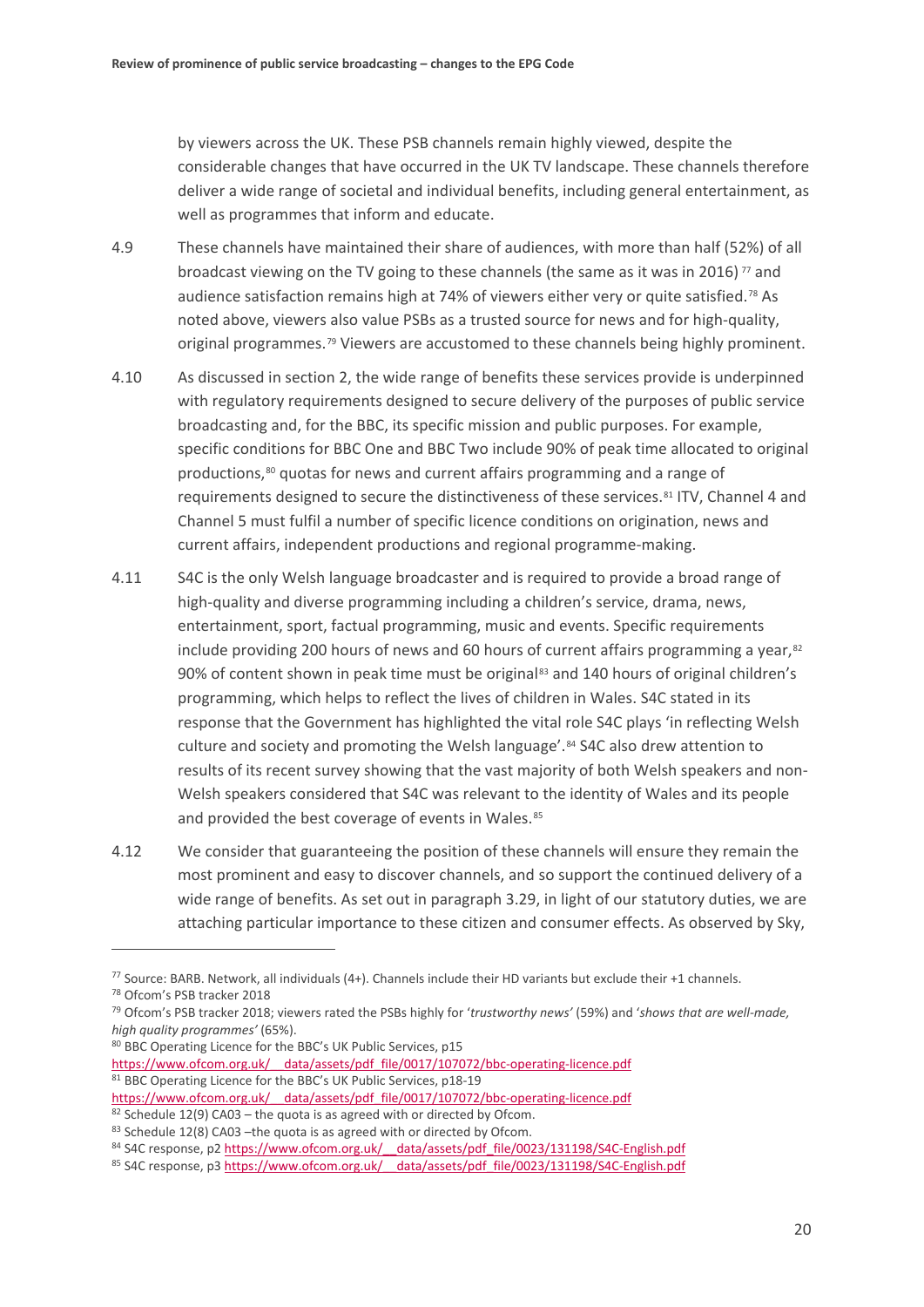by viewers across the UK. These PSB channels remain highly viewed, despite the considerable changes that have occurred in the UK TV landscape. These channels therefore deliver a wide range of societal and individual benefits, including general entertainment, as well as programmes that inform and educate.

4.9 These channels have maintained their share of audiences, with more than half (52%) of all broadcast viewing on the TV going to these channels (the same as it was in 2016) [77] and audience satisfaction remains high at 74% of viewers either very or quite satisfied.[78] As noted above, viewers also value PSBs as a trusted source for news and for high-quality, original programmes.[79] Viewers are accustomed to these channels being highly prominent.

4.10 As discussed in section 2, the wide range of benefits these services provide is underpinned with regulatory requirements designed to secure delivery of the purposes of public service broadcasting and, for the BBC, its specific mission and public purposes. For example, specific conditions for BBC One and BBC Two include 90% of peak time allocated to original productions,[80] quotas for news and current affairs programming and a range of requirements designed to secure the distinctiveness of these services.[81] ITV, Channel 4 and Channel 5 must fulfil a number of specific licence conditions on origination, news and current affairs, independent productions and regional programme-making.

4.11 S4C is the only Welsh language broadcaster and is required to provide a broad range of high-quality and diverse programming including a children's service, drama, news, entertainment, sport, factual programming, music and events. Specific requirements include providing 200 hours of news and 60 hours of current affairs programming a year,[82] 90% of content shown in peak time must be original[83] and 140 hours of original children's programming, which helps to reflect the lives of children in Wales. S4C stated in its response that the Government has highlighted the vital role S4C plays 'in reflecting Welsh culture and society and promoting the Welsh language'.[84] S4C also drew attention to results of its recent survey showing that the vast majority of both Welsh speakers and non-Welsh speakers considered that S4C was relevant to the identity of Wales and its people and provided the best coverage of events in Wales.[85]

4.12 We consider that guaranteeing the position of these channels will ensure they remain the most prominent and easy to discover channels, and so support the continued delivery of a wide range of benefits. As set out in paragraph 3.29, in light of our statutory duties, we are attaching particular importance to these citizen and consumer effects. As observed by Sky,

---

[77] Source: BARB. Network, all individuals (4+). Channels include their HD variants but exclude their +1 channels.

[78] Ofcom's PSB tracker 2018

[79] Ofcom's PSB tracker 2018; viewers rated the PSBs highly for '*trustworthy news*' (59%) and '*shows that are well-made, high quality programmes*' (65%).

[80] BBC Operating Licence for the BBC's UK Public Services, p15 https://www.ofcom.org.uk/__data/assets/pdf_file/0017/107072/bbc-operating-licence.pdf

[81] BBC Operating Licence for the BBC's UK Public Services, p18-19 https://www.ofcom.org.uk/__data/assets/pdf_file/0017/107072/bbc-operating-licence.pdf

[82] Schedule 12(9) CA03 – the quota is as agreed with or directed by Ofcom.

[83] Schedule 12(8) CA03 –the quota is as agreed with or directed by Ofcom.

[84] S4C response, p2 https://www.ofcom.org.uk/__data/assets/pdf_file/0023/131198/S4C-English.pdf

[85] S4C response, p3 https://www.ofcom.org.uk/__data/assets/pdf_file/0023/131198/S4C-English.pdf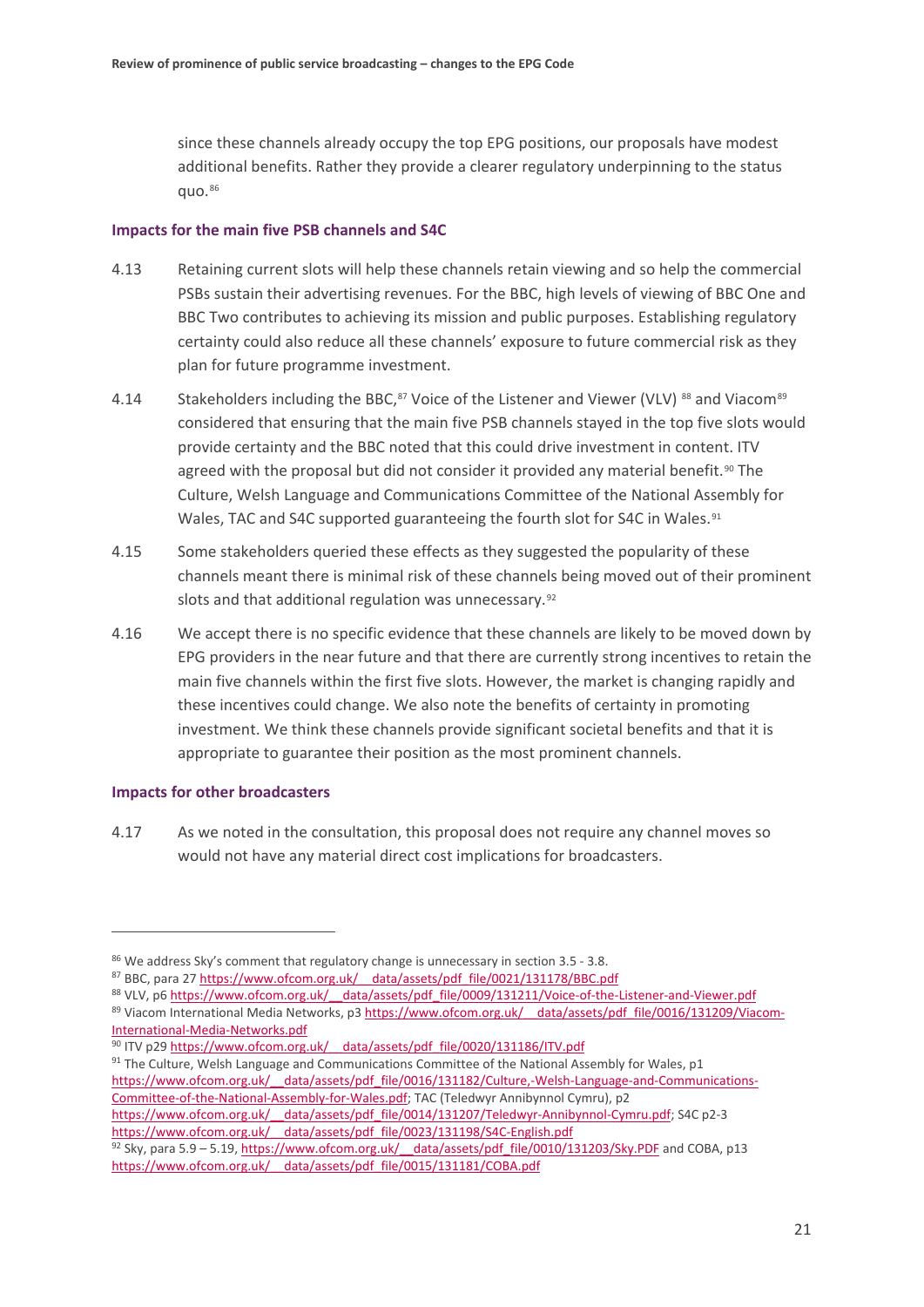since these channels already occupy the top EPG positions, our proposals have modest additional benefits. Rather they provide a clearer regulatory underpinning to the status quo.[86]

### Impacts for the main five PSB channels and S4C

4.13 Retaining current slots will help these channels retain viewing and so help the commercial PSBs sustain their advertising revenues. For the BBC, high levels of viewing of BBC One and BBC Two contributes to achieving its mission and public purposes. Establishing regulatory certainty could also reduce all these channels' exposure to future commercial risk as they plan for future programme investment.

4.14 Stakeholders including the BBC,[87] Voice of the Listener and Viewer (VLV) [88] and Viacom[89] considered that ensuring that the main five PSB channels stayed in the top five slots would provide certainty and the BBC noted that this could drive investment in content. ITV agreed with the proposal but did not consider it provided any material benefit.[90] The Culture, Welsh Language and Communications Committee of the National Assembly for Wales, TAC and S4C supported guaranteeing the fourth slot for S4C in Wales.[91]

4.15 Some stakeholders queried these effects as they suggested the popularity of these channels meant there is minimal risk of these channels being moved out of their prominent slots and that additional regulation was unnecessary.[92]

4.16 We accept there is no specific evidence that these channels are likely to be moved down by EPG providers in the near future and that there are currently strong incentives to retain the main five channels within the first five slots. However, the market is changing rapidly and these incentives could change. We also note the benefits of certainty in promoting investment. We think these channels provide significant societal benefits and that it is appropriate to guarantee their position as the most prominent channels.

### Impacts for other broadcasters

4.17 As we noted in the consultation, this proposal does not require any channel moves so would not have any material direct cost implications for broadcasters.

---

[86] We address Sky's comment that regulatory change is unnecessary in section 3.5 - 3.8.

[87] BBC, para 27 https://www.ofcom.org.uk/__data/assets/pdf_file/0021/131178/BBC.pdf

[88] VLV, p6 https://www.ofcom.org.uk/__data/assets/pdf_file/0009/131211/Voice-of-the-Listener-and-Viewer.pdf

[89] Viacom International Media Networks, p3 https://www.ofcom.org.uk/__data/assets/pdf_file/0016/131209/Viacom-International-Media-Networks.pdf

[90] ITV p29 https://www.ofcom.org.uk/__data/assets/pdf_file/0020/131186/ITV.pdf

[91] The Culture, Welsh Language and Communications Committee of the National Assembly for Wales, p1 https://www.ofcom.org.uk/__data/assets/pdf_file/0016/131182/Culture,-Welsh-Language-and-Communications-Committee-of-the-National-Assembly-for-Wales.pdf; TAC (Teledwyr Annibynnol Cymru), p2 https://www.ofcom.org.uk/__data/assets/pdf_file/0014/131207/Teledwyr-Annibynnol-Cymru.pdf; S4C p2-3 https://www.ofcom.org.uk/__data/assets/pdf_file/0023/131198/S4C-English.pdf

[92] Sky, para 5.9 – 5.19, https://www.ofcom.org.uk/__data/assets/pdf_file/0010/131203/Sky.PDF and COBA, p13 https://www.ofcom.org.uk/__data/assets/pdf_file/0015/131181/COBA.pdf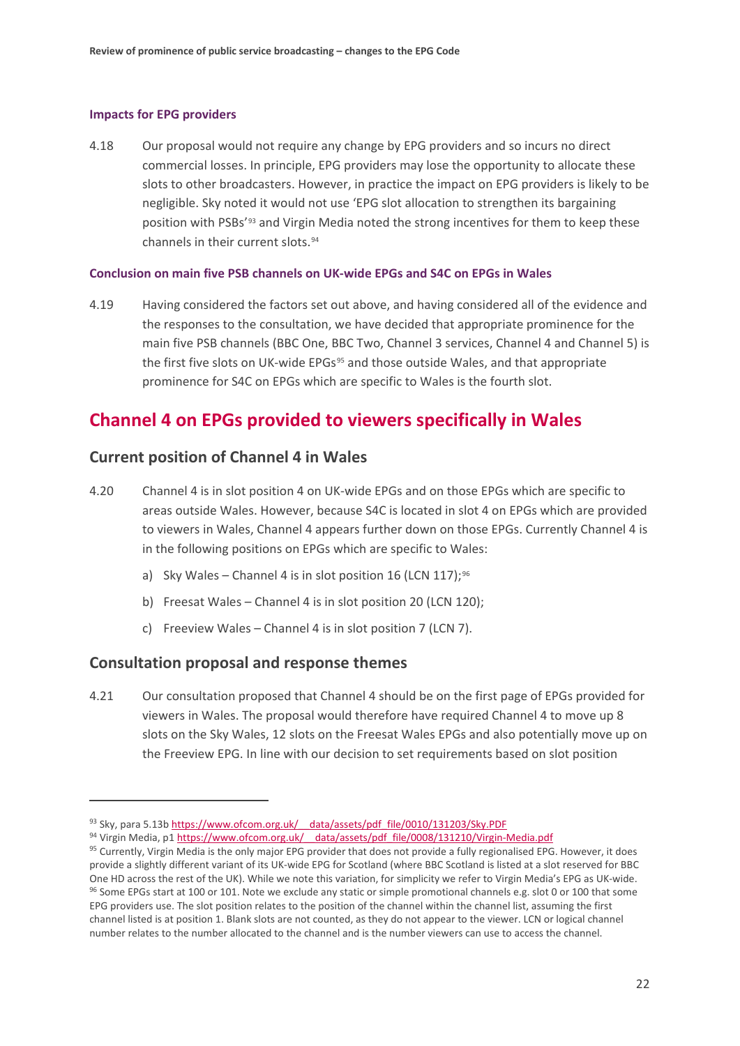#### Impacts for EPG providers

4.18 Our proposal would not require any change by EPG providers and so incurs no direct commercial losses. In principle, EPG providers may lose the opportunity to allocate these slots to other broadcasters. However, in practice the impact on EPG providers is likely to be negligible. Sky noted it would not use 'EPG slot allocation to strengthen its bargaining position with PSBs'[93] and Virgin Media noted the strong incentives for them to keep these channels in their current slots.[94]

#### Conclusion on main five PSB channels on UK-wide EPGs and S4C on EPGs in Wales

4.19 Having considered the factors set out above, and having considered all of the evidence and the responses to the consultation, we have decided that appropriate prominence for the main five PSB channels (BBC One, BBC Two, Channel 3 services, Channel 4 and Channel 5) is the first five slots on UK-wide EPGs[95] and those outside Wales, and that appropriate prominence for S4C on EPGs which are specific to Wales is the fourth slot.

## Channel 4 on EPGs provided to viewers specifically in Wales

### Current position of Channel 4 in Wales

4.20 Channel 4 is in slot position 4 on UK-wide EPGs and on those EPGs which are specific to areas outside Wales. However, because S4C is located in slot 4 on EPGs which are provided to viewers in Wales, Channel 4 appears further down on those EPGs. Currently Channel 4 is in the following positions on EPGs which are specific to Wales:

a) Sky Wales – Channel 4 is in slot position 16 (LCN 117);[96]

b) Freesat Wales – Channel 4 is in slot position 20 (LCN 120);

c) Freeview Wales – Channel 4 is in slot position 7 (LCN 7).

### Consultation proposal and response themes

4.21 Our consultation proposed that Channel 4 should be on the first page of EPGs provided for viewers in Wales. The proposal would therefore have required Channel 4 to move up 8 slots on the Sky Wales, 12 slots on the Freesat Wales EPGs and also potentially move up on the Freeview EPG. In line with our decision to set requirements based on slot position

---

[93] Sky, para 5.13b https://www.ofcom.org.uk/__data/assets/pdf_file/0010/131203/Sky.PDF

[94] Virgin Media, p1 https://www.ofcom.org.uk/__data/assets/pdf_file/0008/131210/Virgin-Media.pdf

[95] Currently, Virgin Media is the only major EPG provider that does not provide a fully regionalised EPG. However, it does provide a slightly different variant of its UK-wide EPG for Scotland (where BBC Scotland is listed at a slot reserved for BBC One HD across the rest of the UK). While we note this variation, for simplicity we refer to Virgin Media's EPG as UK-wide.

[96] Some EPGs start at 100 or 101. Note we exclude any static or simple promotional channels e.g. slot 0 or 100 that some EPG providers use. The slot position relates to the position of the channel within the channel list, assuming the first channel listed is at position 1. Blank slots are not counted, as they do not appear to the viewer. LCN or logical channel number relates to the number allocated to the channel and is the number viewers can use to access the channel.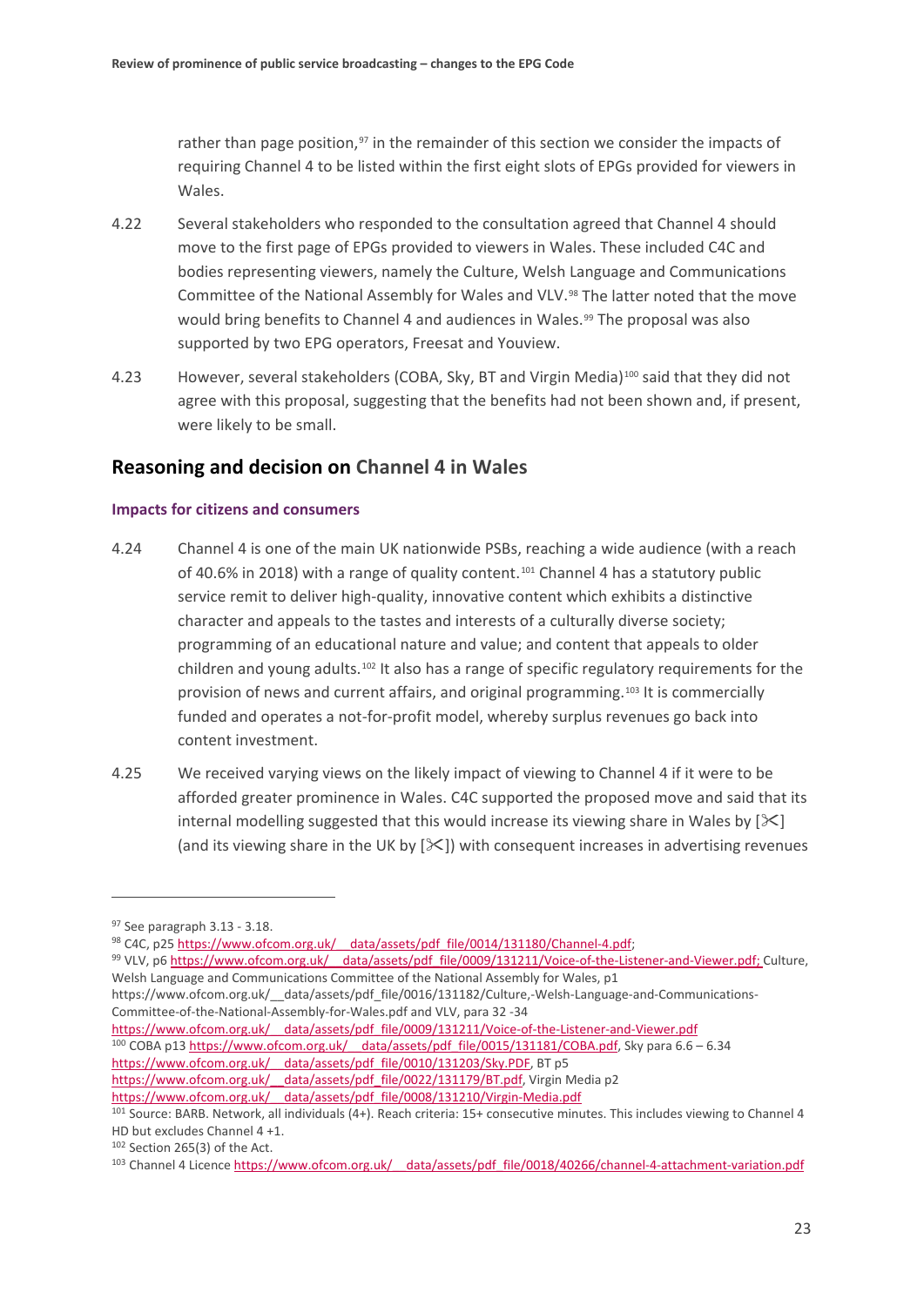rather than page position,[97] in the remainder of this section we consider the impacts of requiring Channel 4 to be listed within the first eight slots of EPGs provided for viewers in Wales.

4.22 Several stakeholders who responded to the consultation agreed that Channel 4 should move to the first page of EPGs provided to viewers in Wales. These included C4C and bodies representing viewers, namely the Culture, Welsh Language and Communications Committee of the National Assembly for Wales and VLV.[98] The latter noted that the move would bring benefits to Channel 4 and audiences in Wales.[99] The proposal was also supported by two EPG operators, Freesat and Youview.

4.23 However, several stakeholders (COBA, Sky, BT and Virgin Media)[100] said that they did not agree with this proposal, suggesting that the benefits had not been shown and, if present, were likely to be small.

## Reasoning and decision on Channel 4 in Wales

### Impacts for citizens and consumers

4.24 Channel 4 is one of the main UK nationwide PSBs, reaching a wide audience (with a reach of 40.6% in 2018) with a range of quality content.[101] Channel 4 has a statutory public service remit to deliver high-quality, innovative content which exhibits a distinctive character and appeals to the tastes and interests of a culturally diverse society; programming of an educational nature and value; and content that appeals to older children and young adults.[102] It also has a range of specific regulatory requirements for the provision of news and current affairs, and original programming.[103] It is commercially funded and operates a not-for-profit model, whereby surplus revenues go back into content investment.

4.25 We received varying views on the likely impact of viewing to Channel 4 if it were to be afforded greater prominence in Wales. C4C supported the proposed move and said that its internal modelling suggested that this would increase its viewing share in Wales by [✂] (and its viewing share in the UK by [✂]) with consequent increases in advertising revenues

---

[97] See paragraph 3.13 - 3.18.

[98] C4C, p25 https://www.ofcom.org.uk/__data/assets/pdf_file/0014/131180/Channel-4.pdf;

[99] VLV, p6 https://www.ofcom.org.uk/__data/assets/pdf_file/0009/131211/Voice-of-the-Listener-and-Viewer.pdf; Culture, Welsh Language and Communications Committee of the National Assembly for Wales, p1 https://www.ofcom.org.uk/__data/assets/pdf_file/0016/131182/Culture,-Welsh-Language-and-Communications-Committee-of-the-National-Assembly-for-Wales.pdf and VLV, para 32 -34 https://www.ofcom.org.uk/__data/assets/pdf_file/0009/131211/Voice-of-the-Listener-and-Viewer.pdf

[100] COBA p13 https://www.ofcom.org.uk/__data/assets/pdf_file/0015/131181/COBA.pdf, Sky para 6.6 – 6.34 https://www.ofcom.org.uk/__data/assets/pdf_file/0010/131203/Sky.PDF, BT p5 https://www.ofcom.org.uk/__data/assets/pdf_file/0022/131179/BT.pdf, Virgin Media p2 https://www.ofcom.org.uk/__data/assets/pdf_file/0008/131210/Virgin-Media.pdf

[101] Source: BARB. Network, all individuals (4+). Reach criteria: 15+ consecutive minutes. This includes viewing to Channel 4 HD but excludes Channel 4 +1.

[102] Section 265(3) of the Act.

[103] Channel 4 Licence https://www.ofcom.org.uk/__data/assets/pdf_file/0018/40266/channel-4-attachment-variation.pdf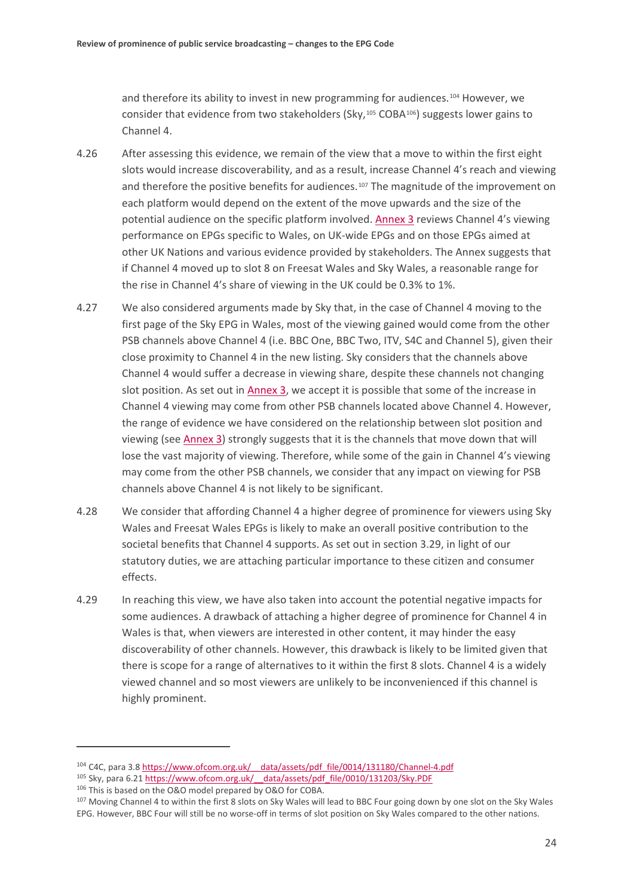and therefore its ability to invest in new programming for audiences.[104] However, we consider that evidence from two stakeholders (Sky,[105] COBA[106]) suggests lower gains to Channel 4.

4.26 After assessing this evidence, we remain of the view that a move to within the first eight slots would increase discoverability, and as a result, increase Channel 4's reach and viewing and therefore the positive benefits for audiences.[107] The magnitude of the improvement on each platform would depend on the extent of the move upwards and the size of the potential audience on the specific platform involved. Annex 3 reviews Channel 4's viewing performance on EPGs specific to Wales, on UK-wide EPGs and on those EPGs aimed at other UK Nations and various evidence provided by stakeholders. The Annex suggests that if Channel 4 moved up to slot 8 on Freesat Wales and Sky Wales, a reasonable range for the rise in Channel 4's share of viewing in the UK could be 0.3% to 1%.

4.27 We also considered arguments made by Sky that, in the case of Channel 4 moving to the first page of the Sky EPG in Wales, most of the viewing gained would come from the other PSB channels above Channel 4 (i.e. BBC One, BBC Two, ITV, S4C and Channel 5), given their close proximity to Channel 4 in the new listing. Sky considers that the channels above Channel 4 would suffer a decrease in viewing share, despite these channels not changing slot position. As set out in Annex 3, we accept it is possible that some of the increase in Channel 4 viewing may come from other PSB channels located above Channel 4. However, the range of evidence we have considered on the relationship between slot position and viewing (see Annex 3) strongly suggests that it is the channels that move down that will lose the vast majority of viewing. Therefore, while some of the gain in Channel 4's viewing may come from the other PSB channels, we consider that any impact on viewing for PSB channels above Channel 4 is not likely to be significant.

4.28 We consider that affording Channel 4 a higher degree of prominence for viewers using Sky Wales and Freesat Wales EPGs is likely to make an overall positive contribution to the societal benefits that Channel 4 supports. As set out in section 3.29, in light of our statutory duties, we are attaching particular importance to these citizen and consumer effects.

4.29 In reaching this view, we have also taken into account the potential negative impacts for some audiences. A drawback of attaching a higher degree of prominence for Channel 4 in Wales is that, when viewers are interested in other content, it may hinder the easy discoverability of other channels. However, this drawback is likely to be limited given that there is scope for a range of alternatives to it within the first 8 slots. Channel 4 is a widely viewed channel and so most viewers are unlikely to be inconvenienced if this channel is highly prominent.

---

[104] C4C, para 3.8 https://www.ofcom.org.uk/__data/assets/pdf_file/0014/131180/Channel-4.pdf

[105] Sky, para 6.21 https://www.ofcom.org.uk/__data/assets/pdf_file/0010/131203/Sky.PDF

[106] This is based on the O&O model prepared by O&O for COBA.

[107] Moving Channel 4 to within the first 8 slots on Sky Wales will lead to BBC Four going down by one slot on the Sky Wales EPG. However, BBC Four will still be no worse-off in terms of slot position on Sky Wales compared to the other nations.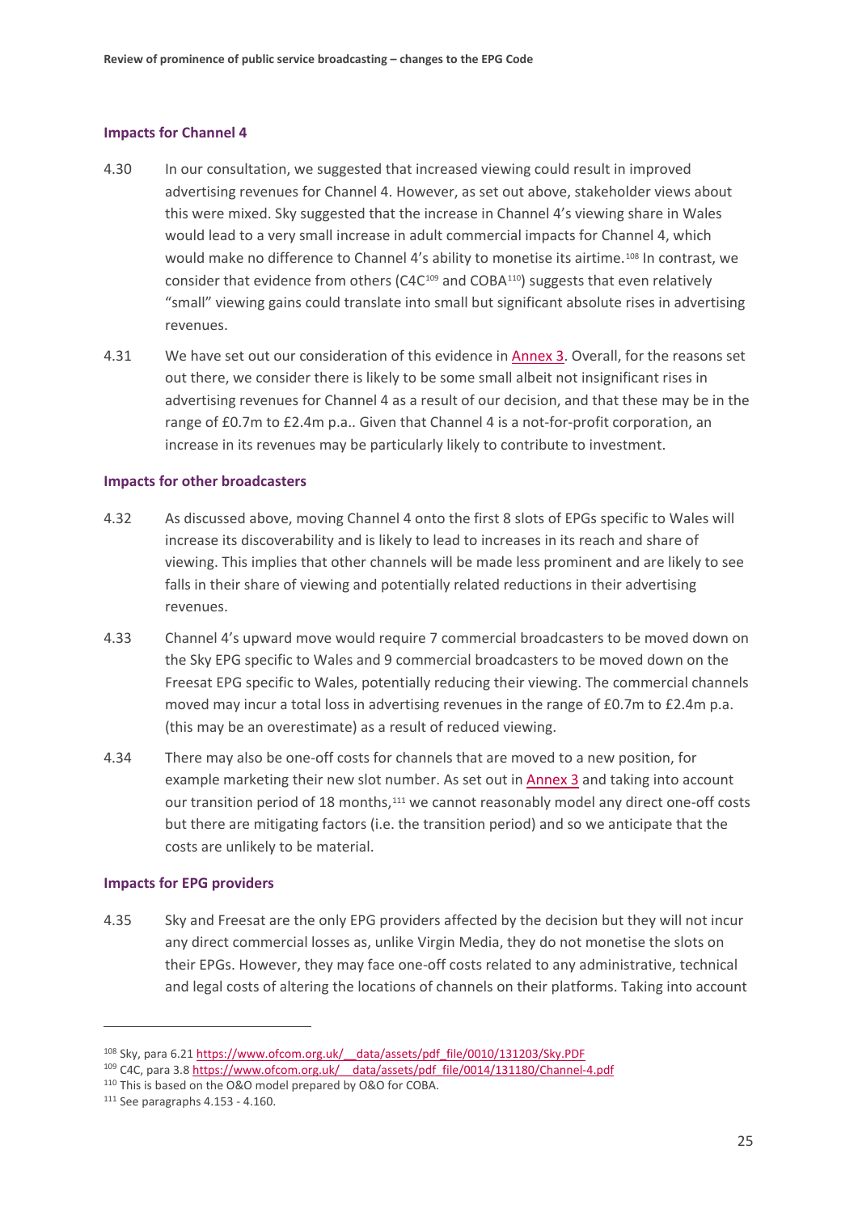### Impacts for Channel 4

4.30 In our consultation, we suggested that increased viewing could result in improved advertising revenues for Channel 4. However, as set out above, stakeholder views about this were mixed. Sky suggested that the increase in Channel 4's viewing share in Wales would lead to a very small increase in adult commercial impacts for Channel 4, which would make no difference to Channel 4's ability to monetise its airtime.[108] In contrast, we consider that evidence from others (C4C[109] and COBA[110]) suggests that even relatively "small" viewing gains could translate into small but significant absolute rises in advertising revenues.

4.31 We have set out our consideration of this evidence in Annex 3. Overall, for the reasons set out there, we consider there is likely to be some small albeit not insignificant rises in advertising revenues for Channel 4 as a result of our decision, and that these may be in the range of £0.7m to £2.4m p.a.. Given that Channel 4 is a not-for-profit corporation, an increase in its revenues may be particularly likely to contribute to investment.

### Impacts for other broadcasters

4.32 As discussed above, moving Channel 4 onto the first 8 slots of EPGs specific to Wales will increase its discoverability and is likely to lead to increases in its reach and share of viewing. This implies that other channels will be made less prominent and are likely to see falls in their share of viewing and potentially related reductions in their advertising revenues.

4.33 Channel 4's upward move would require 7 commercial broadcasters to be moved down on the Sky EPG specific to Wales and 9 commercial broadcasters to be moved down on the Freesat EPG specific to Wales, potentially reducing their viewing. The commercial channels moved may incur a total loss in advertising revenues in the range of £0.7m to £2.4m p.a. (this may be an overestimate) as a result of reduced viewing.

4.34 There may also be one-off costs for channels that are moved to a new position, for example marketing their new slot number. As set out in Annex 3 and taking into account our transition period of 18 months,[111] we cannot reasonably model any direct one-off costs but there are mitigating factors (i.e. the transition period) and so we anticipate that the costs are unlikely to be material.

### Impacts for EPG providers

4.35 Sky and Freesat are the only EPG providers affected by the decision but they will not incur any direct commercial losses as, unlike Virgin Media, they do not monetise the slots on their EPGs. However, they may face one-off costs related to any administrative, technical and legal costs of altering the locations of channels on their platforms. Taking into account

---

[108] Sky, para 6.21 https://www.ofcom.org.uk/__data/assets/pdf_file/0010/131203/Sky.PDF

[109] C4C, para 3.8 https://www.ofcom.org.uk/__data/assets/pdf_file/0014/131180/Channel-4.pdf

[110] This is based on the O&O model prepared by O&O for COBA.

[111] See paragraphs 4.153 - 4.160.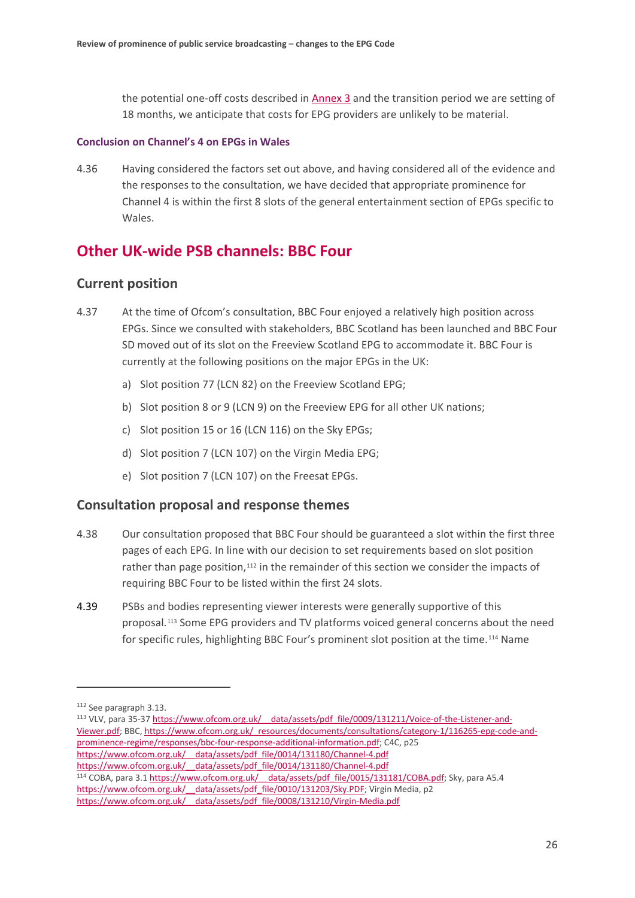the potential one-off costs described in Annex 3 and the transition period we are setting of 18 months, we anticipate that costs for EPG providers are unlikely to be material.

**Conclusion on Channel's 4 on EPGs in Wales**

4.36 Having considered the factors set out above, and having considered all of the evidence and the responses to the consultation, we have decided that appropriate prominence for Channel 4 is within the first 8 slots of the general entertainment section of EPGs specific to Wales.

## Other UK-wide PSB channels: BBC Four

### Current position

4.37 At the time of Ofcom's consultation, BBC Four enjoyed a relatively high position across EPGs. Since we consulted with stakeholders, BBC Scotland has been launched and BBC Four SD moved out of its slot on the Freeview Scotland EPG to accommodate it. BBC Four is currently at the following positions on the major EPGs in the UK:

a) Slot position 77 (LCN 82) on the Freeview Scotland EPG;

b) Slot position 8 or 9 (LCN 9) on the Freeview EPG for all other UK nations;

c) Slot position 15 or 16 (LCN 116) on the Sky EPGs;

d) Slot position 7 (LCN 107) on the Virgin Media EPG;

e) Slot position 7 (LCN 107) on the Freesat EPGs.

### Consultation proposal and response themes

4.38 Our consultation proposed that BBC Four should be guaranteed a slot within the first three pages of each EPG. In line with our decision to set requirements based on slot position rather than page position,[112] in the remainder of this section we consider the impacts of requiring BBC Four to be listed within the first 24 slots.

4.39 PSBs and bodies representing viewer interests were generally supportive of this proposal.[113] Some EPG providers and TV platforms voiced general concerns about the need for specific rules, highlighting BBC Four's prominent slot position at the time.[114] Name

---

[112] See paragraph 3.13.

[113] VLV, para 35-37 https://www.ofcom.org.uk/__data/assets/pdf_file/0009/131211/Voice-of-the-Listener-and-Viewer.pdf; BBC, https://www.ofcom.org.uk/_resources/documents/consultations/category-1/116265-epg-code-and-prominence-regime/responses/bbc-four-response-additional-information.pdf; C4C, p25 https://www.ofcom.org.uk/__data/assets/pdf_file/0014/131180/Channel-4.pdf https://www.ofcom.org.uk/__data/assets/pdf_file/0014/131180/Channel-4.pdf

[114] COBA, para 3.1 https://www.ofcom.org.uk/__data/assets/pdf_file/0015/131181/COBA.pdf; Sky, para A5.4 https://www.ofcom.org.uk/__data/assets/pdf_file/0010/131203/Sky.PDF; Virgin Media, p2 https://www.ofcom.org.uk/__data/assets/pdf_file/0008/131210/Virgin-Media.pdf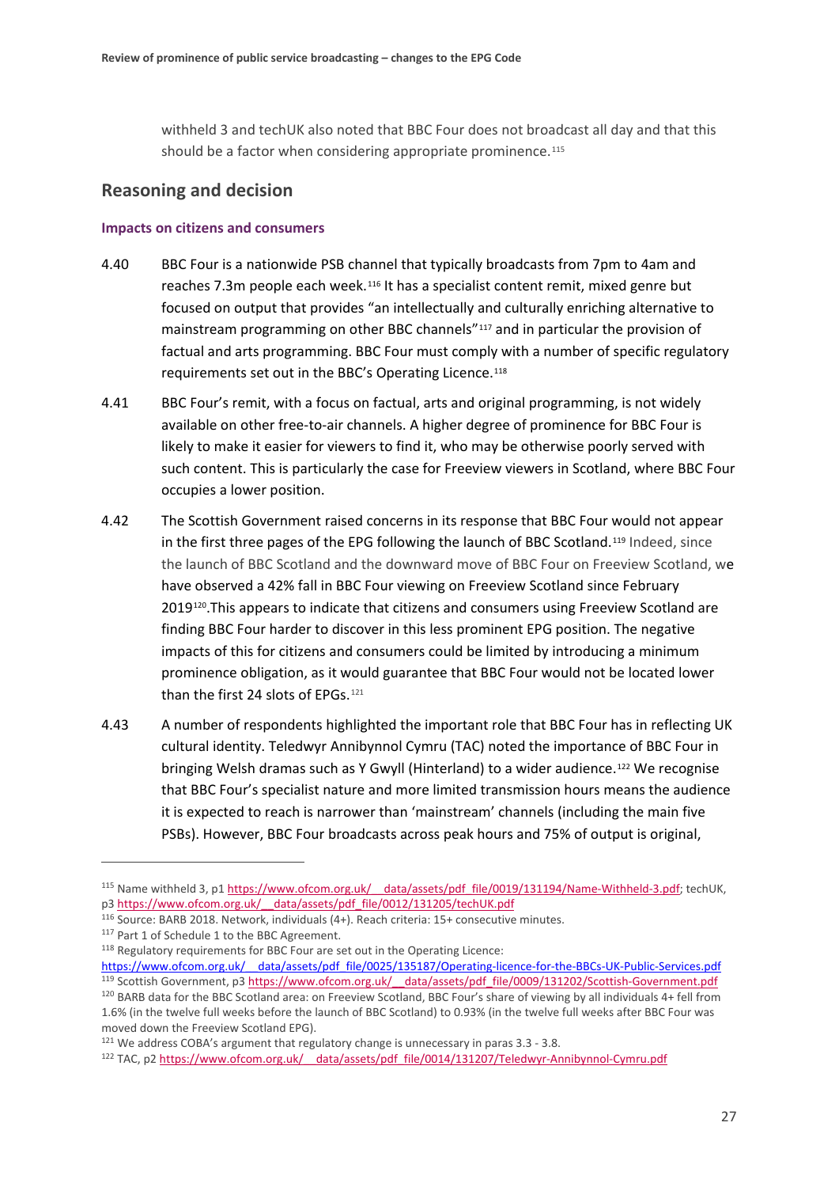withheld 3 and techUK also noted that BBC Four does not broadcast all day and that this should be a factor when considering appropriate prominence.[115]

## Reasoning and decision

### Impacts on citizens and consumers

4.40 BBC Four is a nationwide PSB channel that typically broadcasts from 7pm to 4am and reaches 7.3m people each week.[116] It has a specialist content remit, mixed genre but focused on output that provides "an intellectually and culturally enriching alternative to mainstream programming on other BBC channels"[117] and in particular the provision of factual and arts programming. BBC Four must comply with a number of specific regulatory requirements set out in the BBC's Operating Licence.[118]

4.41 BBC Four's remit, with a focus on factual, arts and original programming, is not widely available on other free-to-air channels. A higher degree of prominence for BBC Four is likely to make it easier for viewers to find it, who may be otherwise poorly served with such content. This is particularly the case for Freeview viewers in Scotland, where BBC Four occupies a lower position.

4.42 The Scottish Government raised concerns in its response that BBC Four would not appear in the first three pages of the EPG following the launch of BBC Scotland.[119] Indeed, since the launch of BBC Scotland and the downward move of BBC Four on Freeview Scotland, we have observed a 42% fall in BBC Four viewing on Freeview Scotland since February 2019[120].This appears to indicate that citizens and consumers using Freeview Scotland are finding BBC Four harder to discover in this less prominent EPG position. The negative impacts of this for citizens and consumers could be limited by introducing a minimum prominence obligation, as it would guarantee that BBC Four would not be located lower than the first 24 slots of EPGs.[121]

4.43 A number of respondents highlighted the important role that BBC Four has in reflecting UK cultural identity. Teledwyr Annibynnol Cymru (TAC) noted the importance of BBC Four in bringing Welsh dramas such as Y Gwyll (Hinterland) to a wider audience.[122] We recognise that BBC Four's specialist nature and more limited transmission hours means the audience it is expected to reach is narrower than 'mainstream' channels (including the main five PSBs). However, BBC Four broadcasts across peak hours and 75% of output is original,

---

[115] Name withheld 3, p1 https://www.ofcom.org.uk/__data/assets/pdf_file/0019/131194/Name-Withheld-3.pdf; techUK, p3 https://www.ofcom.org.uk/__data/assets/pdf_file/0012/131205/techUK.pdf

[116] Source: BARB 2018. Network, individuals (4+). Reach criteria: 15+ consecutive minutes.

[117] Part 1 of Schedule 1 to the BBC Agreement.

[118] Regulatory requirements for BBC Four are set out in the Operating Licence: https://www.ofcom.org.uk/__data/assets/pdf_file/0025/135187/Operating-licence-for-the-BBCs-UK-Public-Services.pdf

[119] Scottish Government, p3 https://www.ofcom.org.uk/__data/assets/pdf_file/0009/131202/Scottish-Government.pdf

[120] BARB data for the BBC Scotland area: on Freeview Scotland, BBC Four's share of viewing by all individuals 4+ fell from 1.6% (in the twelve full weeks before the launch of BBC Scotland) to 0.93% (in the twelve full weeks after BBC Four was moved down the Freeview Scotland EPG).

[121] We address COBA's argument that regulatory change is unnecessary in paras 3.3 - 3.8.

[122] TAC, p2 https://www.ofcom.org.uk/__data/assets/pdf_file/0014/131207/Teledwyr-Annibynnol-Cymru.pdf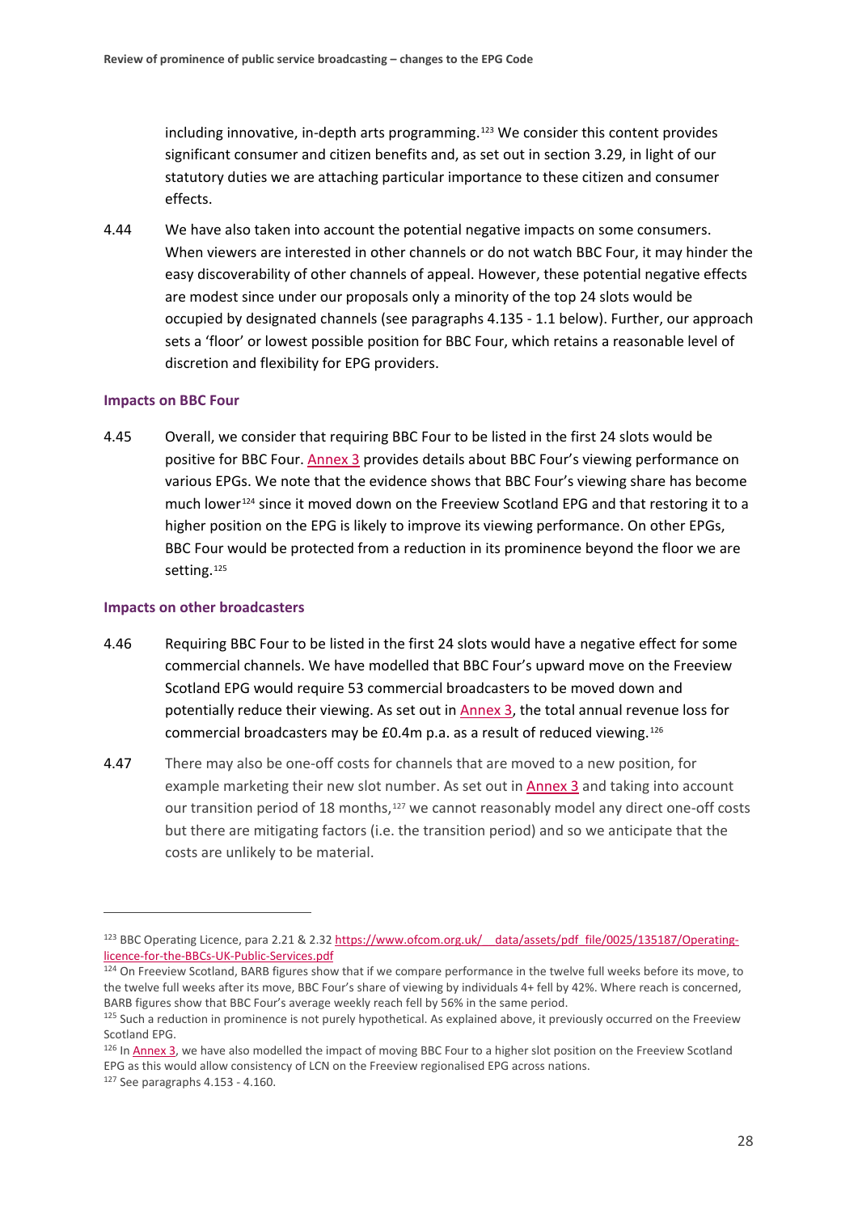including innovative, in-depth arts programming.[123] We consider this content provides significant consumer and citizen benefits and, as set out in section 3.29, in light of our statutory duties we are attaching particular importance to these citizen and consumer effects.

4.44 We have also taken into account the potential negative impacts on some consumers. When viewers are interested in other channels or do not watch BBC Four, it may hinder the easy discoverability of other channels of appeal. However, these potential negative effects are modest since under our proposals only a minority of the top 24 slots would be occupied by designated channels (see paragraphs 4.135 - 1.1 below). Further, our approach sets a 'floor' or lowest possible position for BBC Four, which retains a reasonable level of discretion and flexibility for EPG providers.

### Impacts on BBC Four

4.45 Overall, we consider that requiring BBC Four to be listed in the first 24 slots would be positive for BBC Four. Annex 3 provides details about BBC Four's viewing performance on various EPGs. We note that the evidence shows that BBC Four's viewing share has become much lower[124] since it moved down on the Freeview Scotland EPG and that restoring it to a higher position on the EPG is likely to improve its viewing performance. On other EPGs, BBC Four would be protected from a reduction in its prominence beyond the floor we are setting.[125]

### Impacts on other broadcasters

4.46 Requiring BBC Four to be listed in the first 24 slots would have a negative effect for some commercial channels. We have modelled that BBC Four's upward move on the Freeview Scotland EPG would require 53 commercial broadcasters to be moved down and potentially reduce their viewing. As set out in Annex 3, the total annual revenue loss for commercial broadcasters may be £0.4m p.a. as a result of reduced viewing.[126]

4.47 There may also be one-off costs for channels that are moved to a new position, for example marketing their new slot number. As set out in Annex 3 and taking into account our transition period of 18 months,[127] we cannot reasonably model any direct one-off costs but there are mitigating factors (i.e. the transition period) and so we anticipate that the costs are unlikely to be material.

---

[123] BBC Operating Licence, para 2.21 & 2.32 https://www.ofcom.org.uk/__data/assets/pdf_file/0025/135187/Operating-licence-for-the-BBCs-UK-Public-Services.pdf

[124] On Freeview Scotland, BARB figures show that if we compare performance in the twelve full weeks before its move, to the twelve full weeks after its move, BBC Four's share of viewing by individuals 4+ fell by 42%. Where reach is concerned, BARB figures show that BBC Four's average weekly reach fell by 56% in the same period.

[125] Such a reduction in prominence is not purely hypothetical. As explained above, it previously occurred on the Freeview Scotland EPG.

[126] In Annex 3, we have also modelled the impact of moving BBC Four to a higher slot position on the Freeview Scotland EPG as this would allow consistency of LCN on the Freeview regionalised EPG across nations.

[127] See paragraphs 4.153 - 4.160.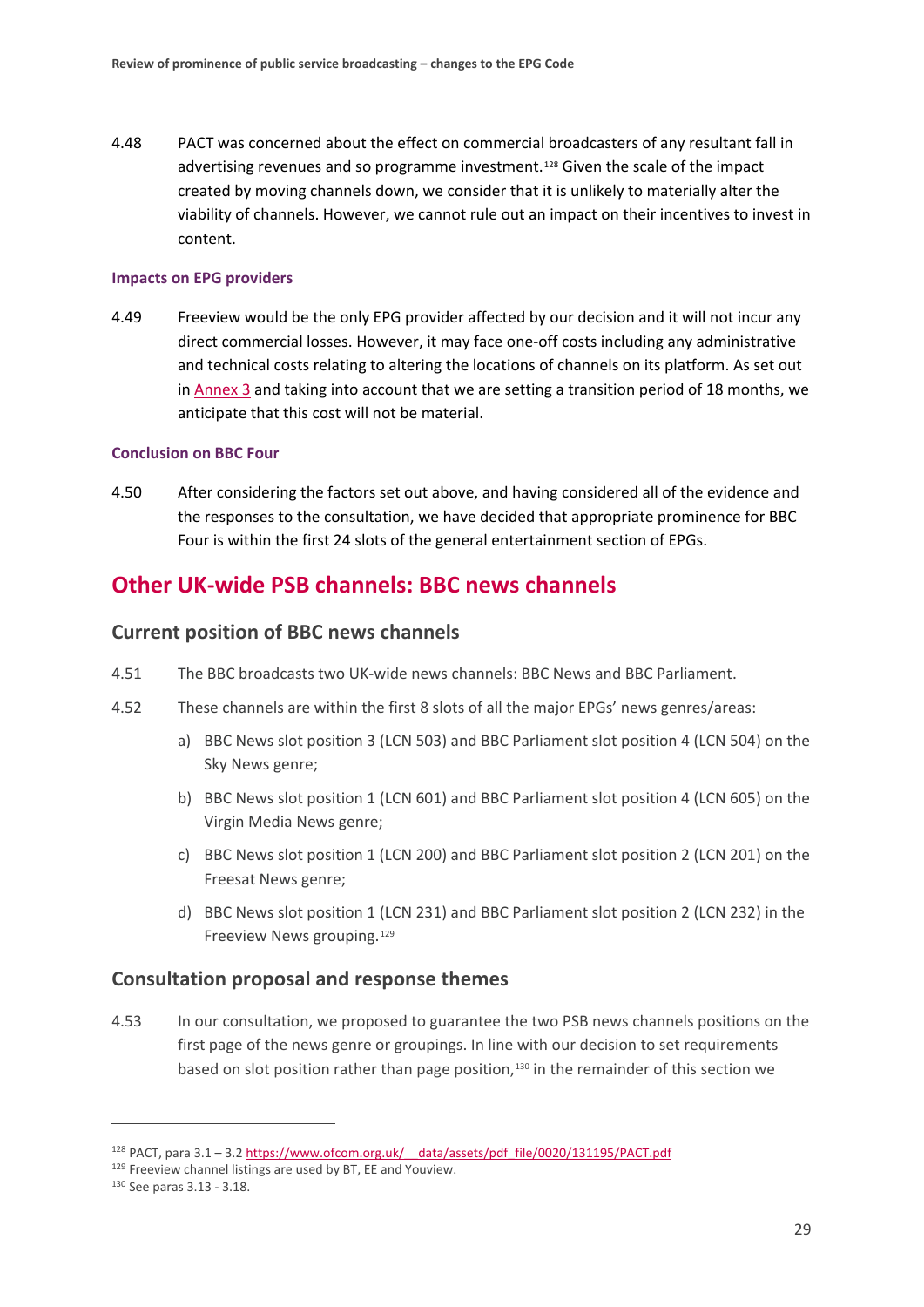4.48 PACT was concerned about the effect on commercial broadcasters of any resultant fall in advertising revenues and so programme investment.[128] Given the scale of the impact created by moving channels down, we consider that it is unlikely to materially alter the viability of channels. However, we cannot rule out an impact on their incentives to invest in content.

#### Impacts on EPG providers

4.49 Freeview would be the only EPG provider affected by our decision and it will not incur any direct commercial losses. However, it may face one-off costs including any administrative and technical costs relating to altering the locations of channels on its platform. As set out in Annex 3 and taking into account that we are setting a transition period of 18 months, we anticipate that this cost will not be material.

#### Conclusion on BBC Four

4.50 After considering the factors set out above, and having considered all of the evidence and the responses to the consultation, we have decided that appropriate prominence for BBC Four is within the first 24 slots of the general entertainment section of EPGs.

## Other UK-wide PSB channels: BBC news channels

### Current position of BBC news channels

4.51 The BBC broadcasts two UK-wide news channels: BBC News and BBC Parliament.

4.52 These channels are within the first 8 slots of all the major EPGs' news genres/areas:

a) BBC News slot position 3 (LCN 503) and BBC Parliament slot position 4 (LCN 504) on the Sky News genre;

b) BBC News slot position 1 (LCN 601) and BBC Parliament slot position 4 (LCN 605) on the Virgin Media News genre;

c) BBC News slot position 1 (LCN 200) and BBC Parliament slot position 2 (LCN 201) on the Freesat News genre;

d) BBC News slot position 1 (LCN 231) and BBC Parliament slot position 2 (LCN 232) in the Freeview News grouping.[129]

### Consultation proposal and response themes

4.53 In our consultation, we proposed to guarantee the two PSB news channels positions on the first page of the news genre or groupings. In line with our decision to set requirements based on slot position rather than page position,[130] in the remainder of this section we

---

[128] PACT, para 3.1 – 3.2 https://www.ofcom.org.uk/__data/assets/pdf_file/0020/131195/PACT.pdf

[129] Freeview channel listings are used by BT, EE and Youview.

[130] See paras 3.13 - 3.18.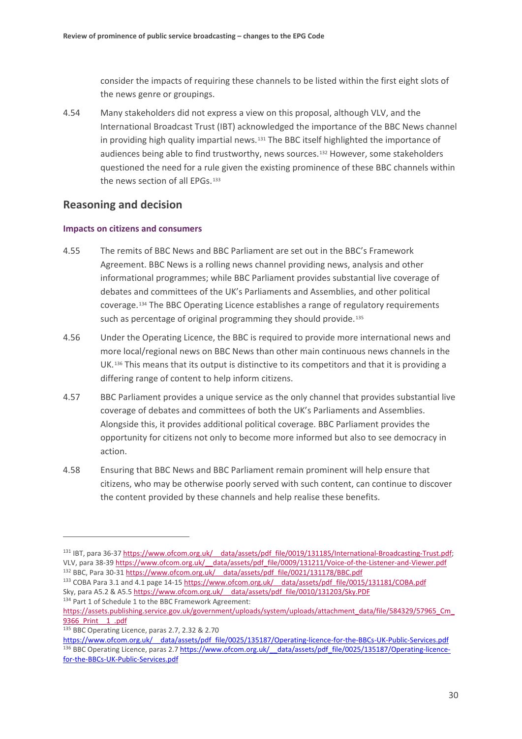consider the impacts of requiring these channels to be listed within the first eight slots of the news genre or groupings.

4.54 Many stakeholders did not express a view on this proposal, although VLV, and the International Broadcast Trust (IBT) acknowledged the importance of the BBC News channel in providing high quality impartial news.[131] The BBC itself highlighted the importance of audiences being able to find trustworthy, news sources.[132] However, some stakeholders questioned the need for a rule given the existing prominence of these BBC channels within the news section of all EPGs.[133]

## Reasoning and decision

### Impacts on citizens and consumers

4.55 The remits of BBC News and BBC Parliament are set out in the BBC's Framework Agreement. BBC News is a rolling news channel providing news, analysis and other informational programmes; while BBC Parliament provides substantial live coverage of debates and committees of the UK's Parliaments and Assemblies, and other political coverage.[134] The BBC Operating Licence establishes a range of regulatory requirements such as percentage of original programming they should provide.[135]

4.56 Under the Operating Licence, the BBC is required to provide more international news and more local/regional news on BBC News than other main continuous news channels in the UK.[136] This means that its output is distinctive to its competitors and that it is providing a differing range of content to help inform citizens.

4.57 BBC Parliament provides a unique service as the only channel that provides substantial live coverage of debates and committees of both the UK's Parliaments and Assemblies. Alongside this, it provides additional political coverage. BBC Parliament provides the opportunity for citizens not only to become more informed but also to see democracy in action.

4.58 Ensuring that BBC News and BBC Parliament remain prominent will help ensure that citizens, who may be otherwise poorly served with such content, can continue to discover the content provided by these channels and help realise these benefits.

---

[131] IBT, para 36-37 https://www.ofcom.org.uk/__data/assets/pdf_file/0019/131185/International-Broadcasting-Trust.pdf; VLV, para 38-39 https://www.ofcom.org.uk/__data/assets/pdf_file/0009/131211/Voice-of-the-Listener-and-Viewer.pdf

[132] BBC, Para 30-31 https://www.ofcom.org.uk/__data/assets/pdf_file/0021/131178/BBC.pdf

[133] COBA Para 3.1 and 4.1 page 14-15 https://www.ofcom.org.uk/__data/assets/pdf_file/0015/131181/COBA.pdf Sky, para A5.2 & A5.5 https://www.ofcom.org.uk/__data/assets/pdf_file/0010/131203/Sky.PDF

[134] Part 1 of Schedule 1 to the BBC Framework Agreement: https://assets.publishing.service.gov.uk/government/uploads/system/uploads/attachment_data/file/584329/57965_Cm_9366_Print__1_.pdf

[135] BBC Operating Licence, paras 2.7, 2.32 & 2.70 https://www.ofcom.org.uk/__data/assets/pdf_file/0025/135187/Operating-licence-for-the-BBCs-UK-Public-Services.pdf

[136] BBC Operating Licence, paras 2.7 https://www.ofcom.org.uk/__data/assets/pdf_file/0025/135187/Operating-licence-for-the-BBCs-UK-Public-Services.pdf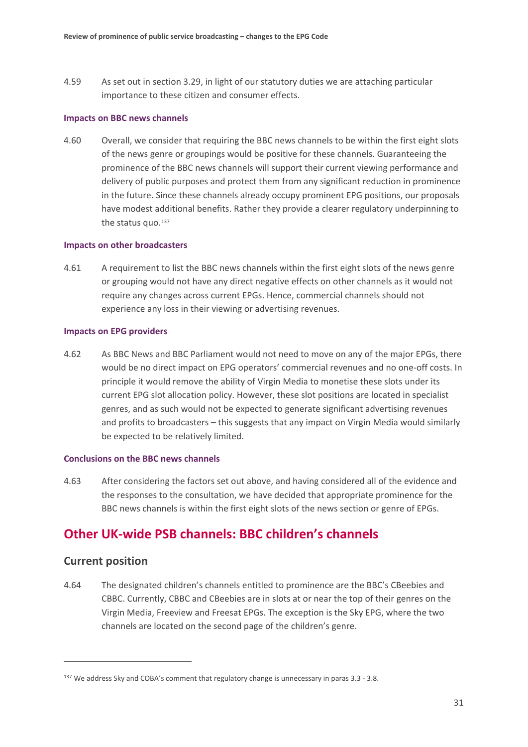4.59 As set out in section 3.29, in light of our statutory duties we are attaching particular importance to these citizen and consumer effects.

#### Impacts on BBC news channels

4.60 Overall, we consider that requiring the BBC news channels to be within the first eight slots of the news genre or groupings would be positive for these channels. Guaranteeing the prominence of the BBC news channels will support their current viewing performance and delivery of public purposes and protect them from any significant reduction in prominence in the future. Since these channels already occupy prominent EPG positions, our proposals have modest additional benefits. Rather they provide a clearer regulatory underpinning to the status quo.[137]

#### Impacts on other broadcasters

4.61 A requirement to list the BBC news channels within the first eight slots of the news genre or grouping would not have any direct negative effects on other channels as it would not require any changes across current EPGs. Hence, commercial channels should not experience any loss in their viewing or advertising revenues.

#### Impacts on EPG providers

4.62 As BBC News and BBC Parliament would not need to move on any of the major EPGs, there would be no direct impact on EPG operators' commercial revenues and no one-off costs. In principle it would remove the ability of Virgin Media to monetise these slots under its current EPG slot allocation policy. However, these slot positions are located in specialist genres, and as such would not be expected to generate significant advertising revenues and profits to broadcasters – this suggests that any impact on Virgin Media would similarly be expected to be relatively limited.

#### Conclusions on the BBC news channels

4.63 After considering the factors set out above, and having considered all of the evidence and the responses to the consultation, we have decided that appropriate prominence for the BBC news channels is within the first eight slots of the news section or genre of EPGs.

## Other UK-wide PSB channels: BBC children's channels

### Current position

4.64 The designated children's channels entitled to prominence are the BBC's CBeebies and CBBC. Currently, CBBC and CBeebies are in slots at or near the top of their genres on the Virgin Media, Freeview and Freesat EPGs. The exception is the Sky EPG, where the two channels are located on the second page of the children's genre.

[137] We address Sky and COBA's comment that regulatory change is unnecessary in paras 3.3 - 3.8.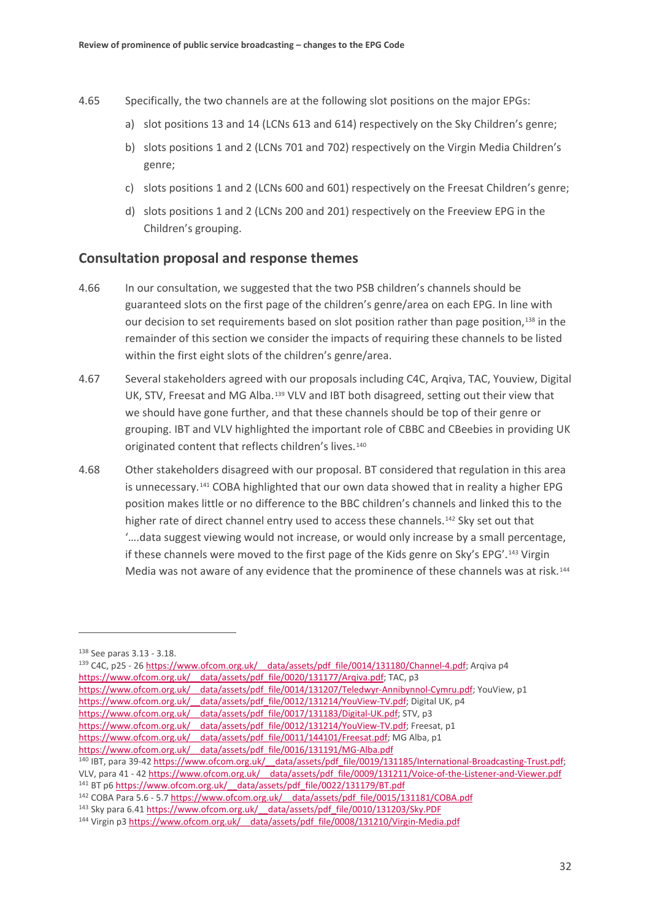4.65 Specifically, the two channels are at the following slot positions on the major EPGs:

a) slot positions 13 and 14 (LCNs 613 and 614) respectively on the Sky Children's genre;

b) slots positions 1 and 2 (LCNs 701 and 702) respectively on the Virgin Media Children's genre;

c) slots positions 1 and 2 (LCNs 600 and 601) respectively on the Freesat Children's genre;

d) slots positions 1 and 2 (LCNs 200 and 201) respectively on the Freeview EPG in the Children's grouping.

## Consultation proposal and response themes

4.66 In our consultation, we suggested that the two PSB children's channels should be guaranteed slots on the first page of the children's genre/area on each EPG. In line with our decision to set requirements based on slot position rather than page position,[138] in the remainder of this section we consider the impacts of requiring these channels to be listed within the first eight slots of the children's genre/area.

4.67 Several stakeholders agreed with our proposals including C4C, Arqiva, TAC, Youview, Digital UK, STV, Freesat and MG Alba.[139] VLV and IBT both disagreed, setting out their view that we should have gone further, and that these channels should be top of their genre or grouping. IBT and VLV highlighted the important role of CBBC and CBeebies in providing UK originated content that reflects children's lives.[140]

4.68 Other stakeholders disagreed with our proposal. BT considered that regulation in this area is unnecessary.[141] COBA highlighted that our own data showed that in reality a higher EPG position makes little or no difference to the BBC children's channels and linked this to the higher rate of direct channel entry used to access these channels.[142] Sky set out that '….data suggest viewing would not increase, or would only increase by a small percentage, if these channels were moved to the first page of the Kids genre on Sky's EPG'.[143] Virgin Media was not aware of any evidence that the prominence of these channels was at risk.[144]

---

[138] See paras 3.13 - 3.18.

[139] C4C, p25 - 26 https://www.ofcom.org.uk/__data/assets/pdf_file/0014/131180/Channel-4.pdf; Arqiva p4 https://www.ofcom.org.uk/__data/assets/pdf_file/0020/131177/Arqiva.pdf; TAC, p3 https://www.ofcom.org.uk/__data/assets/pdf_file/0014/131207/Teledwyr-Annibynnol-Cymru.pdf; YouView, p1 https://www.ofcom.org.uk/__data/assets/pdf_file/0012/131214/YouView-TV.pdf; Digital UK, p4 https://www.ofcom.org.uk/__data/assets/pdf_file/0017/131183/Digital-UK.pdf; STV, p3 https://www.ofcom.org.uk/__data/assets/pdf_file/0012/131214/YouView-TV.pdf; Freesat, p1 https://www.ofcom.org.uk/__data/assets/pdf_file/0011/144101/Freesat.pdf; MG Alba, p1 https://www.ofcom.org.uk/__data/assets/pdf_file/0016/131191/MG-Alba.pdf

[140] IBT, para 39-42 https://www.ofcom.org.uk/__data/assets/pdf_file/0019/131185/International-Broadcasting-Trust.pdf; VLV, para 41 - 42 https://www.ofcom.org.uk/__data/assets/pdf_file/0009/131211/Voice-of-the-Listener-and-Viewer.pdf

[141] BT p6 https://www.ofcom.org.uk/__data/assets/pdf_file/0022/131179/BT.pdf

[142] COBA Para 5.6 - 5.7 https://www.ofcom.org.uk/__data/assets/pdf_file/0015/131181/COBA.pdf

[143] Sky para 6.41 https://www.ofcom.org.uk/__data/assets/pdf_file/0010/131203/Sky.PDF

[144] Virgin p3 https://www.ofcom.org.uk/__data/assets/pdf_file/0008/131210/Virgin-Media.pdf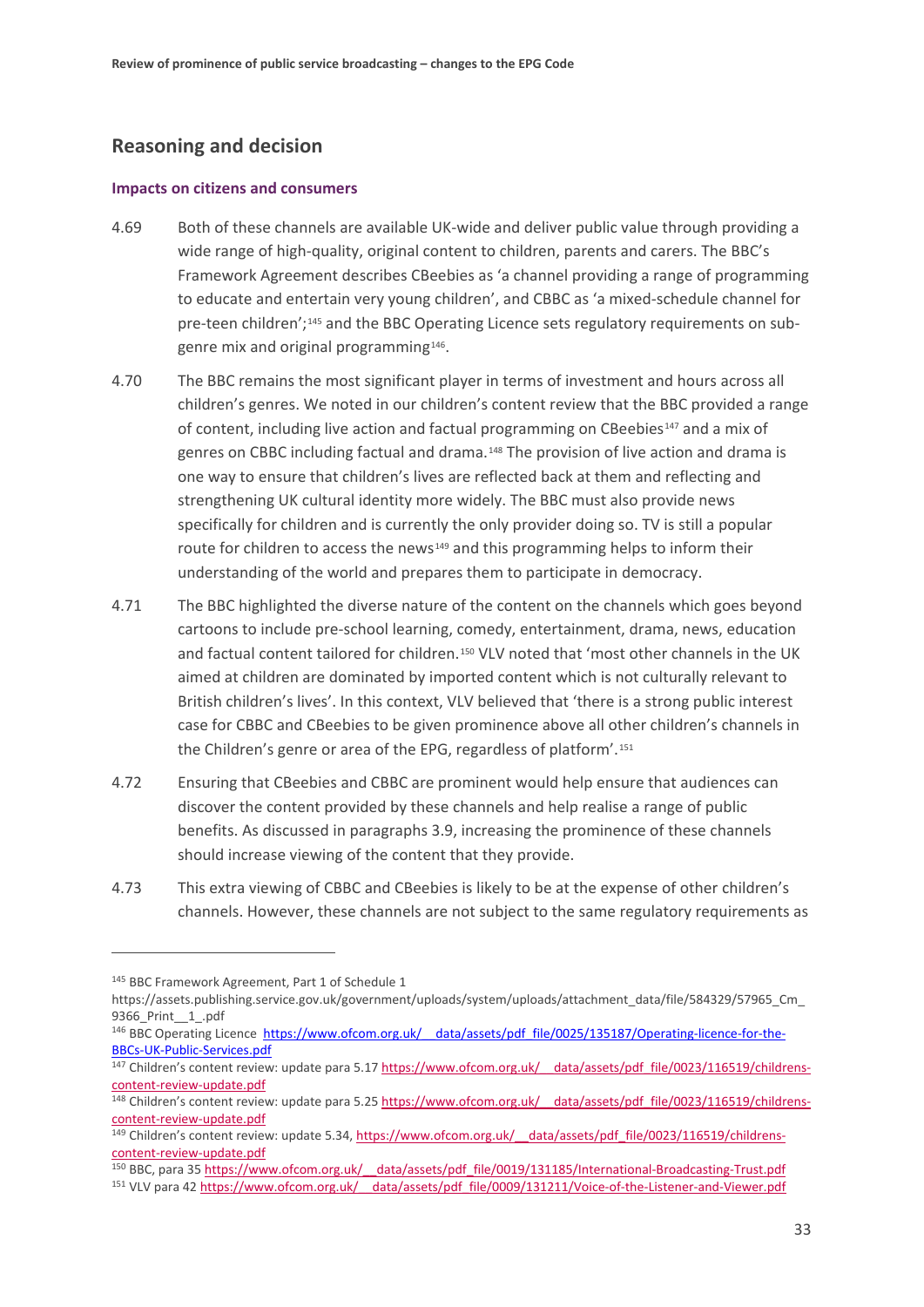## Reasoning and decision

### Impacts on citizens and consumers

4.69 Both of these channels are available UK-wide and deliver public value through providing a wide range of high-quality, original content to children, parents and carers. The BBC's Framework Agreement describes CBeebies as 'a channel providing a range of programming to educate and entertain very young children', and CBBC as 'a mixed-schedule channel for pre-teen children';[145] and the BBC Operating Licence sets regulatory requirements on sub-genre mix and original programming[146].

4.70 The BBC remains the most significant player in terms of investment and hours across all children's genres. We noted in our children's content review that the BBC provided a range of content, including live action and factual programming on CBeebies[147] and a mix of genres on CBBC including factual and drama.[148] The provision of live action and drama is one way to ensure that children's lives are reflected back at them and reflecting and strengthening UK cultural identity more widely. The BBC must also provide news specifically for children and is currently the only provider doing so. TV is still a popular route for children to access the news[149] and this programming helps to inform their understanding of the world and prepares them to participate in democracy.

4.71 The BBC highlighted the diverse nature of the content on the channels which goes beyond cartoons to include pre-school learning, comedy, entertainment, drama, news, education and factual content tailored for children.[150] VLV noted that 'most other channels in the UK aimed at children are dominated by imported content which is not culturally relevant to British children's lives'. In this context, VLV believed that 'there is a strong public interest case for CBBC and CBeebies to be given prominence above all other children's channels in the Children's genre or area of the EPG, regardless of platform'.[151]

4.72 Ensuring that CBeebies and CBBC are prominent would help ensure that audiences can discover the content provided by these channels and help realise a range of public benefits. As discussed in paragraphs 3.9, increasing the prominence of these channels should increase viewing of the content that they provide.

4.73 This extra viewing of CBBC and CBeebies is likely to be at the expense of other children's channels. However, these channels are not subject to the same regulatory requirements as

---

[145] BBC Framework Agreement, Part 1 of Schedule 1 https://assets.publishing.service.gov.uk/government/uploads/system/uploads/attachment_data/file/584329/57965_Cm_9366_Print__1_.pdf

[146] BBC Operating Licence https://www.ofcom.org.uk/__data/assets/pdf_file/0025/135187/Operating-licence-for-the-BBCs-UK-Public-Services.pdf

[147] Children's content review: update para 5.17 https://www.ofcom.org.uk/__data/assets/pdf_file/0023/116519/childrens-content-review-update.pdf

[148] Children's content review: update para 5.25 https://www.ofcom.org.uk/__data/assets/pdf_file/0023/116519/childrens-content-review-update.pdf

[149] Children's content review: update 5.34, https://www.ofcom.org.uk/__data/assets/pdf_file/0023/116519/childrens-content-review-update.pdf

[150] BBC, para 35 https://www.ofcom.org.uk/__data/assets/pdf_file/0019/131185/International-Broadcasting-Trust.pdf

[151] VLV para 42 https://www.ofcom.org.uk/__data/assets/pdf_file/0009/131211/Voice-of-the-Listener-and-Viewer.pdf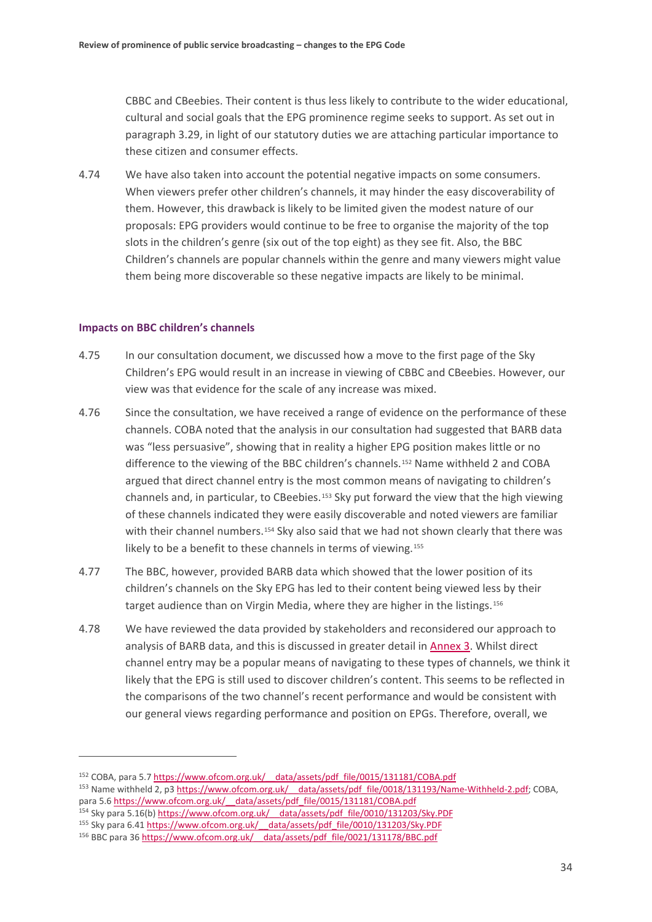CBBC and CBeebies. Their content is thus less likely to contribute to the wider educational, cultural and social goals that the EPG prominence regime seeks to support. As set out in paragraph 3.29, in light of our statutory duties we are attaching particular importance to these citizen and consumer effects.

4.74 We have also taken into account the potential negative impacts on some consumers. When viewers prefer other children's channels, it may hinder the easy discoverability of them. However, this drawback is likely to be limited given the modest nature of our proposals: EPG providers would continue to be free to organise the majority of the top slots in the children's genre (six out of the top eight) as they see fit. Also, the BBC Children's channels are popular channels within the genre and many viewers might value them being more discoverable so these negative impacts are likely to be minimal.

### Impacts on BBC children's channels

4.75 In our consultation document, we discussed how a move to the first page of the Sky Children's EPG would result in an increase in viewing of CBBC and CBeebies. However, our view was that evidence for the scale of any increase was mixed.

4.76 Since the consultation, we have received a range of evidence on the performance of these channels. COBA noted that the analysis in our consultation had suggested that BARB data was "less persuasive", showing that in reality a higher EPG position makes little or no difference to the viewing of the BBC children's channels.[152] Name withheld 2 and COBA argued that direct channel entry is the most common means of navigating to children's channels and, in particular, to CBeebies.[153] Sky put forward the view that the high viewing of these channels indicated they were easily discoverable and noted viewers are familiar with their channel numbers.[154] Sky also said that we had not shown clearly that there was likely to be a benefit to these channels in terms of viewing.[155]

4.77 The BBC, however, provided BARB data which showed that the lower position of its children's channels on the Sky EPG has led to their content being viewed less by their target audience than on Virgin Media, where they are higher in the listings.[156]

4.78 We have reviewed the data provided by stakeholders and reconsidered our approach to analysis of BARB data, and this is discussed in greater detail in Annex 3. Whilst direct channel entry may be a popular means of navigating to these types of channels, we think it likely that the EPG is still used to discover children's content. This seems to be reflected in the comparisons of the two channel's recent performance and would be consistent with our general views regarding performance and position on EPGs. Therefore, overall, we

---

[152] COBA, para 5.7 https://www.ofcom.org.uk/__data/assets/pdf_file/0015/131181/COBA.pdf

[153] Name withheld 2, p3 https://www.ofcom.org.uk/__data/assets/pdf_file/0018/131193/Name-Withheld-2.pdf; COBA, para 5.6 https://www.ofcom.org.uk/__data/assets/pdf_file/0015/131181/COBA.pdf

[154] Sky para 5.16(b) https://www.ofcom.org.uk/__data/assets/pdf_file/0010/131203/Sky.PDF

[155] Sky para 6.41 https://www.ofcom.org.uk/__data/assets/pdf_file/0010/131203/Sky.PDF

[156] BBC para 36 https://www.ofcom.org.uk/__data/assets/pdf_file/0021/131178/BBC.pdf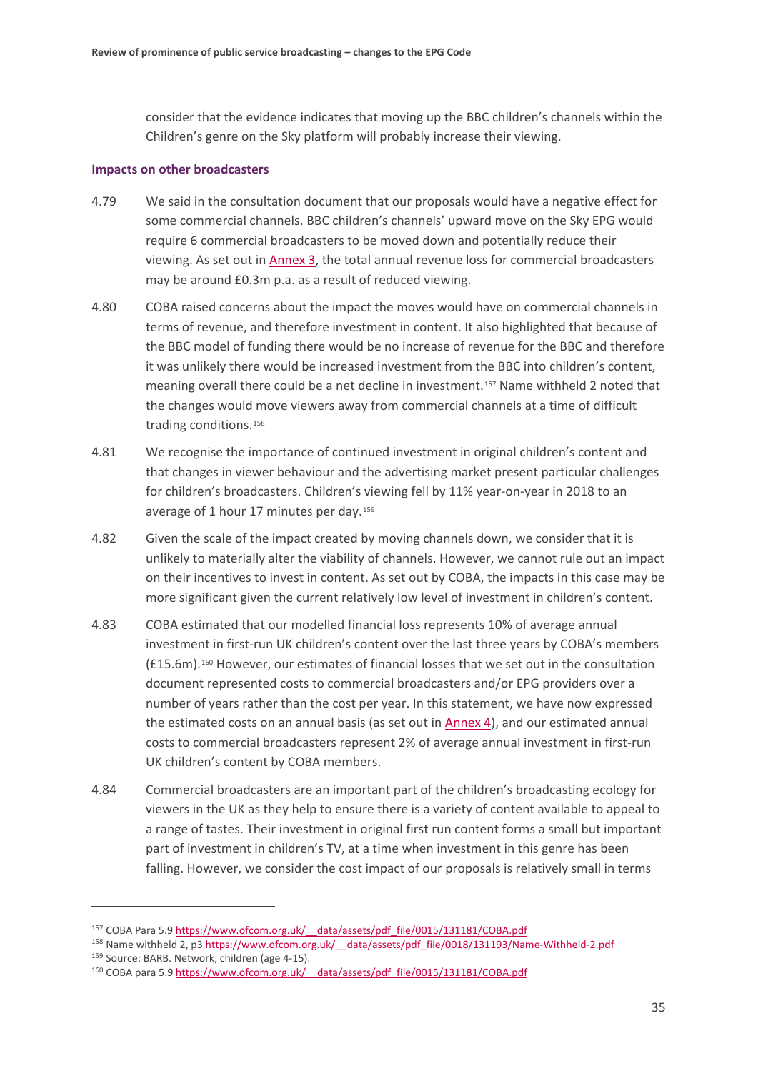consider that the evidence indicates that moving up the BBC children's channels within the Children's genre on the Sky platform will probably increase their viewing.

### Impacts on other broadcasters

4.79 We said in the consultation document that our proposals would have a negative effect for some commercial channels. BBC children's channels' upward move on the Sky EPG would require 6 commercial broadcasters to be moved down and potentially reduce their viewing. As set out in Annex 3, the total annual revenue loss for commercial broadcasters may be around £0.3m p.a. as a result of reduced viewing.

4.80 COBA raised concerns about the impact the moves would have on commercial channels in terms of revenue, and therefore investment in content. It also highlighted that because of the BBC model of funding there would be no increase of revenue for the BBC and therefore it was unlikely there would be increased investment from the BBC into children's content, meaning overall there could be a net decline in investment.[157] Name withheld 2 noted that the changes would move viewers away from commercial channels at a time of difficult trading conditions.[158]

4.81 We recognise the importance of continued investment in original children's content and that changes in viewer behaviour and the advertising market present particular challenges for children's broadcasters. Children's viewing fell by 11% year-on-year in 2018 to an average of 1 hour 17 minutes per day.[159]

4.82 Given the scale of the impact created by moving channels down, we consider that it is unlikely to materially alter the viability of channels. However, we cannot rule out an impact on their incentives to invest in content. As set out by COBA, the impacts in this case may be more significant given the current relatively low level of investment in children's content.

4.83 COBA estimated that our modelled financial loss represents 10% of average annual investment in first-run UK children's content over the last three years by COBA's members (£15.6m).[160] However, our estimates of financial losses that we set out in the consultation document represented costs to commercial broadcasters and/or EPG providers over a number of years rather than the cost per year. In this statement, we have now expressed the estimated costs on an annual basis (as set out in Annex 4), and our estimated annual costs to commercial broadcasters represent 2% of average annual investment in first-run UK children's content by COBA members.

4.84 Commercial broadcasters are an important part of the children's broadcasting ecology for viewers in the UK as they help to ensure there is a variety of content available to appeal to a range of tastes. Their investment in original first run content forms a small but important part of investment in children's TV, at a time when investment in this genre has been falling. However, we consider the cost impact of our proposals is relatively small in terms

---

[157] COBA Para 5.9 https://www.ofcom.org.uk/__data/assets/pdf_file/0015/131181/COBA.pdf

[158] Name withheld 2, p3 https://www.ofcom.org.uk/__data/assets/pdf_file/0018/131193/Name-Withheld-2.pdf

[159] Source: BARB. Network, children (age 4-15).

[160] COBA para 5.9 https://www.ofcom.org.uk/__data/assets/pdf_file/0015/131181/COBA.pdf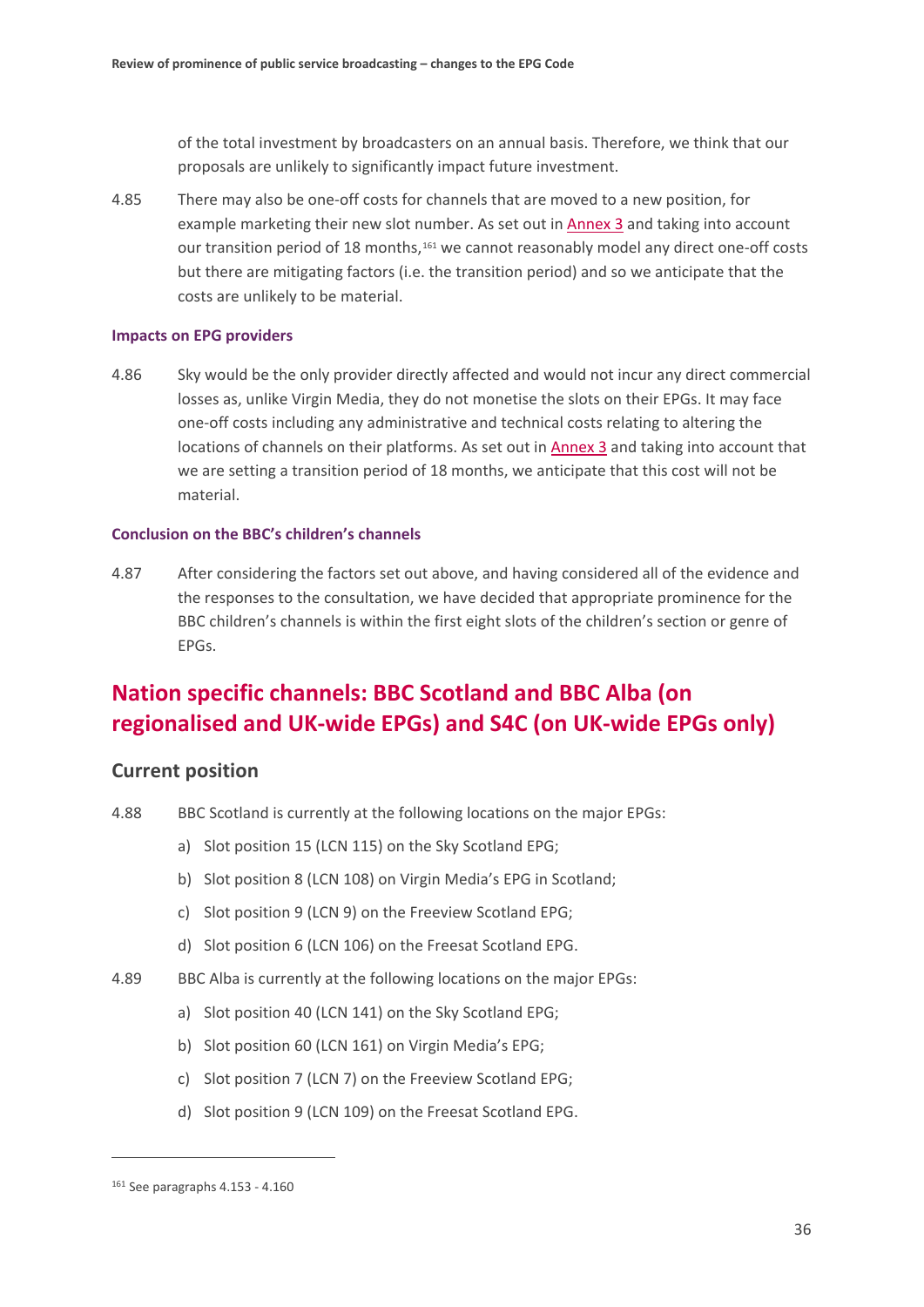of the total investment by broadcasters on an annual basis. Therefore, we think that our proposals are unlikely to significantly impact future investment.

4.85 There may also be one-off costs for channels that are moved to a new position, for example marketing their new slot number. As set out in Annex 3 and taking into account our transition period of 18 months,[161] we cannot reasonably model any direct one-off costs but there are mitigating factors (i.e. the transition period) and so we anticipate that the costs are unlikely to be material.

### Impacts on EPG providers

4.86 Sky would be the only provider directly affected and would not incur any direct commercial losses as, unlike Virgin Media, they do not monetise the slots on their EPGs. It may face one-off costs including any administrative and technical costs relating to altering the locations of channels on their platforms. As set out in Annex 3 and taking into account that we are setting a transition period of 18 months, we anticipate that this cost will not be material.

### Conclusion on the BBC's children's channels

4.87 After considering the factors set out above, and having considered all of the evidence and the responses to the consultation, we have decided that appropriate prominence for the BBC children's channels is within the first eight slots of the children's section or genre of EPGs.

## Nation specific channels: BBC Scotland and BBC Alba (on regionalised and UK-wide EPGs) and S4C (on UK-wide EPGs only)

### Current position

4.88 BBC Scotland is currently at the following locations on the major EPGs:

a) Slot position 15 (LCN 115) on the Sky Scotland EPG;

b) Slot position 8 (LCN 108) on Virgin Media's EPG in Scotland;

c) Slot position 9 (LCN 9) on the Freeview Scotland EPG;

d) Slot position 6 (LCN 106) on the Freesat Scotland EPG.

4.89 BBC Alba is currently at the following locations on the major EPGs:

a) Slot position 40 (LCN 141) on the Sky Scotland EPG;

b) Slot position 60 (LCN 161) on Virgin Media's EPG;

c) Slot position 7 (LCN 7) on the Freeview Scotland EPG;

d) Slot position 9 (LCN 109) on the Freesat Scotland EPG.

[161] See paragraphs 4.153 - 4.160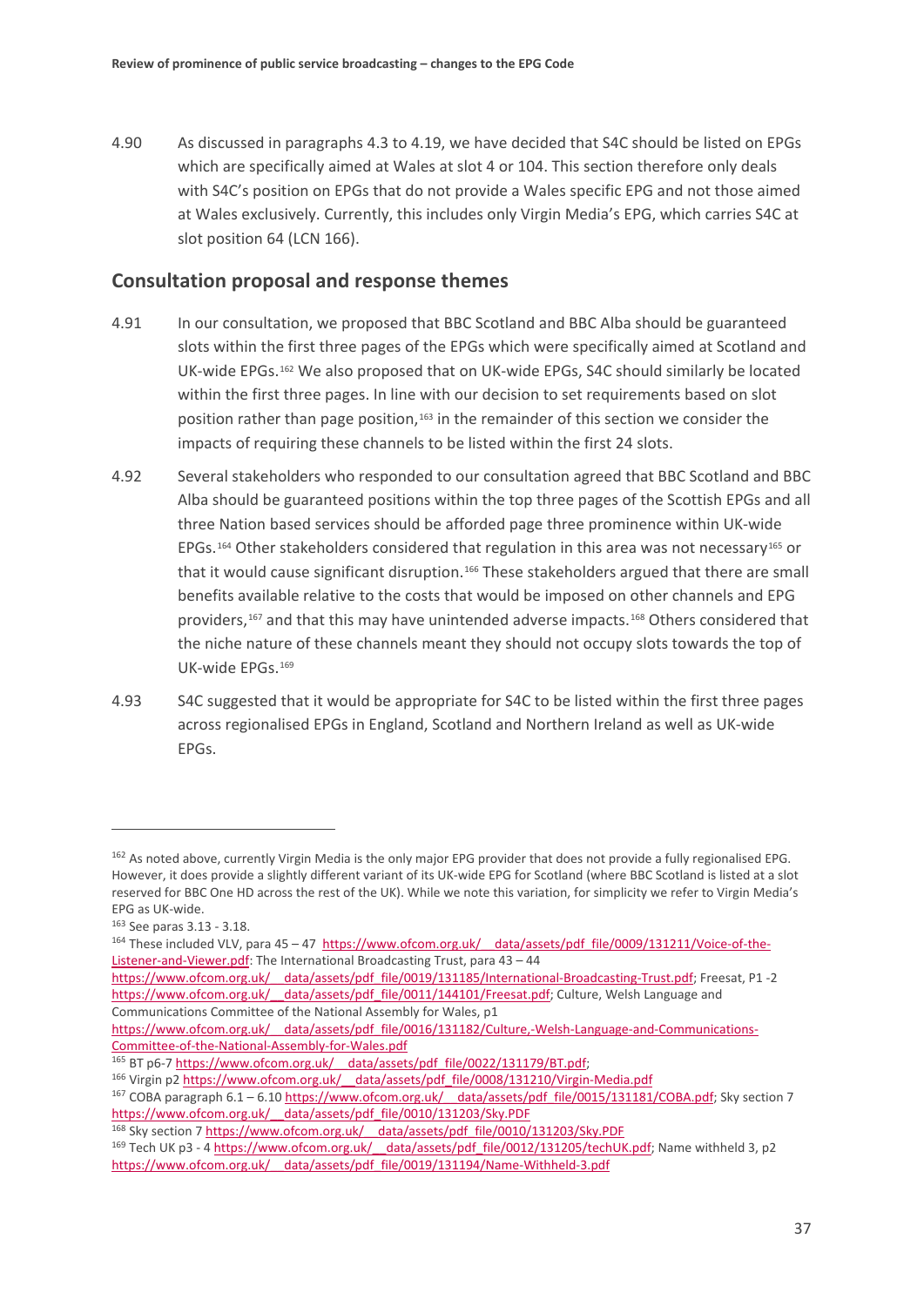4.90 As discussed in paragraphs 4.3 to 4.19, we have decided that S4C should be listed on EPGs which are specifically aimed at Wales at slot 4 or 104. This section therefore only deals with S4C's position on EPGs that do not provide a Wales specific EPG and not those aimed at Wales exclusively. Currently, this includes only Virgin Media's EPG, which carries S4C at slot position 64 (LCN 166).

## Consultation proposal and response themes

4.91 In our consultation, we proposed that BBC Scotland and BBC Alba should be guaranteed slots within the first three pages of the EPGs which were specifically aimed at Scotland and UK-wide EPGs.[162] We also proposed that on UK-wide EPGs, S4C should similarly be located within the first three pages. In line with our decision to set requirements based on slot position rather than page position,[163] in the remainder of this section we consider the impacts of requiring these channels to be listed within the first 24 slots.

4.92 Several stakeholders who responded to our consultation agreed that BBC Scotland and BBC Alba should be guaranteed positions within the top three pages of the Scottish EPGs and all three Nation based services should be afforded page three prominence within UK-wide EPGs.[164] Other stakeholders considered that regulation in this area was not necessary[165] or that it would cause significant disruption.[166] These stakeholders argued that there are small benefits available relative to the costs that would be imposed on other channels and EPG providers,[167] and that this may have unintended adverse impacts.[168] Others considered that the niche nature of these channels meant they should not occupy slots towards the top of UK-wide EPGs.[169]

4.93 S4C suggested that it would be appropriate for S4C to be listed within the first three pages across regionalised EPGs in England, Scotland and Northern Ireland as well as UK-wide EPGs.

---

[162] As noted above, currently Virgin Media is the only major EPG provider that does not provide a fully regionalised EPG. However, it does provide a slightly different variant of its UK-wide EPG for Scotland (where BBC Scotland is listed at a slot reserved for BBC One HD across the rest of the UK). While we note this variation, for simplicity we refer to Virgin Media's EPG as UK-wide.

[163] See paras 3.13 - 3.18.

[164] These included VLV, para 45 – 47 https://www.ofcom.org.uk/__data/assets/pdf_file/0009/131211/Voice-of-the-Listener-and-Viewer.pdf: The International Broadcasting Trust, para 43 – 44 https://www.ofcom.org.uk/__data/assets/pdf_file/0019/131185/International-Broadcasting-Trust.pdf; Freesat, P1 -2 https://www.ofcom.org.uk/__data/assets/pdf_file/0011/144101/Freesat.pdf; Culture, Welsh Language and Communications Committee of the National Assembly for Wales, p1 https://www.ofcom.org.uk/__data/assets/pdf_file/0016/131182/Culture,-Welsh-Language-and-Communications-Committee-of-the-National-Assembly-for-Wales.pdf

[165] BT p6-7 https://www.ofcom.org.uk/__data/assets/pdf_file/0022/131179/BT.pdf;

[166] Virgin p2 https://www.ofcom.org.uk/__data/assets/pdf_file/0008/131210/Virgin-Media.pdf

[167] COBA paragraph 6.1 – 6.10 https://www.ofcom.org.uk/__data/assets/pdf_file/0015/131181/COBA.pdf; Sky section 7 https://www.ofcom.org.uk/__data/assets/pdf_file/0010/131203/Sky.PDF

[168] Sky section 7 https://www.ofcom.org.uk/__data/assets/pdf_file/0010/131203/Sky.PDF

[169] Tech UK p3 - 4 https://www.ofcom.org.uk/__data/assets/pdf_file/0012/131205/techUK.pdf; Name withheld 3, p2 https://www.ofcom.org.uk/__data/assets/pdf_file/0019/131194/Name-Withheld-3.pdf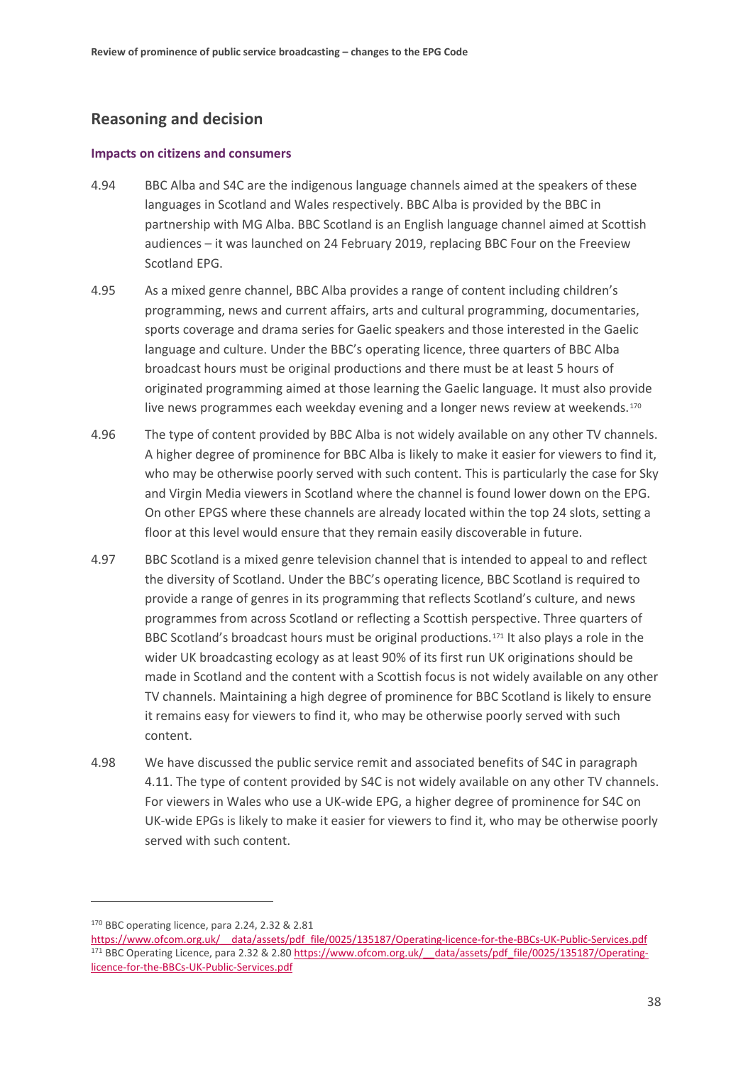## Reasoning and decision

### Impacts on citizens and consumers

4.94 BBC Alba and S4C are the indigenous language channels aimed at the speakers of these languages in Scotland and Wales respectively. BBC Alba is provided by the BBC in partnership with MG Alba. BBC Scotland is an English language channel aimed at Scottish audiences – it was launched on 24 February 2019, replacing BBC Four on the Freeview Scotland EPG.

4.95 As a mixed genre channel, BBC Alba provides a range of content including children's programming, news and current affairs, arts and cultural programming, documentaries, sports coverage and drama series for Gaelic speakers and those interested in the Gaelic language and culture. Under the BBC's operating licence, three quarters of BBC Alba broadcast hours must be original productions and there must be at least 5 hours of originated programming aimed at those learning the Gaelic language. It must also provide live news programmes each weekday evening and a longer news review at weekends.[170]

4.96 The type of content provided by BBC Alba is not widely available on any other TV channels. A higher degree of prominence for BBC Alba is likely to make it easier for viewers to find it, who may be otherwise poorly served with such content. This is particularly the case for Sky and Virgin Media viewers in Scotland where the channel is found lower down on the EPG. On other EPGS where these channels are already located within the top 24 slots, setting a floor at this level would ensure that they remain easily discoverable in future.

4.97 BBC Scotland is a mixed genre television channel that is intended to appeal to and reflect the diversity of Scotland. Under the BBC's operating licence, BBC Scotland is required to provide a range of genres in its programming that reflects Scotland's culture, and news programmes from across Scotland or reflecting a Scottish perspective. Three quarters of BBC Scotland's broadcast hours must be original productions.[171] It also plays a role in the wider UK broadcasting ecology as at least 90% of its first run UK originations should be made in Scotland and the content with a Scottish focus is not widely available on any other TV channels. Maintaining a high degree of prominence for BBC Scotland is likely to ensure it remains easy for viewers to find it, who may be otherwise poorly served with such content.

4.98 We have discussed the public service remit and associated benefits of S4C in paragraph 4.11. The type of content provided by S4C is not widely available on any other TV channels. For viewers in Wales who use a UK-wide EPG, a higher degree of prominence for S4C on UK-wide EPGs is likely to make it easier for viewers to find it, who may be otherwise poorly served with such content.

---

[170] BBC operating licence, para 2.24, 2.32 & 2.81 https://www.ofcom.org.uk/__data/assets/pdf_file/0025/135187/Operating-licence-for-the-BBCs-UK-Public-Services.pdf

[171] BBC Operating Licence, para 2.32 & 2.80 https://www.ofcom.org.uk/__data/assets/pdf_file/0025/135187/Operating-licence-for-the-BBCs-UK-Public-Services.pdf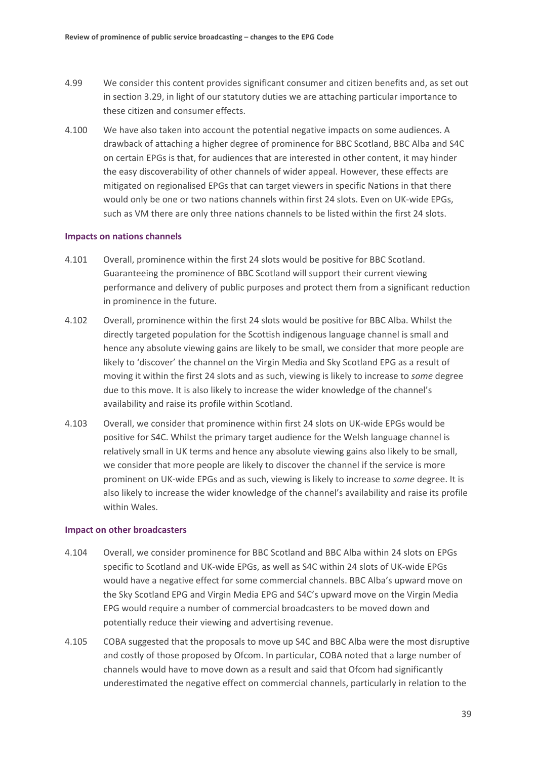4.99 We consider this content provides significant consumer and citizen benefits and, as set out in section 3.29, in light of our statutory duties we are attaching particular importance to these citizen and consumer effects.

4.100 We have also taken into account the potential negative impacts on some audiences. A drawback of attaching a higher degree of prominence for BBC Scotland, BBC Alba and S4C on certain EPGs is that, for audiences that are interested in other content, it may hinder the easy discoverability of other channels of wider appeal. However, these effects are mitigated on regionalised EPGs that can target viewers in specific Nations in that there would only be one or two nations channels within first 24 slots. Even on UK-wide EPGs, such as VM there are only three nations channels to be listed within the first 24 slots.

### Impacts on nations channels

4.101 Overall, prominence within the first 24 slots would be positive for BBC Scotland. Guaranteeing the prominence of BBC Scotland will support their current viewing performance and delivery of public purposes and protect them from a significant reduction in prominence in the future.

4.102 Overall, prominence within the first 24 slots would be positive for BBC Alba. Whilst the directly targeted population for the Scottish indigenous language channel is small and hence any absolute viewing gains are likely to be small, we consider that more people are likely to 'discover' the channel on the Virgin Media and Sky Scotland EPG as a result of moving it within the first 24 slots and as such, viewing is likely to increase to *some* degree due to this move. It is also likely to increase the wider knowledge of the channel's availability and raise its profile within Scotland.

4.103 Overall, we consider that prominence within first 24 slots on UK-wide EPGs would be positive for S4C. Whilst the primary target audience for the Welsh language channel is relatively small in UK terms and hence any absolute viewing gains also likely to be small, we consider that more people are likely to discover the channel if the service is more prominent on UK-wide EPGs and as such, viewing is likely to increase to *some* degree. It is also likely to increase the wider knowledge of the channel's availability and raise its profile within Wales.

### Impact on other broadcasters

4.104 Overall, we consider prominence for BBC Scotland and BBC Alba within 24 slots on EPGs specific to Scotland and UK-wide EPGs, as well as S4C within 24 slots of UK-wide EPGs would have a negative effect for some commercial channels. BBC Alba's upward move on the Sky Scotland EPG and Virgin Media EPG and S4C's upward move on the Virgin Media EPG would require a number of commercial broadcasters to be moved down and potentially reduce their viewing and advertising revenue.

4.105 COBA suggested that the proposals to move up S4C and BBC Alba were the most disruptive and costly of those proposed by Ofcom. In particular, COBA noted that a large number of channels would have to move down as a result and said that Ofcom had significantly underestimated the negative effect on commercial channels, particularly in relation to the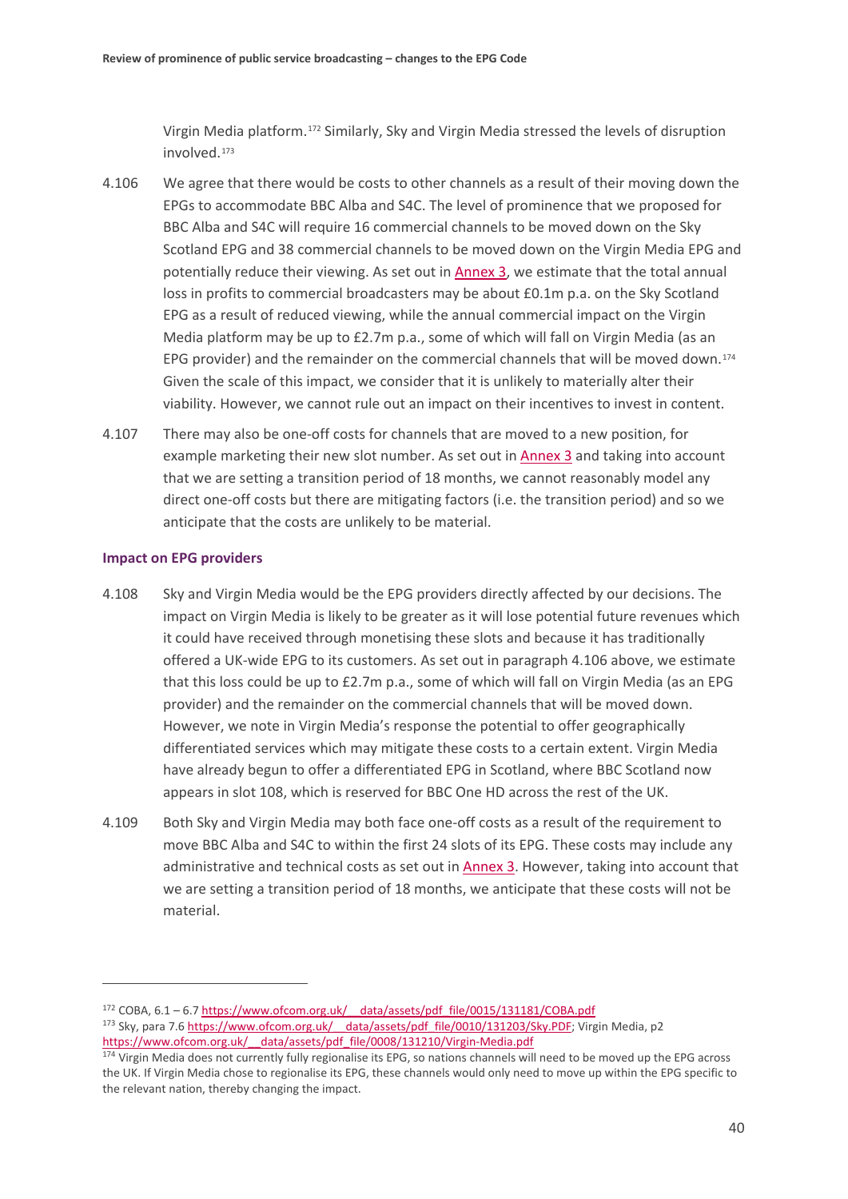Virgin Media platform.[172] Similarly, Sky and Virgin Media stressed the levels of disruption involved.[173]

4.106 We agree that there would be costs to other channels as a result of their moving down the EPGs to accommodate BBC Alba and S4C. The level of prominence that we proposed for BBC Alba and S4C will require 16 commercial channels to be moved down on the Sky Scotland EPG and 38 commercial channels to be moved down on the Virgin Media EPG and potentially reduce their viewing. As set out in Annex 3, we estimate that the total annual loss in profits to commercial broadcasters may be about £0.1m p.a. on the Sky Scotland EPG as a result of reduced viewing, while the annual commercial impact on the Virgin Media platform may be up to £2.7m p.a., some of which will fall on Virgin Media (as an EPG provider) and the remainder on the commercial channels that will be moved down.[174] Given the scale of this impact, we consider that it is unlikely to materially alter their viability. However, we cannot rule out an impact on their incentives to invest in content.

4.107 There may also be one-off costs for channels that are moved to a new position, for example marketing their new slot number. As set out in Annex 3 and taking into account that we are setting a transition period of 18 months, we cannot reasonably model any direct one-off costs but there are mitigating factors (i.e. the transition period) and so we anticipate that the costs are unlikely to be material.

### Impact on EPG providers

4.108 Sky and Virgin Media would be the EPG providers directly affected by our decisions. The impact on Virgin Media is likely to be greater as it will lose potential future revenues which it could have received through monetising these slots and because it has traditionally offered a UK-wide EPG to its customers. As set out in paragraph 4.106 above, we estimate that this loss could be up to £2.7m p.a., some of which will fall on Virgin Media (as an EPG provider) and the remainder on the commercial channels that will be moved down. However, we note in Virgin Media's response the potential to offer geographically differentiated services which may mitigate these costs to a certain extent. Virgin Media have already begun to offer a differentiated EPG in Scotland, where BBC Scotland now appears in slot 108, which is reserved for BBC One HD across the rest of the UK.

4.109 Both Sky and Virgin Media may both face one-off costs as a result of the requirement to move BBC Alba and S4C to within the first 24 slots of its EPG. These costs may include any administrative and technical costs as set out in Annex 3. However, taking into account that we are setting a transition period of 18 months, we anticipate that these costs will not be material.

---

[172] COBA, 6.1 – 6.7 https://www.ofcom.org.uk/__data/assets/pdf_file/0015/131181/COBA.pdf

[173] Sky, para 7.6 https://www.ofcom.org.uk/__data/assets/pdf_file/0010/131203/Sky.PDF; Virgin Media, p2 https://www.ofcom.org.uk/__data/assets/pdf_file/0008/131210/Virgin-Media.pdf

[174] Virgin Media does not currently fully regionalise its EPG, so nations channels will need to be moved up the EPG across the UK. If Virgin Media chose to regionalise its EPG, these channels would only need to move up within the EPG specific to the relevant nation, thereby changing the impact.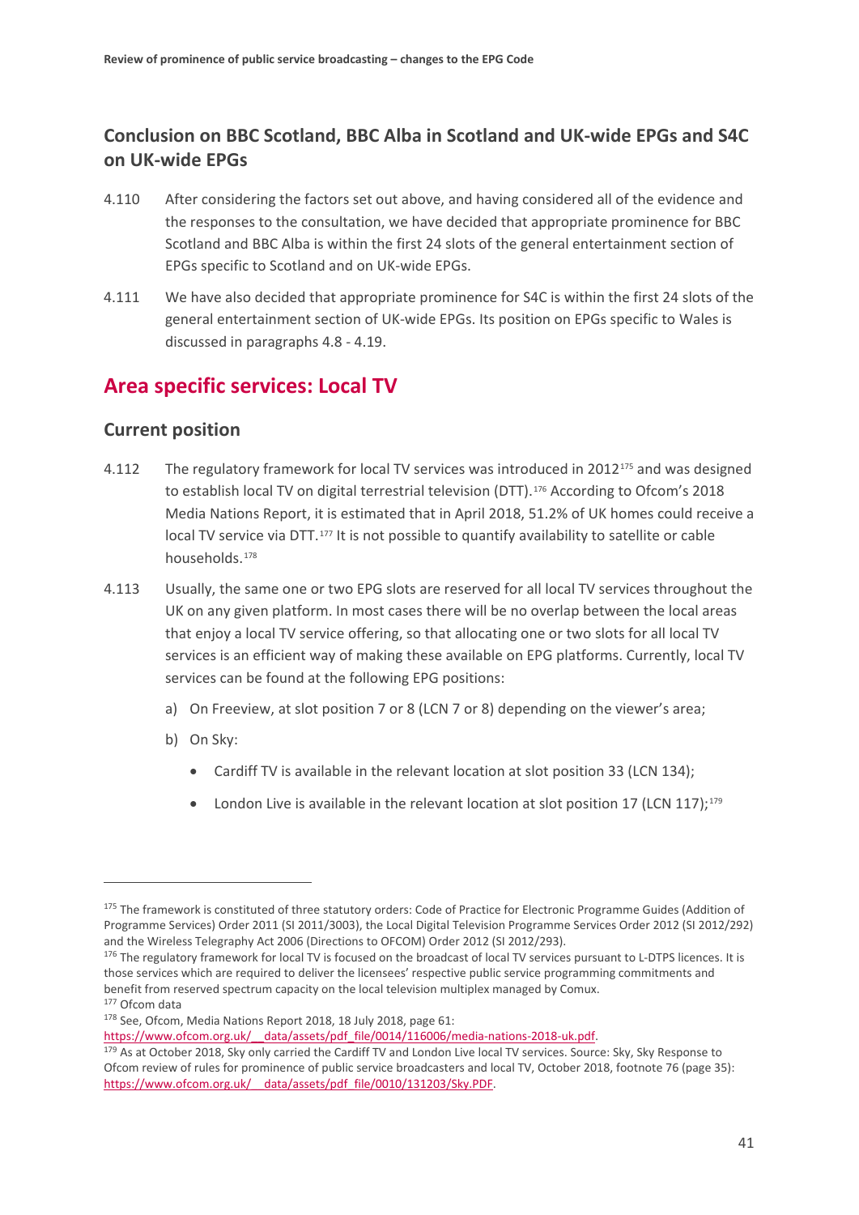### Conclusion on BBC Scotland, BBC Alba in Scotland and UK-wide EPGs and S4C on UK-wide EPGs

4.110 After considering the factors set out above, and having considered all of the evidence and the responses to the consultation, we have decided that appropriate prominence for BBC Scotland and BBC Alba is within the first 24 slots of the general entertainment section of EPGs specific to Scotland and on UK-wide EPGs.

4.111 We have also decided that appropriate prominence for S4C is within the first 24 slots of the general entertainment section of UK-wide EPGs. Its position on EPGs specific to Wales is discussed in paragraphs 4.8 - 4.19.

## Area specific services: Local TV

### Current position

4.112 The regulatory framework for local TV services was introduced in 2012[175] and was designed to establish local TV on digital terrestrial television (DTT).[176] According to Ofcom's 2018 Media Nations Report, it is estimated that in April 2018, 51.2% of UK homes could receive a local TV service via DTT.[177] It is not possible to quantify availability to satellite or cable households.[178]

4.113 Usually, the same one or two EPG slots are reserved for all local TV services throughout the UK on any given platform. In most cases there will be no overlap between the local areas that enjoy a local TV service offering, so that allocating one or two slots for all local TV services is an efficient way of making these available on EPG platforms. Currently, local TV services can be found at the following EPG positions:

a) On Freeview, at slot position 7 or 8 (LCN 7 or 8) depending on the viewer's area;

b) On Sky:

- Cardiff TV is available in the relevant location at slot position 33 (LCN 134);
- London Live is available in the relevant location at slot position 17 (LCN 117);[179]

---

[175] The framework is constituted of three statutory orders: Code of Practice for Electronic Programme Guides (Addition of Programme Services) Order 2011 (SI 2011/3003), the Local Digital Television Programme Services Order 2012 (SI 2012/292) and the Wireless Telegraphy Act 2006 (Directions to OFCOM) Order 2012 (SI 2012/293).

[176] The regulatory framework for local TV is focused on the broadcast of local TV services pursuant to L-DTPS licences. It is those services which are required to deliver the licensees' respective public service programming commitments and benefit from reserved spectrum capacity on the local television multiplex managed by Comux.

[177] Ofcom data

[178] See, Ofcom, Media Nations Report 2018, 18 July 2018, page 61: https://www.ofcom.org.uk/__data/assets/pdf_file/0014/116006/media-nations-2018-uk.pdf.

[179] As at October 2018, Sky only carried the Cardiff TV and London Live local TV services. Source: Sky, Sky Response to Ofcom review of rules for prominence of public service broadcasters and local TV, October 2018, footnote 76 (page 35): https://www.ofcom.org.uk/__data/assets/pdf_file/0010/131203/Sky.PDF.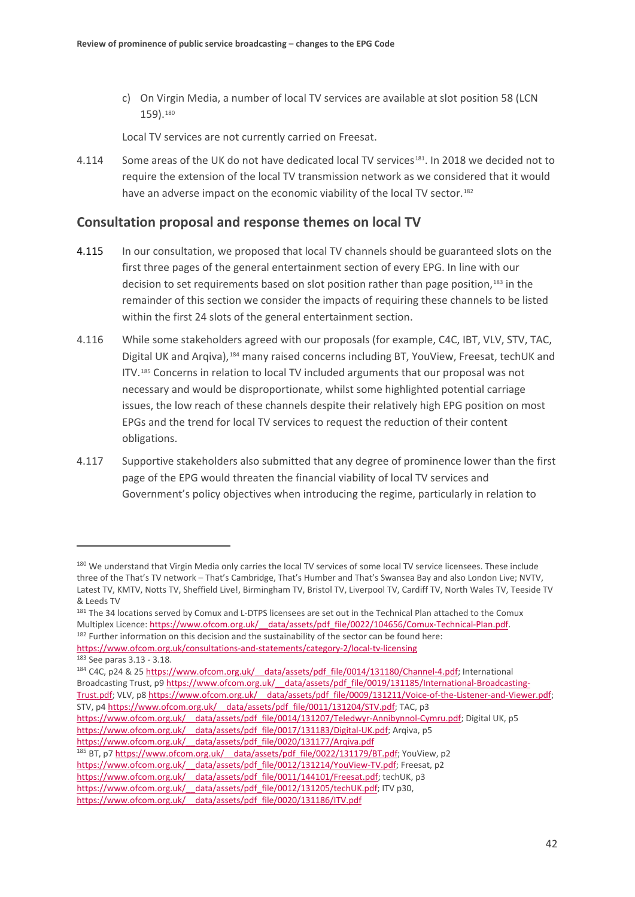c) On Virgin Media, a number of local TV services are available at slot position 58 (LCN 159).[180]

Local TV services are not currently carried on Freesat.

4.114 Some areas of the UK do not have dedicated local TV services[181]. In 2018 we decided not to require the extension of the local TV transmission network as we considered that it would have an adverse impact on the economic viability of the local TV sector.[182]

## Consultation proposal and response themes on local TV

**4.115** In our consultation, we proposed that local TV channels should be guaranteed slots on the first three pages of the general entertainment section of every EPG. In line with our decision to set requirements based on slot position rather than page position,[183] in the remainder of this section we consider the impacts of requiring these channels to be listed within the first 24 slots of the general entertainment section.

4.116 While some stakeholders agreed with our proposals (for example, C4C, IBT, VLV, STV, TAC, Digital UK and Arqiva),[184] many raised concerns including BT, YouView, Freesat, techUK and ITV.[185] Concerns in relation to local TV included arguments that our proposal was not necessary and would be disproportionate, whilst some highlighted potential carriage issues, the low reach of these channels despite their relatively high EPG position on most EPGs and the trend for local TV services to request the reduction of their content obligations.

4.117 Supportive stakeholders also submitted that any degree of prominence lower than the first page of the EPG would threaten the financial viability of local TV services and Government's policy objectives when introducing the regime, particularly in relation to

---

[180] We understand that Virgin Media only carries the local TV services of some local TV service licensees. These include three of the That's TV network – That's Cambridge, That's Humber and That's Swansea Bay and also London Live; NVTV, Latest TV, KMTV, Notts TV, Sheffield Live!, Birmingham TV, Bristol TV, Liverpool TV, Cardiff TV, North Wales TV, Teeside TV & Leeds TV

[181] The 34 locations served by Comux and L-DTPS licensees are set out in the Technical Plan attached to the Comux Multiplex Licence: https://www.ofcom.org.uk/__data/assets/pdf_file/0022/104656/Comux-Technical-Plan.pdf.

[182] Further information on this decision and the sustainability of the sector can be found here: https://www.ofcom.org.uk/consultations-and-statements/category-2/local-tv-licensing

[183] See paras 3.13 - 3.18.

[184] C4C, p24 & 25 https://www.ofcom.org.uk/__data/assets/pdf_file/0014/131180/Channel-4.pdf; International Broadcasting Trust, p9 https://www.ofcom.org.uk/__data/assets/pdf_file/0019/131185/International-Broadcasting-Trust.pdf; VLV, p8 https://www.ofcom.org.uk/__data/assets/pdf_file/0009/131211/Voice-of-the-Listener-and-Viewer.pdf; STV, p4 https://www.ofcom.org.uk/__data/assets/pdf_file/0011/131204/STV.pdf; TAC, p3 https://www.ofcom.org.uk/__data/assets/pdf_file/0014/131207/Teledwyr-Annibynnol-Cymru.pdf; Digital UK, p5 https://www.ofcom.org.uk/__data/assets/pdf_file/0017/131183/Digital-UK.pdf; Arqiva, p5 https://www.ofcom.org.uk/__data/assets/pdf_file/0020/131177/Arqiva.pdf

[185] BT, p7 https://www.ofcom.org.uk/__data/assets/pdf_file/0022/131179/BT.pdf; YouView, p2 https://www.ofcom.org.uk/__data/assets/pdf_file/0012/131214/YouView-TV.pdf; Freesat, p2 https://www.ofcom.org.uk/__data/assets/pdf_file/0011/144101/Freesat.pdf; techUK, p3 https://www.ofcom.org.uk/__data/assets/pdf_file/0012/131205/techUK.pdf; ITV p30, https://www.ofcom.org.uk/__data/assets/pdf_file/0020/131186/ITV.pdf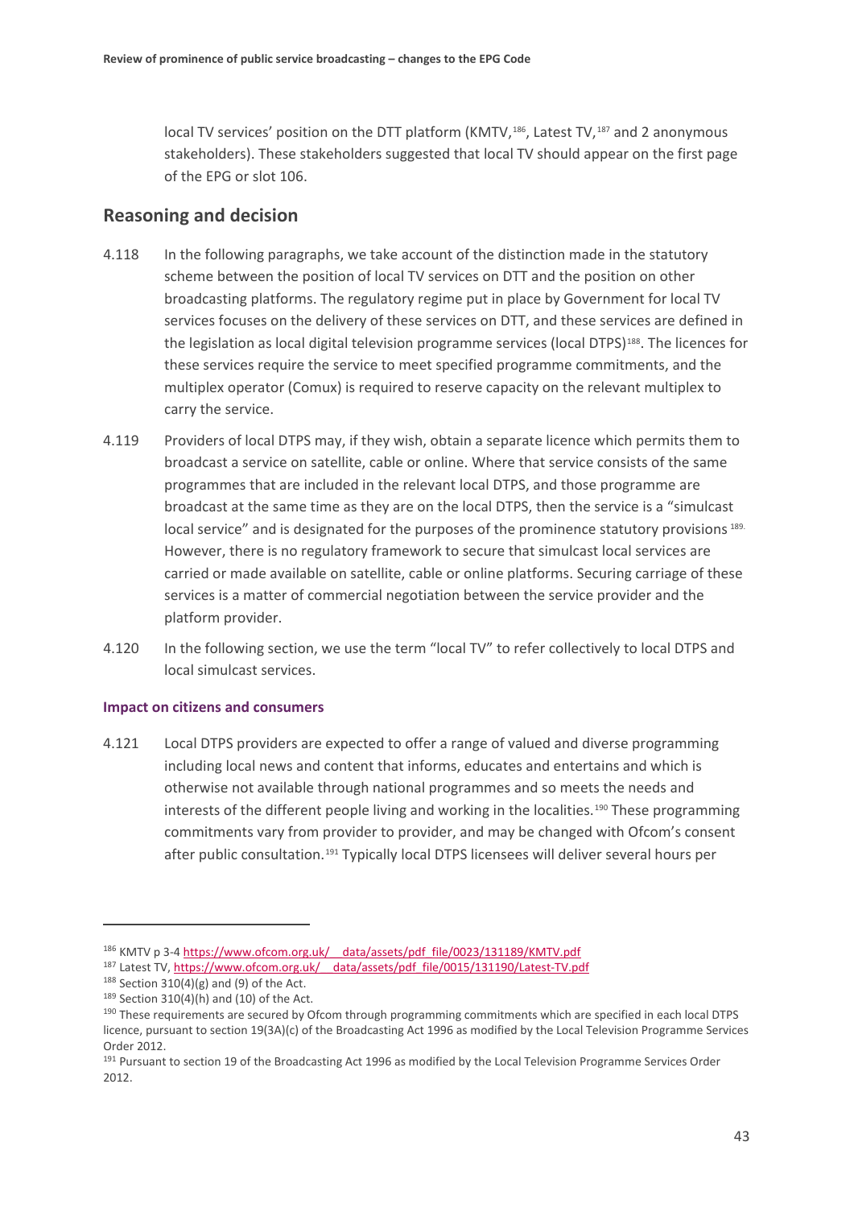local TV services' position on the DTT platform (KMTV,[186], Latest TV,[187] and 2 anonymous stakeholders). These stakeholders suggested that local TV should appear on the first page of the EPG or slot 106.

## Reasoning and decision

4.118 In the following paragraphs, we take account of the distinction made in the statutory scheme between the position of local TV services on DTT and the position on other broadcasting platforms. The regulatory regime put in place by Government for local TV services focuses on the delivery of these services on DTT, and these services are defined in the legislation as local digital television programme services (local DTPS)[188]. The licences for these services require the service to meet specified programme commitments, and the multiplex operator (Comux) is required to reserve capacity on the relevant multiplex to carry the service.

4.119 Providers of local DTPS may, if they wish, obtain a separate licence which permits them to broadcast a service on satellite, cable or online. Where that service consists of the same programmes that are included in the relevant local DTPS, and those programme are broadcast at the same time as they are on the local DTPS, then the service is a "simulcast local service" and is designated for the purposes of the prominence statutory provisions [189]. However, there is no regulatory framework to secure that simulcast local services are carried or made available on satellite, cable or online platforms. Securing carriage of these services is a matter of commercial negotiation between the service provider and the platform provider.

4.120 In the following section, we use the term "local TV" to refer collectively to local DTPS and local simulcast services.

#### Impact on citizens and consumers

4.121 Local DTPS providers are expected to offer a range of valued and diverse programming including local news and content that informs, educates and entertains and which is otherwise not available through national programmes and so meets the needs and interests of the different people living and working in the localities.[190] These programming commitments vary from provider to provider, and may be changed with Ofcom's consent after public consultation.[191] Typically local DTPS licensees will deliver several hours per

---

[186] KMTV p 3-4 https://www.ofcom.org.uk/__data/assets/pdf_file/0023/131189/KMTV.pdf

[187] Latest TV, https://www.ofcom.org.uk/__data/assets/pdf_file/0015/131190/Latest-TV.pdf

[188] Section 310(4)(g) and (9) of the Act.

[189] Section 310(4)(h) and (10) of the Act.

[190] These requirements are secured by Ofcom through programming commitments which are specified in each local DTPS licence, pursuant to section 19(3A)(c) of the Broadcasting Act 1996 as modified by the Local Television Programme Services Order 2012.

[191] Pursuant to section 19 of the Broadcasting Act 1996 as modified by the Local Television Programme Services Order 2012.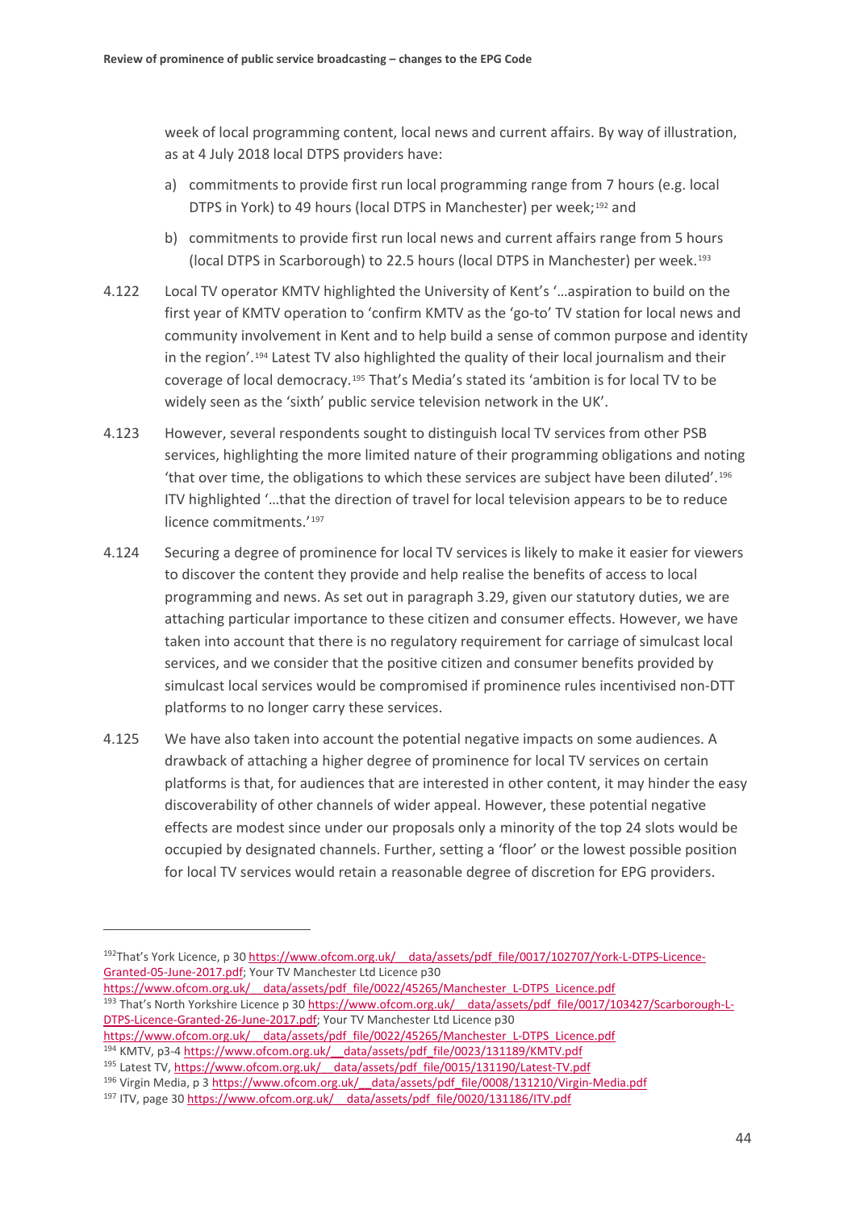week of local programming content, local news and current affairs. By way of illustration, as at 4 July 2018 local DTPS providers have:

a) commitments to provide first run local programming range from 7 hours (e.g. local DTPS in York) to 49 hours (local DTPS in Manchester) per week;[192] and

b) commitments to provide first run local news and current affairs range from 5 hours (local DTPS in Scarborough) to 22.5 hours (local DTPS in Manchester) per week.[193]

4.122 Local TV operator KMTV highlighted the University of Kent's '…aspiration to build on the first year of KMTV operation to 'confirm KMTV as the 'go-to' TV station for local news and community involvement in Kent and to help build a sense of common purpose and identity in the region'.[194] Latest TV also highlighted the quality of their local journalism and their coverage of local democracy.[195] That's Media's stated its 'ambition is for local TV to be widely seen as the 'sixth' public service television network in the UK'.

4.123 However, several respondents sought to distinguish local TV services from other PSB services, highlighting the more limited nature of their programming obligations and noting 'that over time, the obligations to which these services are subject have been diluted'.[196] ITV highlighted '…that the direction of travel for local television appears to be to reduce licence commitments.'[197]

4.124 Securing a degree of prominence for local TV services is likely to make it easier for viewers to discover the content they provide and help realise the benefits of access to local programming and news. As set out in paragraph 3.29, given our statutory duties, we are attaching particular importance to these citizen and consumer effects. However, we have taken into account that there is no regulatory requirement for carriage of simulcast local services, and we consider that the positive citizen and consumer benefits provided by simulcast local services would be compromised if prominence rules incentivised non-DTT platforms to no longer carry these services.

4.125 We have also taken into account the potential negative impacts on some audiences. A drawback of attaching a higher degree of prominence for local TV services on certain platforms is that, for audiences that are interested in other content, it may hinder the easy discoverability of other channels of wider appeal. However, these potential negative effects are modest since under our proposals only a minority of the top 24 slots would be occupied by designated channels. Further, setting a 'floor' or the lowest possible position for local TV services would retain a reasonable degree of discretion for EPG providers.

---

[192] That's York Licence, p 30 https://www.ofcom.org.uk/__data/assets/pdf_file/0017/102707/York-L-DTPS-Licence-Granted-05-June-2017.pdf; Your TV Manchester Ltd Licence p30 https://www.ofcom.org.uk/__data/assets/pdf_file/0022/45265/Manchester_L-DTPS_Licence.pdf

[193] That's North Yorkshire Licence p 30 https://www.ofcom.org.uk/__data/assets/pdf_file/0017/103427/Scarborough-L-DTPS-Licence-Granted-26-June-2017.pdf; Your TV Manchester Ltd Licence p30 https://www.ofcom.org.uk/__data/assets/pdf_file/0022/45265/Manchester_L-DTPS_Licence.pdf

[194] KMTV, p3-4 https://www.ofcom.org.uk/__data/assets/pdf_file/0023/131189/KMTV.pdf

[195] Latest TV, https://www.ofcom.org.uk/__data/assets/pdf_file/0015/131190/Latest-TV.pdf

[196] Virgin Media, p 3 https://www.ofcom.org.uk/__data/assets/pdf_file/0008/131210/Virgin-Media.pdf

[197] ITV, page 30 https://www.ofcom.org.uk/__data/assets/pdf_file/0020/131186/ITV.pdf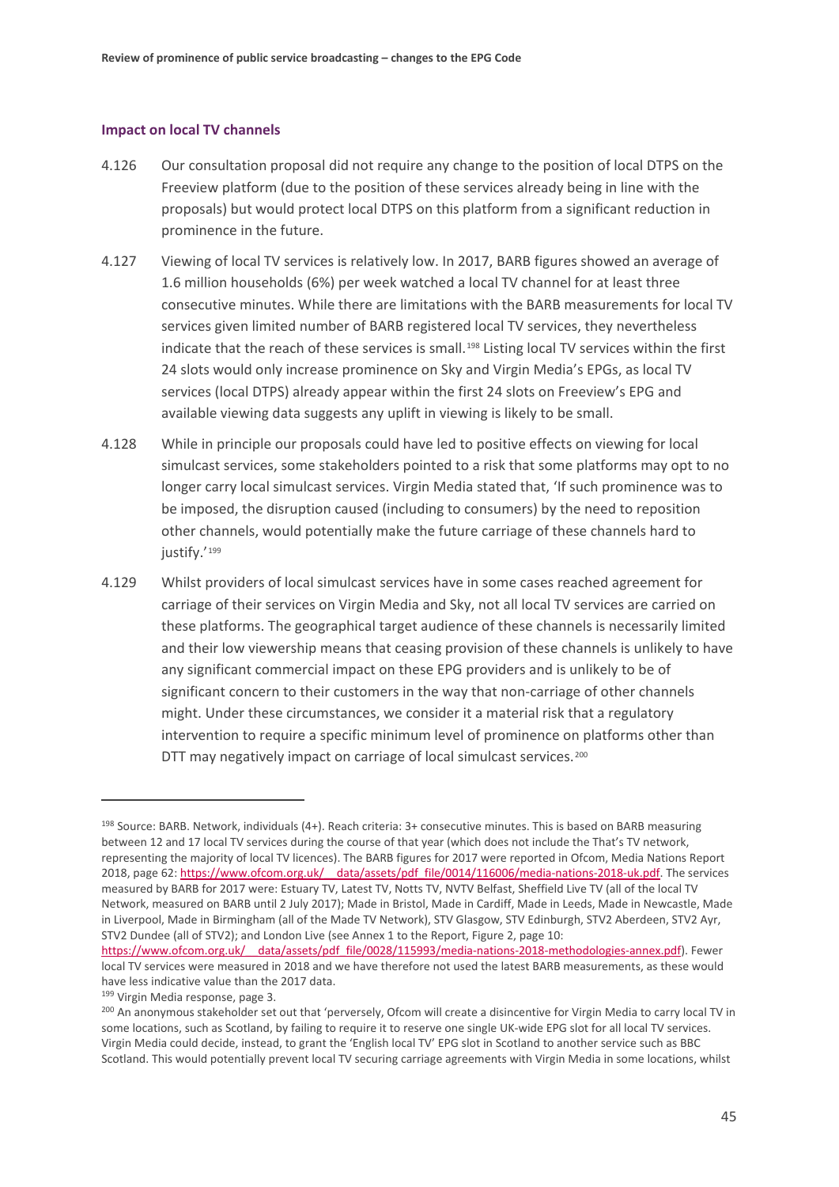### Impact on local TV channels

4.126 Our consultation proposal did not require any change to the position of local DTPS on the Freeview platform (due to the position of these services already being in line with the proposals) but would protect local DTPS on this platform from a significant reduction in prominence in the future.

4.127 Viewing of local TV services is relatively low. In 2017, BARB figures showed an average of 1.6 million households (6%) per week watched a local TV channel for at least three consecutive minutes. While there are limitations with the BARB measurements for local TV services given limited number of BARB registered local TV services, they nevertheless indicate that the reach of these services is small.[198] Listing local TV services within the first 24 slots would only increase prominence on Sky and Virgin Media's EPGs, as local TV services (local DTPS) already appear within the first 24 slots on Freeview's EPG and available viewing data suggests any uplift in viewing is likely to be small.

4.128 While in principle our proposals could have led to positive effects on viewing for local simulcast services, some stakeholders pointed to a risk that some platforms may opt to no longer carry local simulcast services. Virgin Media stated that, 'If such prominence was to be imposed, the disruption caused (including to consumers) by the need to reposition other channels, would potentially make the future carriage of these channels hard to justify.'[199]

4.129 Whilst providers of local simulcast services have in some cases reached agreement for carriage of their services on Virgin Media and Sky, not all local TV services are carried on these platforms. The geographical target audience of these channels is necessarily limited and their low viewership means that ceasing provision of these channels is unlikely to have any significant commercial impact on these EPG providers and is unlikely to be of significant concern to their customers in the way that non-carriage of other channels might. Under these circumstances, we consider it a material risk that a regulatory intervention to require a specific minimum level of prominence on platforms other than DTT may negatively impact on carriage of local simulcast services.[200]

---

[198] Source: BARB. Network, individuals (4+). Reach criteria: 3+ consecutive minutes. This is based on BARB measuring between 12 and 17 local TV services during the course of that year (which does not include the That's TV network, representing the majority of local TV licences). The BARB figures for 2017 were reported in Ofcom, Media Nations Report 2018, page 62: https://www.ofcom.org.uk/__data/assets/pdf_file/0014/116006/media-nations-2018-uk.pdf. The services measured by BARB for 2017 were: Estuary TV, Latest TV, Notts TV, NVTV Belfast, Sheffield Live TV (all of the local TV Network, measured on BARB until 2 July 2017); Made in Bristol, Made in Cardiff, Made in Leeds, Made in Newcastle, Made in Liverpool, Made in Birmingham (all of the Made TV Network), STV Glasgow, STV Edinburgh, STV2 Aberdeen, STV2 Ayr, STV2 Dundee (all of STV2); and London Live (see Annex 1 to the Report, Figure 2, page 10: https://www.ofcom.org.uk/__data/assets/pdf_file/0028/115993/media-nations-2018-methodologies-annex.pdf). Fewer local TV services were measured in 2018 and we have therefore not used the latest BARB measurements, as these would have less indicative value than the 2017 data.

[199] Virgin Media response, page 3.

[200] An anonymous stakeholder set out that 'perversely, Ofcom will create a disincentive for Virgin Media to carry local TV in some locations, such as Scotland, by failing to require it to reserve one single UK-wide EPG slot for all local TV services. Virgin Media could decide, instead, to grant the 'English local TV' EPG slot in Scotland to another service such as BBC Scotland. This would potentially prevent local TV securing carriage agreements with Virgin Media in some locations, whilst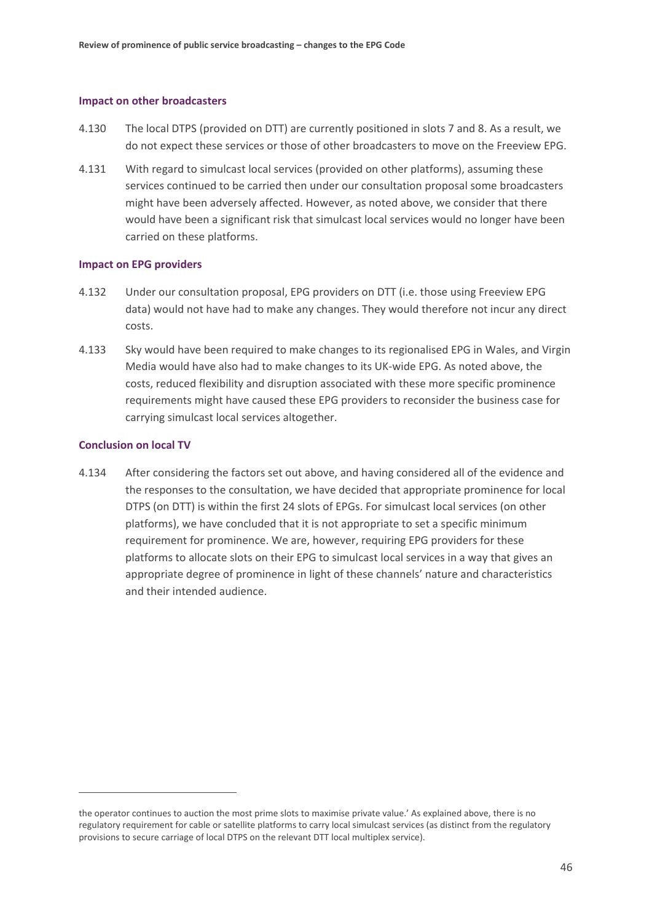#### Impact on other broadcasters

4.130 The local DTPS (provided on DTT) are currently positioned in slots 7 and 8. As a result, we do not expect these services or those of other broadcasters to move on the Freeview EPG.

4.131 With regard to simulcast local services (provided on other platforms), assuming these services continued to be carried then under our consultation proposal some broadcasters might have been adversely affected. However, as noted above, we consider that there would have been a significant risk that simulcast local services would no longer have been carried on these platforms.

#### Impact on EPG providers

4.132 Under our consultation proposal, EPG providers on DTT (i.e. those using Freeview EPG data) would not have had to make any changes. They would therefore not incur any direct costs.

4.133 Sky would have been required to make changes to its regionalised EPG in Wales, and Virgin Media would have also had to make changes to its UK-wide EPG. As noted above, the costs, reduced flexibility and disruption associated with these more specific prominence requirements might have caused these EPG providers to reconsider the business case for carrying simulcast local services altogether.

#### Conclusion on local TV

4.134 After considering the factors set out above, and having considered all of the evidence and the responses to the consultation, we have decided that appropriate prominence for local DTPS (on DTT) is within the first 24 slots of EPGs. For simulcast local services (on other platforms), we have concluded that it is not appropriate to set a specific minimum requirement for prominence. We are, however, requiring EPG providers for these platforms to allocate slots on their EPG to simulcast local services in a way that gives an appropriate degree of prominence in light of these channels' nature and characteristics and their intended audience.

---

the operator continues to auction the most prime slots to maximise private value.' As explained above, there is no regulatory requirement for cable or satellite platforms to carry local simulcast services (as distinct from the regulatory provisions to secure carriage of local DTPS on the relevant DTT local multiplex service).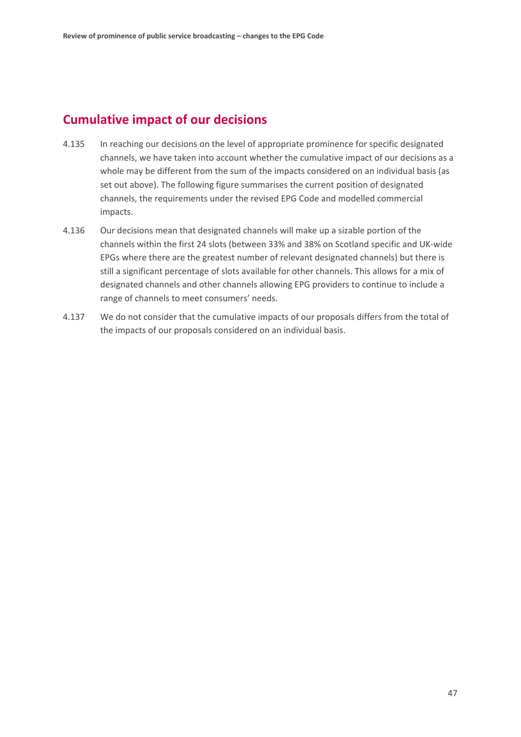## Cumulative impact of our decisions

4.135 In reaching our decisions on the level of appropriate prominence for specific designated channels, we have taken into account whether the cumulative impact of our decisions as a whole may be different from the sum of the impacts considered on an individual basis (as set out above). The following figure summarises the current position of designated channels, the requirements under the revised EPG Code and modelled commercial impacts.

4.136 Our decisions mean that designated channels will make up a sizable portion of the channels within the first 24 slots (between 33% and 38% on Scotland specific and UK-wide EPGs where there are the greatest number of relevant designated channels) but there is still a significant percentage of slots available for other channels. This allows for a mix of designated channels and other channels allowing EPG providers to continue to include a range of channels to meet consumers' needs.

4.137 We do not consider that the cumulative impacts of our proposals differs from the total of the impacts of our proposals considered on an individual basis.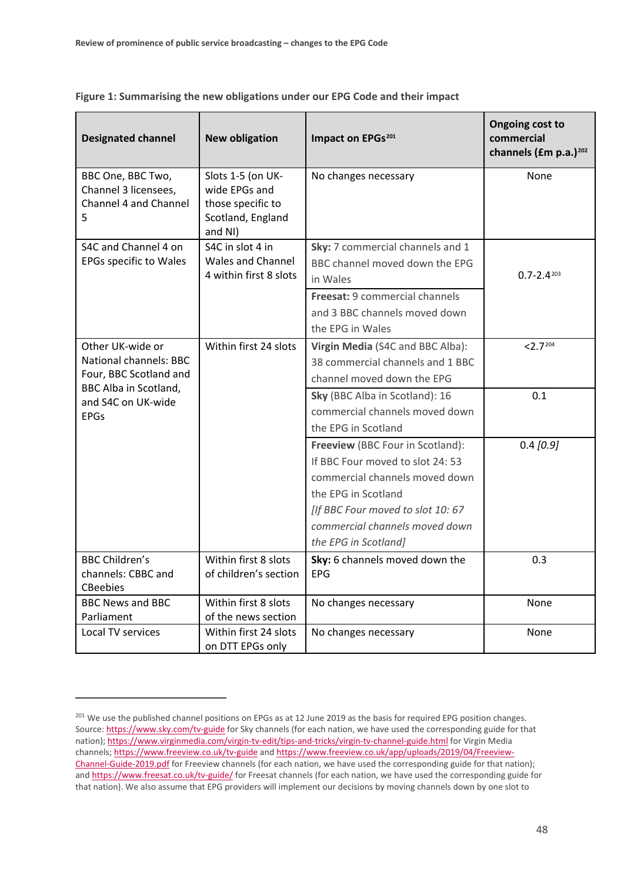**Figure 1: Summarising the new obligations under our EPG Code and their impact**

| Designated channel | New obligation | Impact on EPGs[201] | Ongoing cost to commercial channels (£m p.a.)[202] |
|---|---|---|---|
| BBC One, BBC Two, Channel 3 licensees, Channel 4 and Channel 5 | Slots 1-5 (on UK-wide EPGs and those specific to Scotland, England and NI) | No changes necessary | None |
| S4C and Channel 4 on EPGs specific to Wales | S4C in slot 4 in Wales and Channel 4 within first 8 slots | **Sky:** 7 commercial channels and 1 BBC channel moved down the EPG in Wales<br>**Freesat:** 9 commercial channels and 3 BBC channels moved down the EPG in Wales | 0.7-2.4[203] |
| Other UK-wide or National channels: BBC Four, BBC Scotland and BBC Alba in Scotland, and S4C on UK-wide EPGs | Within first 24 slots | **Virgin Media** (S4C and BBC Alba): 38 commercial channels and 1 BBC channel moved down the EPG | <2.7[204] |
| | | **Sky** (BBC Alba in Scotland): 16 commercial channels moved down the EPG in Scotland | 0.1 |
| | | **Freeview** (BBC Four in Scotland): If BBC Four moved to slot 24: 53 commercial channels moved down the EPG in Scotland<br>*[If BBC Four moved to slot 10: 67 commercial channels moved down the EPG in Scotland]* | 0.4 *[0.9]* |
| BBC Children's channels: CBBC and CBeebies | Within first 8 slots of children's section | **Sky:** 6 channels moved down the EPG | 0.3 |
| BBC News and BBC Parliament | Within first 8 slots of the news section | No changes necessary | None |
| Local TV services | Within first 24 slots on DTT EPGs only | No changes necessary | None |

---

[201] We use the published channel positions on EPGs as at 12 June 2019 as the basis for required EPG position changes. Source: https://www.sky.com/tv-guide for Sky channels (for each nation, we have used the corresponding guide for that nation); https://www.virginmedia.com/virgin-tv-edit/tips-and-tricks/virgin-tv-channel-guide.html for Virgin Media channels; https://www.freeview.co.uk/tv-guide and https://www.freeview.co.uk/app/uploads/2019/04/Freeview-Channel-Guide-2019.pdf for Freeview channels (for each nation, we have used the corresponding guide for that nation); and https://www.freesat.co.uk/tv-guide/ for Freesat channels (for each nation, we have used the corresponding guide for that nation). We also assume that EPG providers will implement our decisions by moving channels down by one slot to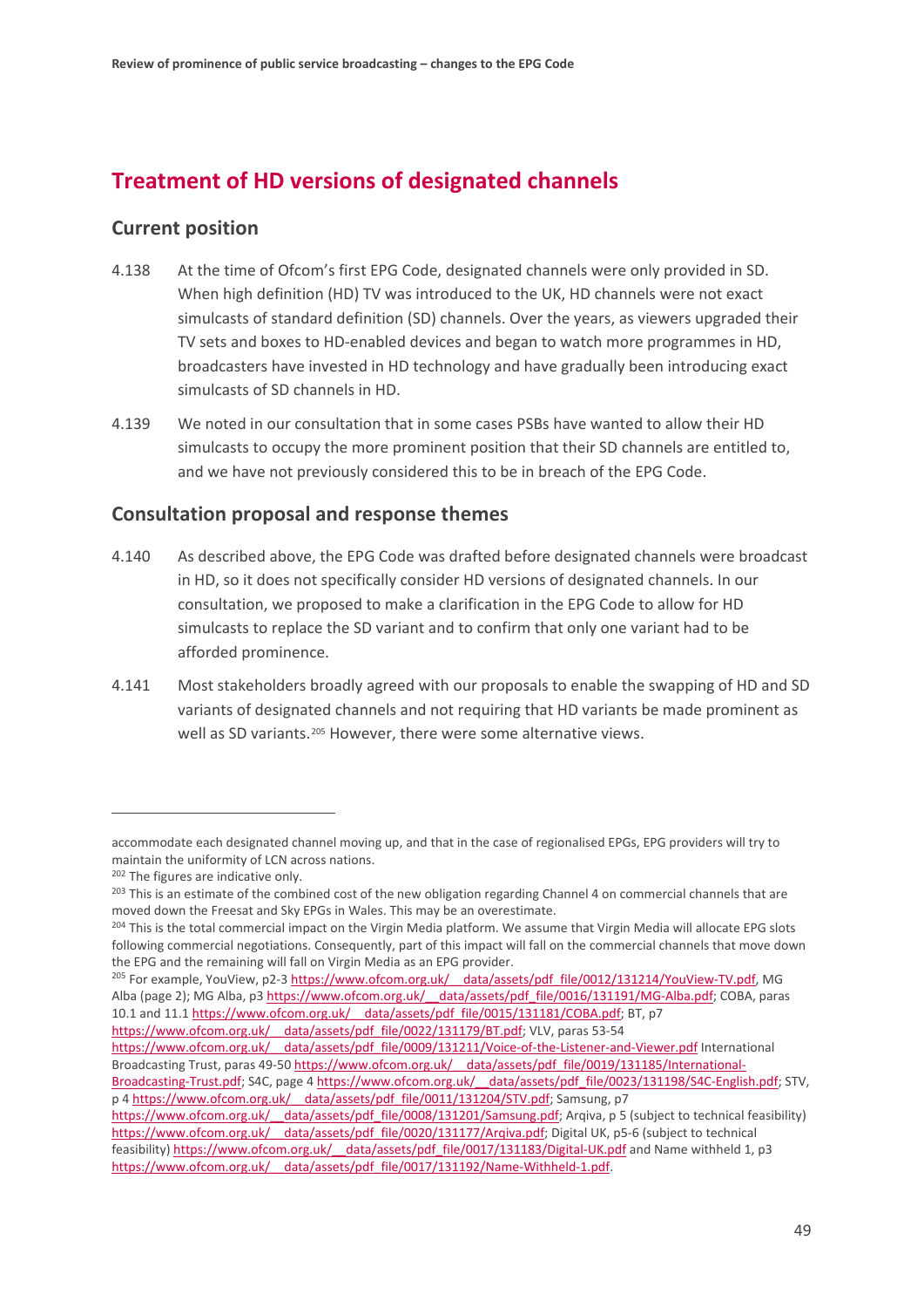## Treatment of HD versions of designated channels

### Current position

4.138 At the time of Ofcom's first EPG Code, designated channels were only provided in SD. When high definition (HD) TV was introduced to the UK, HD channels were not exact simulcasts of standard definition (SD) channels. Over the years, as viewers upgraded their TV sets and boxes to HD-enabled devices and began to watch more programmes in HD, broadcasters have invested in HD technology and have gradually been introducing exact simulcasts of SD channels in HD.

4.139 We noted in our consultation that in some cases PSBs have wanted to allow their HD simulcasts to occupy the more prominent position that their SD channels are entitled to, and we have not previously considered this to be in breach of the EPG Code.

### Consultation proposal and response themes

4.140 As described above, the EPG Code was drafted before designated channels were broadcast in HD, so it does not specifically consider HD versions of designated channels. In our consultation, we proposed to make a clarification in the EPG Code to allow for HD simulcasts to replace the SD variant and to confirm that only one variant had to be afforded prominence.

4.141 Most stakeholders broadly agreed with our proposals to enable the swapping of HD and SD variants of designated channels and not requiring that HD variants be made prominent as well as SD variants.[205] However, there were some alternative views.

---

accommodate each designated channel moving up, and that in the case of regionalised EPGs, EPG providers will try to maintain the uniformity of LCN across nations.

[202] The figures are indicative only.

[203] This is an estimate of the combined cost of the new obligation regarding Channel 4 on commercial channels that are moved down the Freesat and Sky EPGs in Wales. This may be an overestimate.

[204] This is the total commercial impact on the Virgin Media platform. We assume that Virgin Media will allocate EPG slots following commercial negotiations. Consequently, part of this impact will fall on the commercial channels that move down the EPG and the remaining will fall on Virgin Media as an EPG provider.

[205] For example, YouView, p2-3 https://www.ofcom.org.uk/__data/assets/pdf_file/0012/131214/YouView-TV.pdf, MG Alba (page 2); MG Alba, p3 https://www.ofcom.org.uk/__data/assets/pdf_file/0016/131191/MG-Alba.pdf; COBA, paras 10.1 and 11.1 https://www.ofcom.org.uk/__data/assets/pdf_file/0015/131181/COBA.pdf; BT, p7 https://www.ofcom.org.uk/__data/assets/pdf_file/0022/131179/BT.pdf; VLV, paras 53-54 https://www.ofcom.org.uk/__data/assets/pdf_file/0009/131211/Voice-of-the-Listener-and-Viewer.pdf International Broadcasting Trust, paras 49-50 https://www.ofcom.org.uk/__data/assets/pdf_file/0019/131185/International-Broadcasting-Trust.pdf; S4C, page 4 https://www.ofcom.org.uk/__data/assets/pdf_file/0023/131198/S4C-English.pdf; STV, p 4 https://www.ofcom.org.uk/__data/assets/pdf_file/0011/131204/STV.pdf; Samsung, p7 https://www.ofcom.org.uk/__data/assets/pdf_file/0008/131201/Samsung.pdf; Arqiva, p 5 (subject to technical feasibility) https://www.ofcom.org.uk/__data/assets/pdf_file/0020/131177/Arqiva.pdf; Digital UK, p5-6 (subject to technical feasibility) https://www.ofcom.org.uk/__data/assets/pdf_file/0017/131183/Digital-UK.pdf and Name withheld 1, p3 https://www.ofcom.org.uk/__data/assets/pdf_file/0017/131192/Name-Withheld-1.pdf.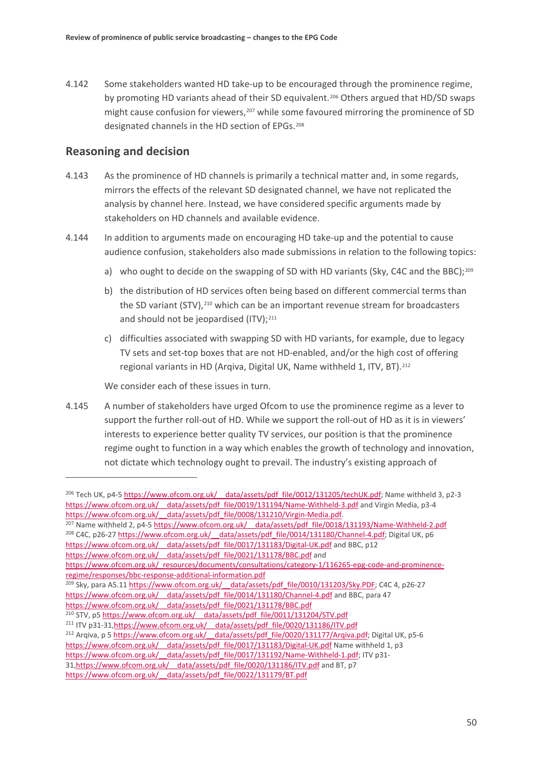4.142 Some stakeholders wanted HD take-up to be encouraged through the prominence regime, by promoting HD variants ahead of their SD equivalent.[206] Others argued that HD/SD swaps might cause confusion for viewers,[207] while some favoured mirroring the prominence of SD designated channels in the HD section of EPGs.[208]

## Reasoning and decision

4.143 As the prominence of HD channels is primarily a technical matter and, in some regards, mirrors the effects of the relevant SD designated channel, we have not replicated the analysis by channel here. Instead, we have considered specific arguments made by stakeholders on HD channels and available evidence.

4.144 In addition to arguments made on encouraging HD take-up and the potential to cause audience confusion, stakeholders also made submissions in relation to the following topics:

a) who ought to decide on the swapping of SD with HD variants (Sky, C4C and the BBC);[209]

b) the distribution of HD services often being based on different commercial terms than the SD variant (STV),[210] which can be an important revenue stream for broadcasters and should not be jeopardised (ITV);[211]

c) difficulties associated with swapping SD with HD variants, for example, due to legacy TV sets and set-top boxes that are not HD-enabled, and/or the high cost of offering regional variants in HD (Arqiva, Digital UK, Name withheld 1, ITV, BT).[212]

We consider each of these issues in turn.

4.145 A number of stakeholders have urged Ofcom to use the prominence regime as a lever to support the further roll-out of HD. While we support the roll-out of HD as it is in viewers' interests to experience better quality TV services, our position is that the prominence regime ought to function in a way which enables the growth of technology and innovation, not dictate which technology ought to prevail. The industry's existing approach of

---

[206] Tech UK, p4-5 https://www.ofcom.org.uk/__data/assets/pdf_file/0012/131205/techUK.pdf; Name withheld 3, p2-3 https://www.ofcom.org.uk/__data/assets/pdf_file/0019/131194/Name-Withheld-3.pdf and Virgin Media, p3-4 https://www.ofcom.org.uk/__data/assets/pdf_file/0008/131210/Virgin-Media.pdf.

[207] Name withheld 2, p4-5 https://www.ofcom.org.uk/__data/assets/pdf_file/0018/131193/Name-Withheld-2.pdf

[208] C4C, p26-27 https://www.ofcom.org.uk/__data/assets/pdf_file/0014/131180/Channel-4.pdf; Digital UK, p6 https://www.ofcom.org.uk/__data/assets/pdf_file/0017/131183/Digital-UK.pdf and BBC, p12 https://www.ofcom.org.uk/__data/assets/pdf_file/0021/131178/BBC.pdf and https://www.ofcom.org.uk/_resources/documents/consultations/category-1/116265-epg-code-and-prominence-regime/responses/bbc-response-additional-information.pdf

[209] Sky, para A5.11 https://www.ofcom.org.uk/__data/assets/pdf_file/0010/131203/Sky.PDF; C4C 4, p26-27 https://www.ofcom.org.uk/__data/assets/pdf_file/0014/131180/Channel-4.pdf and BBC, para 47 https://www.ofcom.org.uk/__data/assets/pdf_file/0021/131178/BBC.pdf

[210] STV, p5 https://www.ofcom.org.uk/__data/assets/pdf_file/0011/131204/STV.pdf

[211] ITV p31-31,https://www.ofcom.org.uk/__data/assets/pdf_file/0020/131186/ITV.pdf

[212] Arqiva, p 5 https://www.ofcom.org.uk/__data/assets/pdf_file/0020/131177/Arqiva.pdf; Digital UK, p5-6 https://www.ofcom.org.uk/__data/assets/pdf_file/0017/131183/Digital-UK.pdf Name withheld 1, p3 https://www.ofcom.org.uk/__data/assets/pdf_file/0017/131192/Name-Withheld-1.pdf; ITV p31-31,https://www.ofcom.org.uk/__data/assets/pdf_file/0020/131186/ITV.pdf and BT, p7 https://www.ofcom.org.uk/__data/assets/pdf_file/0022/131179/BT.pdf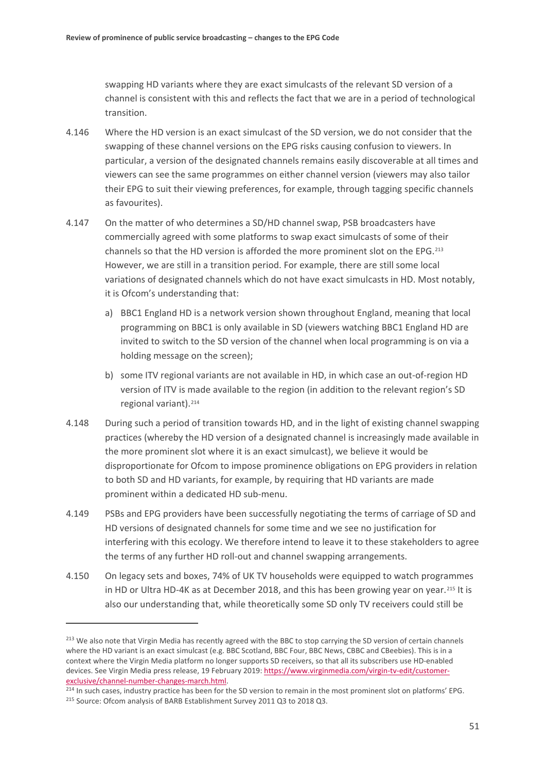swapping HD variants where they are exact simulcasts of the relevant SD version of a channel is consistent with this and reflects the fact that we are in a period of technological transition.

4.146 Where the HD version is an exact simulcast of the SD version, we do not consider that the swapping of these channel versions on the EPG risks causing confusion to viewers. In particular, a version of the designated channels remains easily discoverable at all times and viewers can see the same programmes on either channel version (viewers may also tailor their EPG to suit their viewing preferences, for example, through tagging specific channels as favourites).

4.147 On the matter of who determines a SD/HD channel swap, PSB broadcasters have commercially agreed with some platforms to swap exact simulcasts of some of their channels so that the HD version is afforded the more prominent slot on the EPG.[213] However, we are still in a transition period. For example, there are still some local variations of designated channels which do not have exact simulcasts in HD. Most notably, it is Ofcom's understanding that:

a) BBC1 England HD is a network version shown throughout England, meaning that local programming on BBC1 is only available in SD (viewers watching BBC1 England HD are invited to switch to the SD version of the channel when local programming is on via a holding message on the screen);

b) some ITV regional variants are not available in HD, in which case an out-of-region HD version of ITV is made available to the region (in addition to the relevant region's SD regional variant).[214]

4.148 During such a period of transition towards HD, and in the light of existing channel swapping practices (whereby the HD version of a designated channel is increasingly made available in the more prominent slot where it is an exact simulcast), we believe it would be disproportionate for Ofcom to impose prominence obligations on EPG providers in relation to both SD and HD variants, for example, by requiring that HD variants are made prominent within a dedicated HD sub-menu.

4.149 PSBs and EPG providers have been successfully negotiating the terms of carriage of SD and HD versions of designated channels for some time and we see no justification for interfering with this ecology. We therefore intend to leave it to these stakeholders to agree the terms of any further HD roll-out and channel swapping arrangements.

4.150 On legacy sets and boxes, 74% of UK TV households were equipped to watch programmes in HD or Ultra HD-4K as at December 2018, and this has been growing year on year.[215] It is also our understanding that, while theoretically some SD only TV receivers could still be

---

[213] We also note that Virgin Media has recently agreed with the BBC to stop carrying the SD version of certain channels where the HD variant is an exact simulcast (e.g. BBC Scotland, BBC Four, BBC News, CBBC and CBeebies). This is in a context where the Virgin Media platform no longer supports SD receivers, so that all its subscribers use HD-enabled devices. See Virgin Media press release, 19 February 2019: https://www.virginmedia.com/virgin-tv-edit/customer-exclusive/channel-number-changes-march.html.

[214] In such cases, industry practice has been for the SD version to remain in the most prominent slot on platforms' EPG.

[215] Source: Ofcom analysis of BARB Establishment Survey 2011 Q3 to 2018 Q3.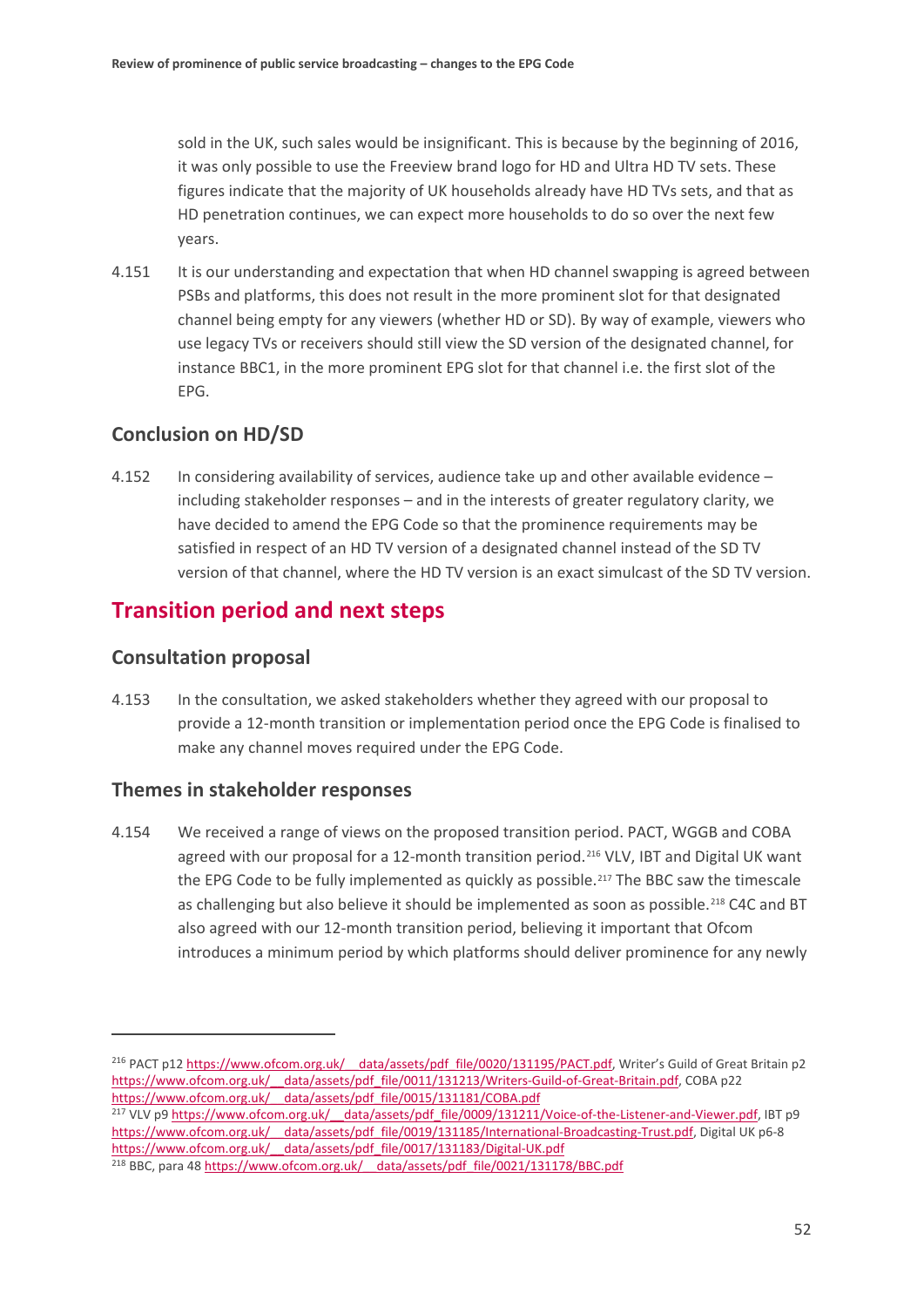sold in the UK, such sales would be insignificant. This is because by the beginning of 2016, it was only possible to use the Freeview brand logo for HD and Ultra HD TV sets. These figures indicate that the majority of UK households already have HD TVs sets, and that as HD penetration continues, we can expect more households to do so over the next few years.

4.151 It is our understanding and expectation that when HD channel swapping is agreed between PSBs and platforms, this does not result in the more prominent slot for that designated channel being empty for any viewers (whether HD or SD). By way of example, viewers who use legacy TVs or receivers should still view the SD version of the designated channel, for instance BBC1, in the more prominent EPG slot for that channel i.e. the first slot of the EPG.

### Conclusion on HD/SD

4.152 In considering availability of services, audience take up and other available evidence – including stakeholder responses – and in the interests of greater regulatory clarity, we have decided to amend the EPG Code so that the prominence requirements may be satisfied in respect of an HD TV version of a designated channel instead of the SD TV version of that channel, where the HD TV version is an exact simulcast of the SD TV version.

## Transition period and next steps

### Consultation proposal

4.153 In the consultation, we asked stakeholders whether they agreed with our proposal to provide a 12-month transition or implementation period once the EPG Code is finalised to make any channel moves required under the EPG Code.

### Themes in stakeholder responses

4.154 We received a range of views on the proposed transition period. PACT, WGGB and COBA agreed with our proposal for a 12-month transition period.[216] VLV, IBT and Digital UK want the EPG Code to be fully implemented as quickly as possible.[217] The BBC saw the timescale as challenging but also believe it should be implemented as soon as possible.[218] C4C and BT also agreed with our 12-month transition period, believing it important that Ofcom introduces a minimum period by which platforms should deliver prominence for any newly

---

[216] PACT p12 https://www.ofcom.org.uk/__data/assets/pdf_file/0020/131195/PACT.pdf, Writer's Guild of Great Britain p2 https://www.ofcom.org.uk/__data/assets/pdf_file/0011/131213/Writers-Guild-of-Great-Britain.pdf, COBA p22 https://www.ofcom.org.uk/__data/assets/pdf_file/0015/131181/COBA.pdf

[217] VLV p9 https://www.ofcom.org.uk/__data/assets/pdf_file/0009/131211/Voice-of-the-Listener-and-Viewer.pdf, IBT p9 https://www.ofcom.org.uk/__data/assets/pdf_file/0019/131185/International-Broadcasting-Trust.pdf, Digital UK p6-8 https://www.ofcom.org.uk/__data/assets/pdf_file/0017/131183/Digital-UK.pdf

[218] BBC, para 48 https://www.ofcom.org.uk/__data/assets/pdf_file/0021/131178/BBC.pdf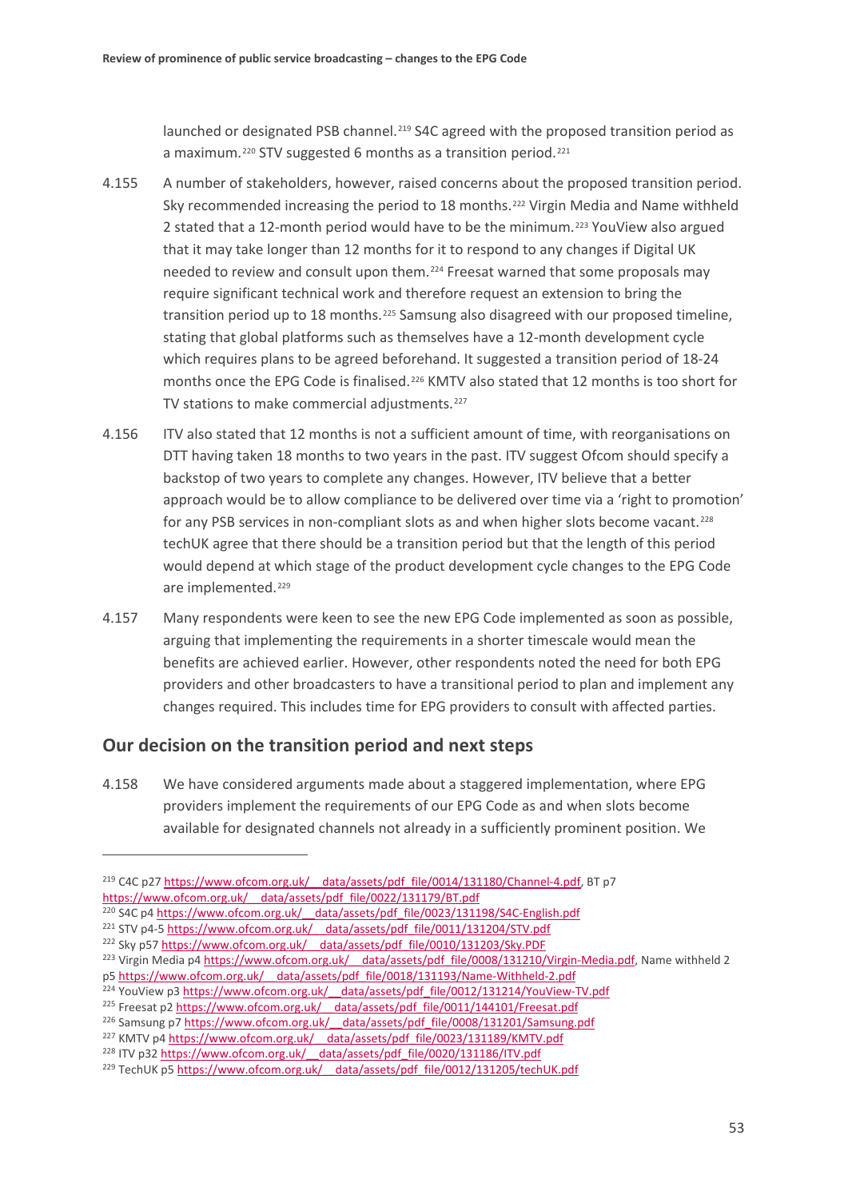launched or designated PSB channel.[219] S4C agreed with the proposed transition period as a maximum.[220] STV suggested 6 months as a transition period.[221]

4.155 A number of stakeholders, however, raised concerns about the proposed transition period. Sky recommended increasing the period to 18 months.[222] Virgin Media and Name withheld 2 stated that a 12-month period would have to be the minimum.[223] YouView also argued that it may take longer than 12 months for it to respond to any changes if Digital UK needed to review and consult upon them.[224] Freesat warned that some proposals may require significant technical work and therefore request an extension to bring the transition period up to 18 months.[225] Samsung also disagreed with our proposed timeline, stating that global platforms such as themselves have a 12-month development cycle which requires plans to be agreed beforehand. It suggested a transition period of 18-24 months once the EPG Code is finalised.[226] KMTV also stated that 12 months is too short for TV stations to make commercial adjustments.[227]

4.156 ITV also stated that 12 months is not a sufficient amount of time, with reorganisations on DTT having taken 18 months to two years in the past. ITV suggest Ofcom should specify a backstop of two years to complete any changes. However, ITV believe that a better approach would be to allow compliance to be delivered over time via a 'right to promotion' for any PSB services in non-compliant slots as and when higher slots become vacant.[228] techUK agree that there should be a transition period but that the length of this period would depend at which stage of the product development cycle changes to the EPG Code are implemented.[229]

4.157 Many respondents were keen to see the new EPG Code implemented as soon as possible, arguing that implementing the requirements in a shorter timescale would mean the benefits are achieved earlier. However, other respondents noted the need for both EPG providers and other broadcasters to have a transitional period to plan and implement any changes required. This includes time for EPG providers to consult with affected parties.

## Our decision on the transition period and next steps

4.158 We have considered arguments made about a staggered implementation, where EPG providers implement the requirements of our EPG Code as and when slots become available for designated channels not already in a sufficiently prominent position. We

---

[219] C4C p27 https://www.ofcom.org.uk/__data/assets/pdf_file/0014/131180/Channel-4.pdf, BT p7 https://www.ofcom.org.uk/__data/assets/pdf_file/0022/131179/BT.pdf

[220] S4C p4 https://www.ofcom.org.uk/__data/assets/pdf_file/0023/131198/S4C-English.pdf

[221] STV p4-5 https://www.ofcom.org.uk/__data/assets/pdf_file/0011/131204/STV.pdf

[222] Sky p57 https://www.ofcom.org.uk/__data/assets/pdf_file/0010/131203/Sky.PDF

[223] Virgin Media p4 https://www.ofcom.org.uk/__data/assets/pdf_file/0008/131210/Virgin-Media.pdf, Name withheld 2 p5 https://www.ofcom.org.uk/__data/assets/pdf_file/0018/131193/Name-Withheld-2.pdf

[224] YouView p3 https://www.ofcom.org.uk/__data/assets/pdf_file/0012/131214/YouView-TV.pdf

[225] Freesat p2 https://www.ofcom.org.uk/__data/assets/pdf_file/0011/144101/Freesat.pdf

[226] Samsung p7 https://www.ofcom.org.uk/__data/assets/pdf_file/0008/131201/Samsung.pdf

[227] KMTV p4 https://www.ofcom.org.uk/__data/assets/pdf_file/0023/131189/KMTV.pdf

[228] ITV p32 https://www.ofcom.org.uk/__data/assets/pdf_file/0020/131186/ITV.pdf

[229] TechUK p5 https://www.ofcom.org.uk/__data/assets/pdf_file/0012/131205/techUK.pdf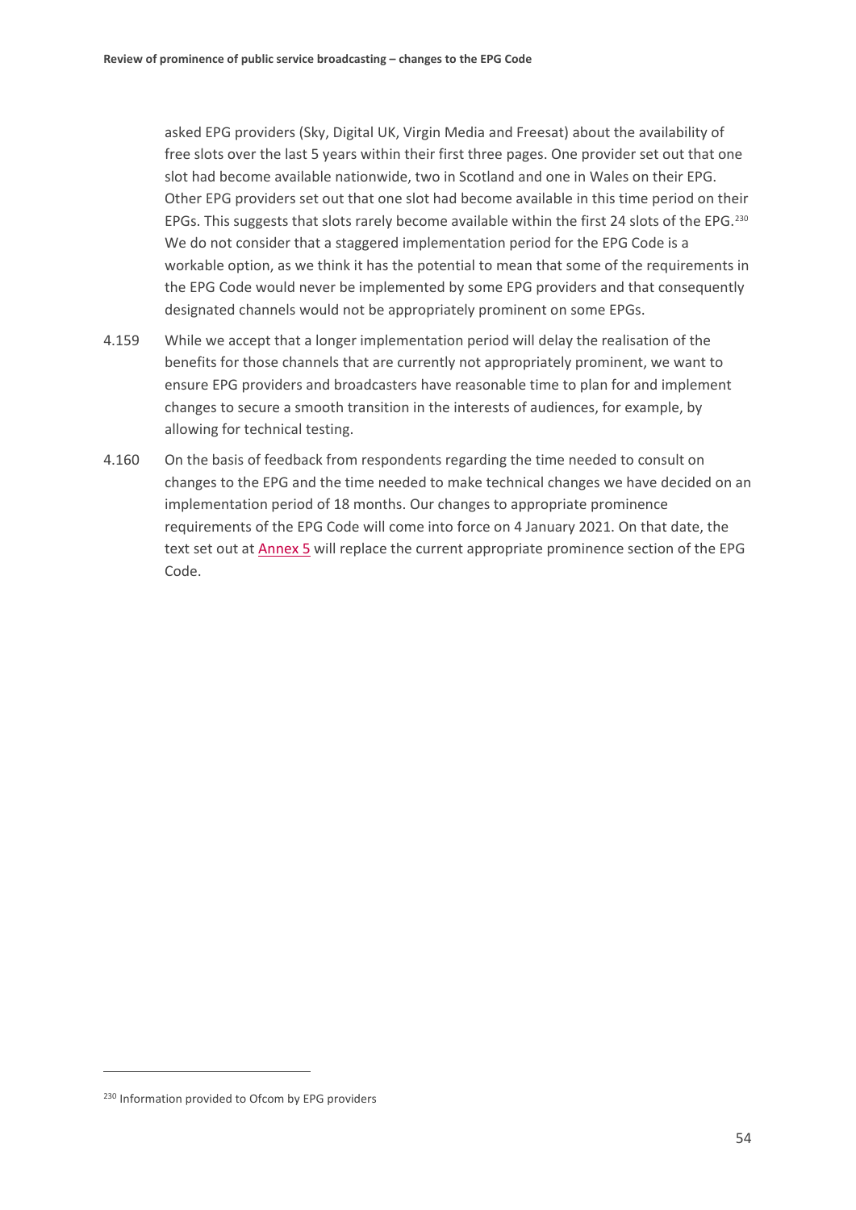asked EPG providers (Sky, Digital UK, Virgin Media and Freesat) about the availability of free slots over the last 5 years within their first three pages. One provider set out that one slot had become available nationwide, two in Scotland and one in Wales on their EPG. Other EPG providers set out that one slot had become available in this time period on their EPGs. This suggests that slots rarely become available within the first 24 slots of the EPG.[230] We do not consider that a staggered implementation period for the EPG Code is a workable option, as we think it has the potential to mean that some of the requirements in the EPG Code would never be implemented by some EPG providers and that consequently designated channels would not be appropriately prominent on some EPGs.

4.159 While we accept that a longer implementation period will delay the realisation of the benefits for those channels that are currently not appropriately prominent, we want to ensure EPG providers and broadcasters have reasonable time to plan for and implement changes to secure a smooth transition in the interests of audiences, for example, by allowing for technical testing.

4.160 On the basis of feedback from respondents regarding the time needed to consult on changes to the EPG and the time needed to make technical changes we have decided on an implementation period of 18 months. Our changes to appropriate prominence requirements of the EPG Code will come into force on 4 January 2021. On that date, the text set out at Annex 5 will replace the current appropriate prominence section of the EPG Code.

[230] Information provided to Ofcom by EPG providers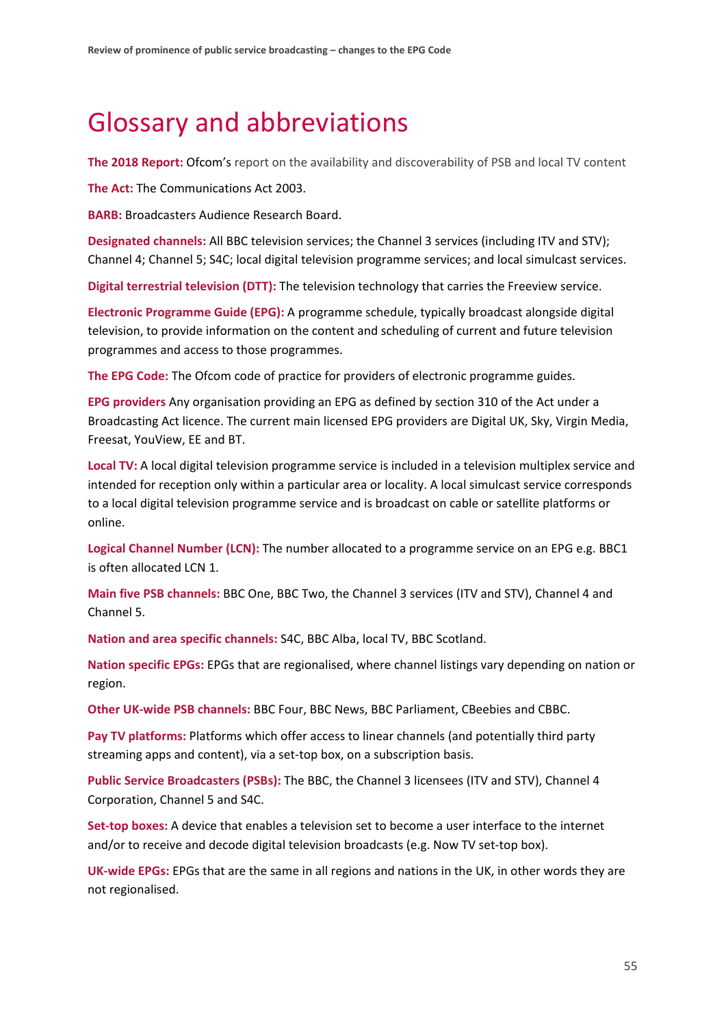# Glossary and abbreviations

**The 2018 Report:** Ofcom's report on the availability and discoverability of PSB and local TV content

**The Act:** The Communications Act 2003.

**BARB:** Broadcasters Audience Research Board.

**Designated channels:** All BBC television services; the Channel 3 services (including ITV and STV); Channel 4; Channel 5; S4C; local digital television programme services; and local simulcast services.

**Digital terrestrial television (DTT):** The television technology that carries the Freeview service.

**Electronic Programme Guide (EPG):** A programme schedule, typically broadcast alongside digital television, to provide information on the content and scheduling of current and future television programmes and access to those programmes.

**The EPG Code:** The Ofcom code of practice for providers of electronic programme guides.

**EPG providers** Any organisation providing an EPG as defined by section 310 of the Act under a Broadcasting Act licence. The current main licensed EPG providers are Digital UK, Sky, Virgin Media, Freesat, YouView, EE and BT.

**Local TV:** A local digital television programme service is included in a television multiplex service and intended for reception only within a particular area or locality. A local simulcast service corresponds to a local digital television programme service and is broadcast on cable or satellite platforms or online.

**Logical Channel Number (LCN):** The number allocated to a programme service on an EPG e.g. BBC1 is often allocated LCN 1.

**Main five PSB channels:** BBC One, BBC Two, the Channel 3 services (ITV and STV), Channel 4 and Channel 5.

**Nation and area specific channels:** S4C, BBC Alba, local TV, BBC Scotland.

**Nation specific EPGs:** EPGs that are regionalised, where channel listings vary depending on nation or region.

**Other UK-wide PSB channels:** BBC Four, BBC News, BBC Parliament, CBeebies and CBBC.

**Pay TV platforms:** Platforms which offer access to linear channels (and potentially third party streaming apps and content), via a set-top box, on a subscription basis.

**Public Service Broadcasters (PSBs):** The BBC, the Channel 3 licensees (ITV and STV), Channel 4 Corporation, Channel 5 and S4C.

**Set-top boxes:** A device that enables a television set to become a user interface to the internet and/or to receive and decode digital television broadcasts (e.g. Now TV set-top box).

**UK-wide EPGs:** EPGs that are the same in all regions and nations in the UK, in other words they are not regionalised.